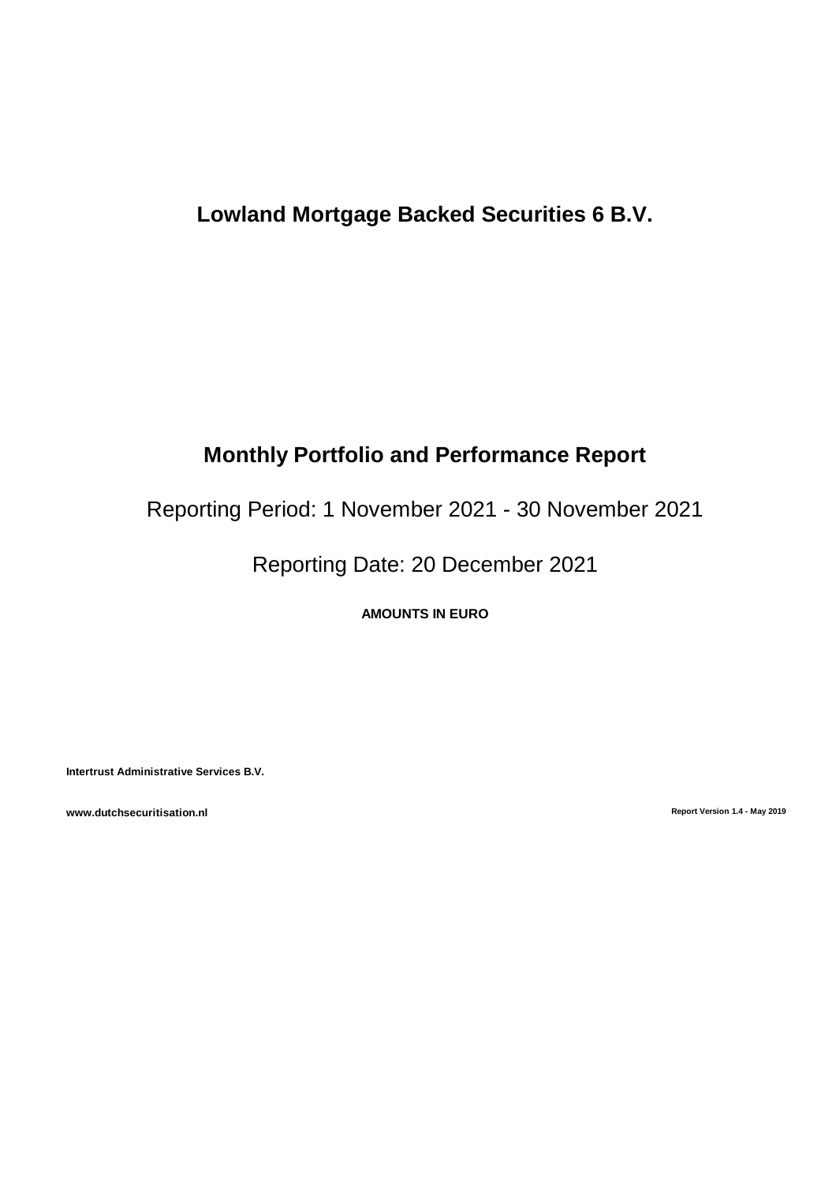# Lowland Mortgage Backed Securities 6 B.V.

## Monthly Portfolio and Performance Report

Reporting Period: 1 November 2021 - 30 November 2021

Reporting Date: 20 December 2021

**AMOUNTS IN EURO**

**Intertrust Administrative Services B.V.**

**www.dutchsecuritisation.nl**

**Report Version 1.4 - May 2019**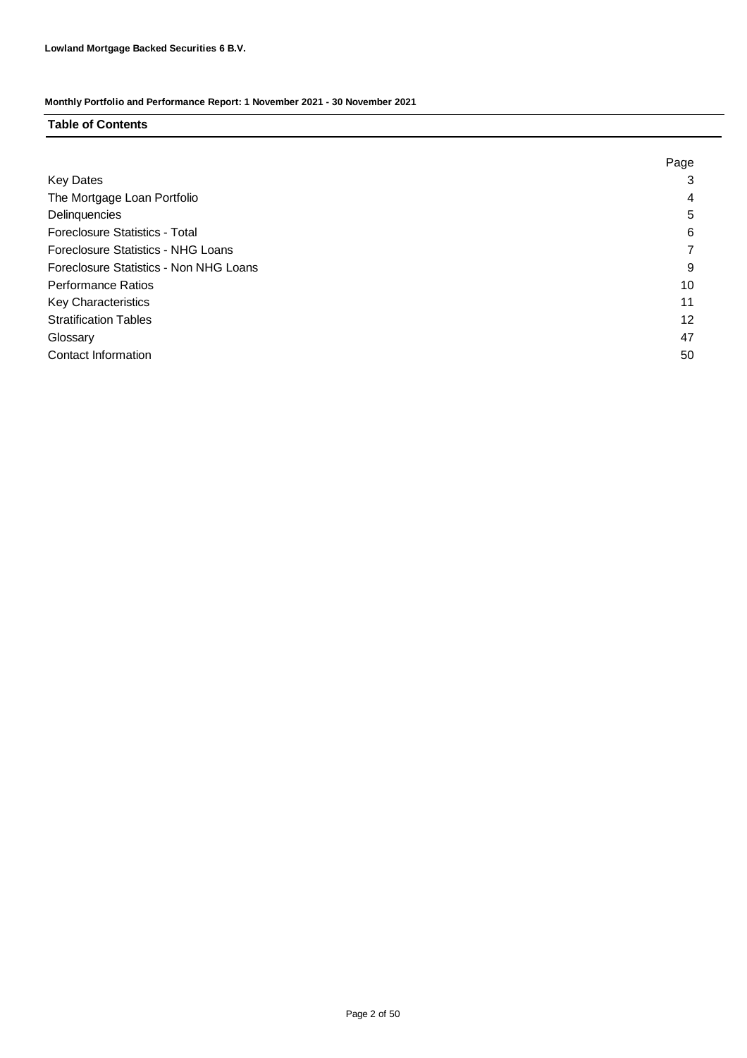**Lowland Mortgage Backed Securities 6 B.V.**

**Monthly Portfolio and Performance Report: 1 November 2021 - 30 November 2021**

## Table of Contents

| | Page |
|---|---|
| Key Dates | 3 |
| The Mortgage Loan Portfolio | 4 |
| Delinquencies | 5 |
| Foreclosure Statistics - Total | 6 |
| Foreclosure Statistics - NHG Loans | 7 |
| Foreclosure Statistics - Non NHG Loans | 9 |
| Performance Ratios | 10 |
| Key Characteristics | 11 |
| Stratification Tables | 12 |
| Glossary | 47 |
| Contact Information | 50 |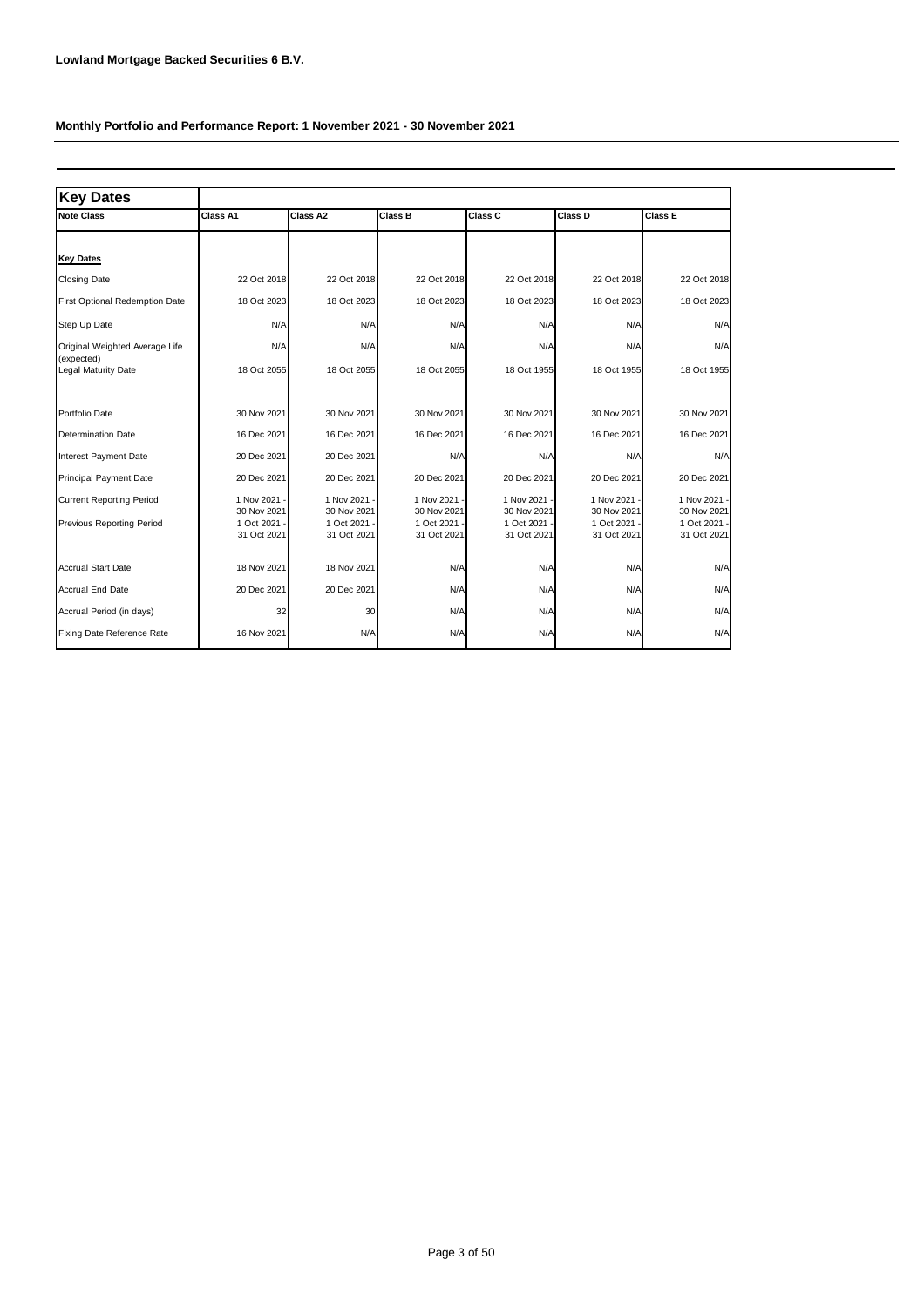**Lowland Mortgage Backed Securities 6 B.V.**

**Monthly Portfolio and Performance Report: 1 November 2021 - 30 November 2021**

## Key Dates

| Note Class | Class A1 | Class A2 | Class B | Class C | Class D | Class E |
|---|---|---|---|---|---|---|
| **Key Dates** | | | | | | |
| Closing Date | 22 Oct 2018 | 22 Oct 2018 | 22 Oct 2018 | 22 Oct 2018 | 22 Oct 2018 | 22 Oct 2018 |
| First Optional Redemption Date | 18 Oct 2023 | 18 Oct 2023 | 18 Oct 2023 | 18 Oct 2023 | 18 Oct 2023 | 18 Oct 2023 |
| Step Up Date | N/A | N/A | N/A | N/A | N/A | N/A |
| Original Weighted Average Life (expected) | N/A | N/A | N/A | N/A | N/A | N/A |
| Legal Maturity Date | 18 Oct 2055 | 18 Oct 2055 | 18 Oct 2055 | 18 Oct 1955 | 18 Oct 1955 | 18 Oct 1955 |
| Portfolio Date | 30 Nov 2021 | 30 Nov 2021 | 30 Nov 2021 | 30 Nov 2021 | 30 Nov 2021 | 30 Nov 2021 |
| Determination Date | 16 Dec 2021 | 16 Dec 2021 | 16 Dec 2021 | 16 Dec 2021 | 16 Dec 2021 | 16 Dec 2021 |
| Interest Payment Date | 20 Dec 2021 | 20 Dec 2021 | N/A | N/A | N/A | N/A |
| Principal Payment Date | 20 Dec 2021 | 20 Dec 2021 | 20 Dec 2021 | 20 Dec 2021 | 20 Dec 2021 | 20 Dec 2021 |
| Current Reporting Period | 1 Nov 2021 - 30 Nov 2021 | 1 Nov 2021 - 30 Nov 2021 | 1 Nov 2021 - 30 Nov 2021 | 1 Nov 2021 - 30 Nov 2021 | 1 Nov 2021 - 30 Nov 2021 | 1 Nov 2021 - 30 Nov 2021 |
| Previous Reporting Period | 1 Oct 2021 - 31 Oct 2021 | 1 Oct 2021 - 31 Oct 2021 | 1 Oct 2021 - 31 Oct 2021 | 1 Oct 2021 - 31 Oct 2021 | 1 Oct 2021 - 31 Oct 2021 | 1 Oct 2021 - 31 Oct 2021 |
| Accrual Start Date | 18 Nov 2021 | 18 Nov 2021 | N/A | N/A | N/A | N/A |
| Accrual End Date | 20 Dec 2021 | 20 Dec 2021 | N/A | N/A | N/A | N/A |
| Accrual Period (in days) | 32 | 30 | N/A | N/A | N/A | N/A |
| Fixing Date Reference Rate | 16 Nov 2021 | N/A | N/A | N/A | N/A | N/A |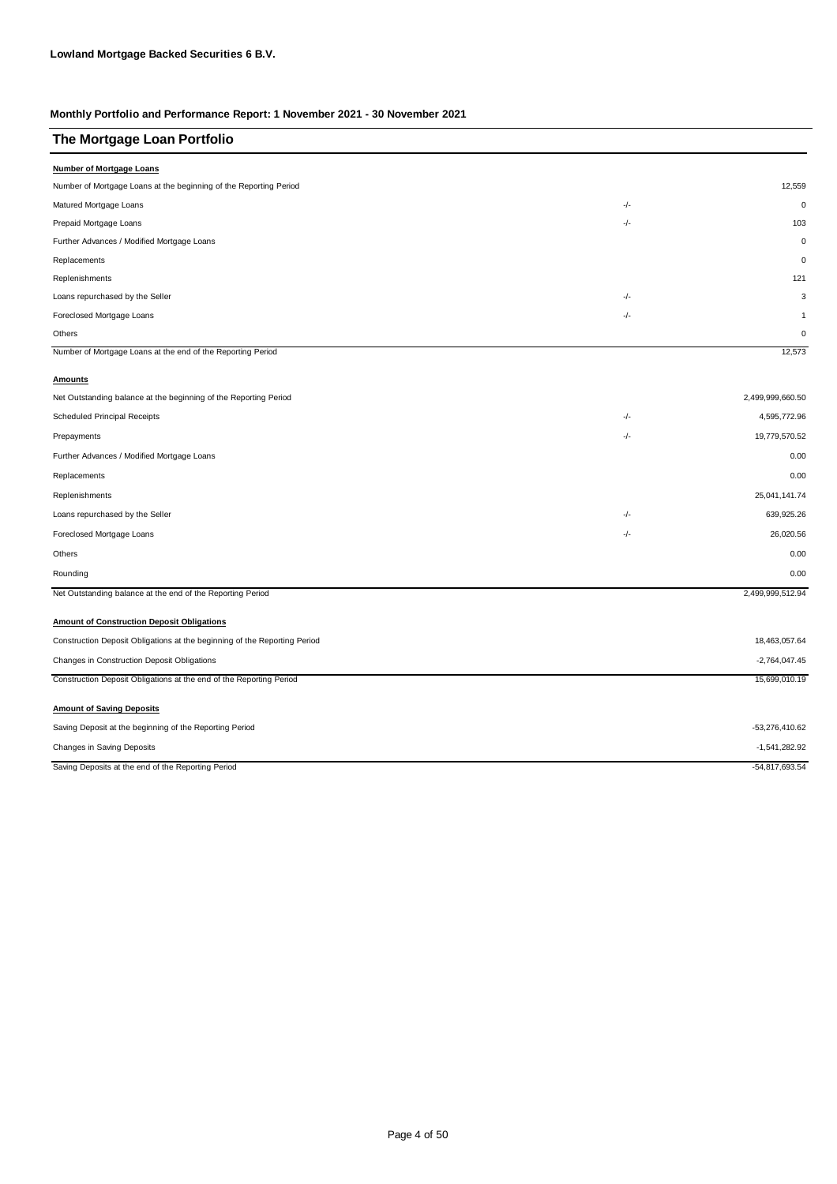**Lowland Mortgage Backed Securities 6 B.V.**

**Monthly Portfolio and Performance Report: 1 November 2021 - 30 November 2021**

## The Mortgage Loan Portfolio

**Number of Mortgage Loans**

| | | |
|---|---|---|
| Number of Mortgage Loans at the beginning of the Reporting Period | | 12,559 |
| Matured Mortgage Loans | -/- | 0 |
| Prepaid Mortgage Loans | -/- | 103 |
| Further Advances / Modified Mortgage Loans | | 0 |
| Replacements | | 0 |
| Replenishments | | 121 |
| Loans repurchased by the Seller | -/- | 3 |
| Foreclosed Mortgage Loans | -/- | 1 |
| Others | | 0 |
| Number of Mortgage Loans at the end of the Reporting Period | | 12,573 |

**Amounts**

| | | |
|---|---|---|
| Net Outstanding balance at the beginning of the Reporting Period | | 2,499,999,660.50 |
| Scheduled Principal Receipts | -/- | 4,595,772.96 |
| Prepayments | -/- | 19,779,570.52 |
| Further Advances / Modified Mortgage Loans | | 0.00 |
| Replacements | | 0.00 |
| Replenishments | | 25,041,141.74 |
| Loans repurchased by the Seller | -/- | 639,925.26 |
| Foreclosed Mortgage Loans | -/- | 26,020.56 |
| Others | | 0.00 |
| Rounding | | 0.00 |
| Net Outstanding balance at the end of the Reporting Period | | 2,499,999,512.94 |

**Amount of Construction Deposit Obligations**

| | |
|---|---|
| Construction Deposit Obligations at the beginning of the Reporting Period | 18,463,057.64 |
| Changes in Construction Deposit Obligations | -2,764,047.45 |
| Construction Deposit Obligations at the end of the Reporting Period | 15,699,010.19 |

**Amount of Saving Deposits**

| | |
|---|---|
| Saving Deposit at the beginning of the Reporting Period | -53,276,410.62 |
| Changes in Saving Deposits | -1,541,282.92 |
| Saving Deposits at the end of the Reporting Period | -54,817,693.54 |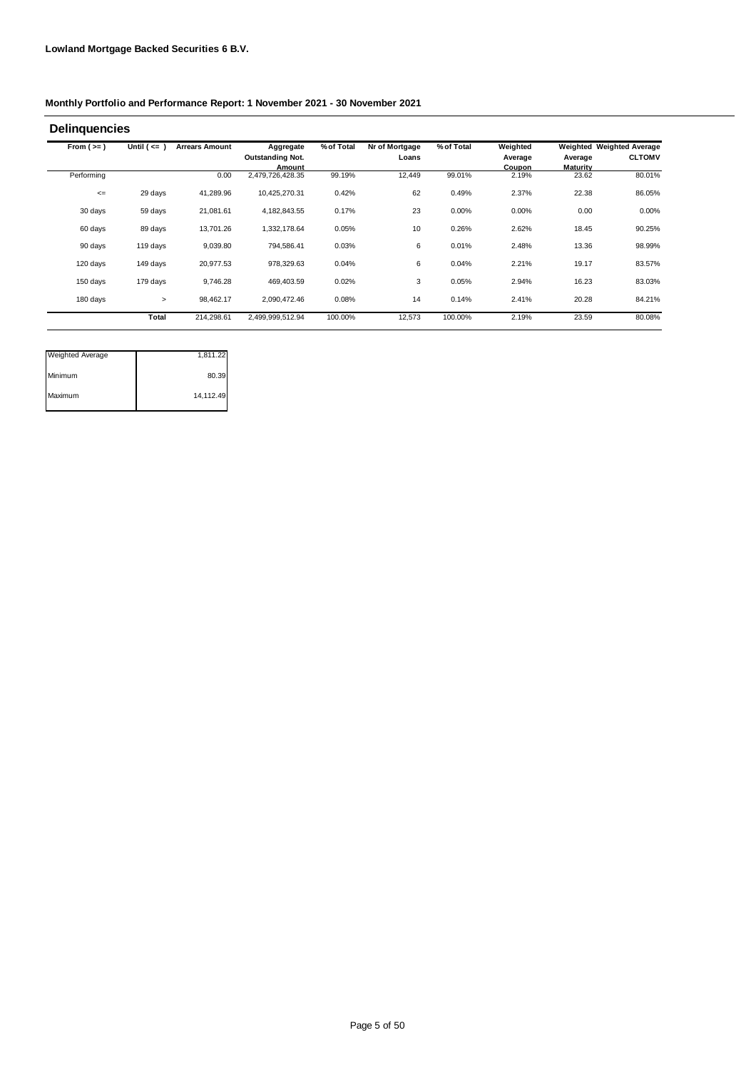**Lowland Mortgage Backed Securities 6 B.V.**

**Monthly Portfolio and Performance Report: 1 November 2021 - 30 November 2021**

## Delinquencies

| From ( >= ) | Until ( <= ) | Arrears Amount | Aggregate Outstanding Not. Amount | % of Total | Nr of Mortgage Loans | % of Total | Weighted Average Coupon | Weighted Average Maturity | Weighted Average CLTOMV |
|---|---|---|---|---|---|---|---|---|---|
| Performing | | 0.00 | 2,479,726,428.35 | 99.19% | 12,449 | 99.01% | 2.19% | 23.62 | 80.01% |
| <= | 29 days | 41,289.96 | 10,425,270.31 | 0.42% | 62 | 0.49% | 2.37% | 22.38 | 86.05% |
| 30 days | 59 days | 21,081.61 | 4,182,843.55 | 0.17% | 23 | 0.00% | 0.00% | 0.00 | 0.00% |
| 60 days | 89 days | 13,701.26 | 1,332,178.64 | 0.05% | 10 | 0.26% | 2.62% | 18.45 | 90.25% |
| 90 days | 119 days | 9,039.80 | 794,586.41 | 0.03% | 6 | 0.01% | 2.48% | 13.36 | 98.99% |
| 120 days | 149 days | 20,977.53 | 978,329.63 | 0.04% | 6 | 0.04% | 2.21% | 19.17 | 83.57% |
| 150 days | 179 days | 9,746.28 | 469,403.59 | 0.02% | 3 | 0.05% | 2.94% | 16.23 | 83.03% |
| 180 days | > | 98,462.17 | 2,090,472.46 | 0.08% | 14 | 0.14% | 2.41% | 20.28 | 84.21% |
| | **Total** | 214,298.61 | 2,499,999,512.94 | 100.00% | 12,573 | 100.00% | 2.19% | 23.59 | 80.08% |

| | |
|---|---|
| Weighted Average | 1,811.22 |
| Minimum | 80.39 |
| Maximum | 14,112.49 |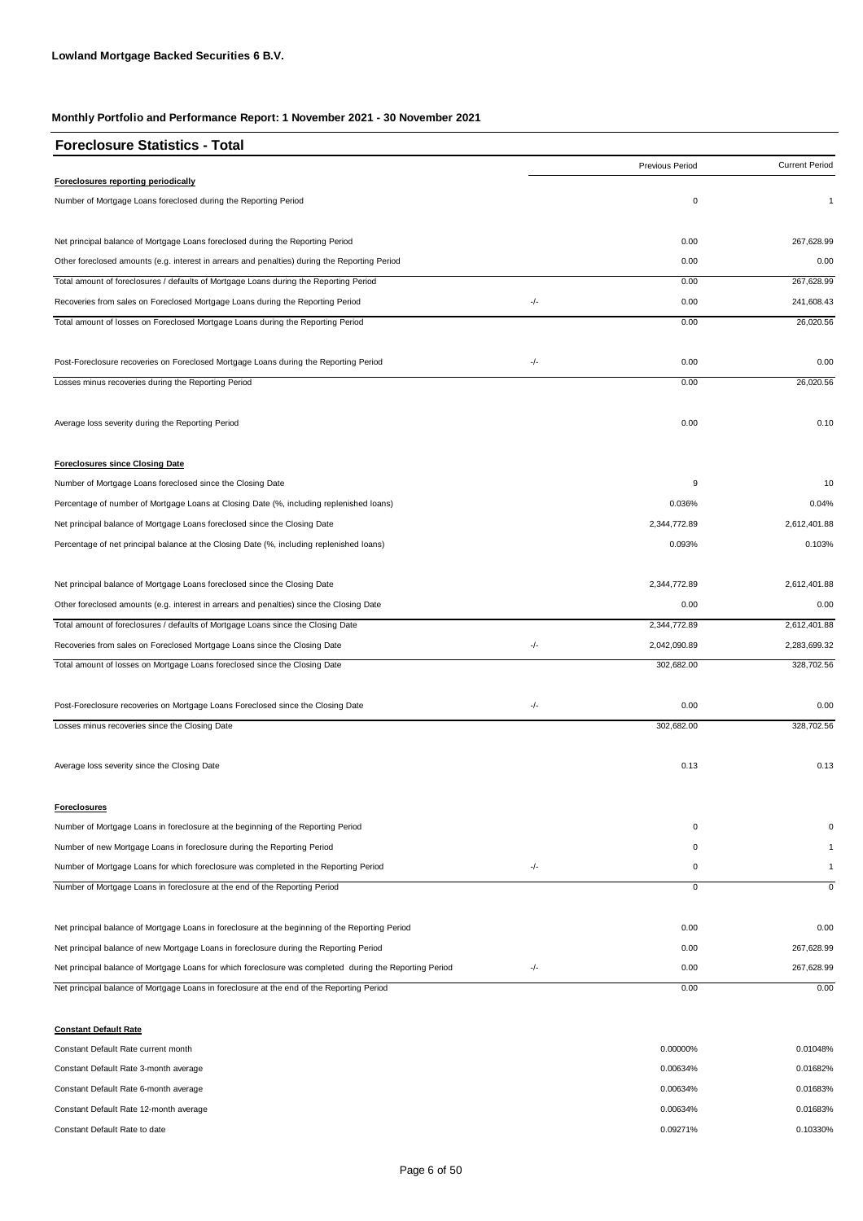**Lowland Mortgage Backed Securities 6 B.V.**

**Monthly Portfolio and Performance Report: 1 November 2021 - 30 November 2021**

## Foreclosure Statistics - Total

| | | Previous Period | Current Period |
|---|---|---|---|
| **Foreclosures reporting periodically** | | | |
| Number of Mortgage Loans foreclosed during the Reporting Period | | 0 | 1 |
| Net principal balance of Mortgage Loans foreclosed during the Reporting Period | | 0.00 | 267,628.99 |
| Other foreclosed amounts (e.g. interest in arrears and penalties) during the Reporting Period | | 0.00 | 0.00 |
| Total amount of foreclosures / defaults of Mortgage Loans during the Reporting Period | | 0.00 | 267,628.99 |
| Recoveries from sales on Foreclosed Mortgage Loans during the Reporting Period | -/- | 0.00 | 241,608.43 |
| Total amount of losses on Foreclosed Mortgage Loans during the Reporting Period | | 0.00 | 26,020.56 |
| Post-Foreclosure recoveries on Foreclosed Mortgage Loans during the Reporting Period | -/- | 0.00 | 0.00 |
| Losses minus recoveries during the Reporting Period | | 0.00 | 26,020.56 |
| Average loss severity during the Reporting Period | | 0.00 | 0.10 |
| **Foreclosures since Closing Date** | | | |
| Number of Mortgage Loans foreclosed since the Closing Date | | 9 | 10 |
| Percentage of number of Mortgage Loans at Closing Date (%, including replenished loans) | | 0.036% | 0.04% |
| Net principal balance of Mortgage Loans foreclosed since the Closing Date | | 2,344,772.89 | 2,612,401.88 |
| Percentage of net principal balance at the Closing Date (%, including replenished loans) | | 0.093% | 0.103% |
| Net principal balance of Mortgage Loans foreclosed since the Closing Date | | 2,344,772.89 | 2,612,401.88 |
| Other foreclosed amounts (e.g. interest in arrears and penalties) since the Closing Date | | 0.00 | 0.00 |
| Total amount of foreclosures / defaults of Mortgage Loans since the Closing Date | | 2,344,772.89 | 2,612,401.88 |
| Recoveries from sales on Foreclosed Mortgage Loans since the Closing Date | -/- | 2,042,090.89 | 2,283,699.32 |
| Total amount of losses on Mortgage Loans foreclosed since the Closing Date | | 302,682.00 | 328,702.56 |
| Post-Foreclosure recoveries on Mortgage Loans Foreclosed since the Closing Date | -/- | 0.00 | 0.00 |
| Losses minus recoveries since the Closing Date | | 302,682.00 | 328,702.56 |
| Average loss severity since the Closing Date | | 0.13 | 0.13 |
| **Foreclosures** | | | |
| Number of Mortgage Loans in foreclosure at the beginning of the Reporting Period | | 0 | 0 |
| Number of new Mortgage Loans in foreclosure during the Reporting Period | | 0 | 1 |
| Number of Mortgage Loans for which foreclosure was completed in the Reporting Period | -/- | 0 | 1 |
| Number of Mortgage Loans in foreclosure at the end of the Reporting Period | | 0 | 0 |
| Net principal balance of Mortgage Loans in foreclosure at the beginning of the Reporting Period | | 0.00 | 0.00 |
| Net principal balance of new Mortgage Loans in foreclosure during the Reporting Period | | 0.00 | 267,628.99 |
| Net principal balance of Mortgage Loans for which foreclosure was completed during the Reporting Period | -/- | 0.00 | 267,628.99 |
| Net principal balance of Mortgage Loans in foreclosure at the end of the Reporting Period | | 0.00 | 0.00 |
| **Constant Default Rate** | | | |
| Constant Default Rate current month | | 0.00000% | 0.01048% |
| Constant Default Rate 3-month average | | 0.00634% | 0.01682% |
| Constant Default Rate 6-month average | | 0.00634% | 0.01683% |
| Constant Default Rate 12-month average | | 0.00634% | 0.01683% |
| Constant Default Rate to date | | 0.09271% | 0.10330% |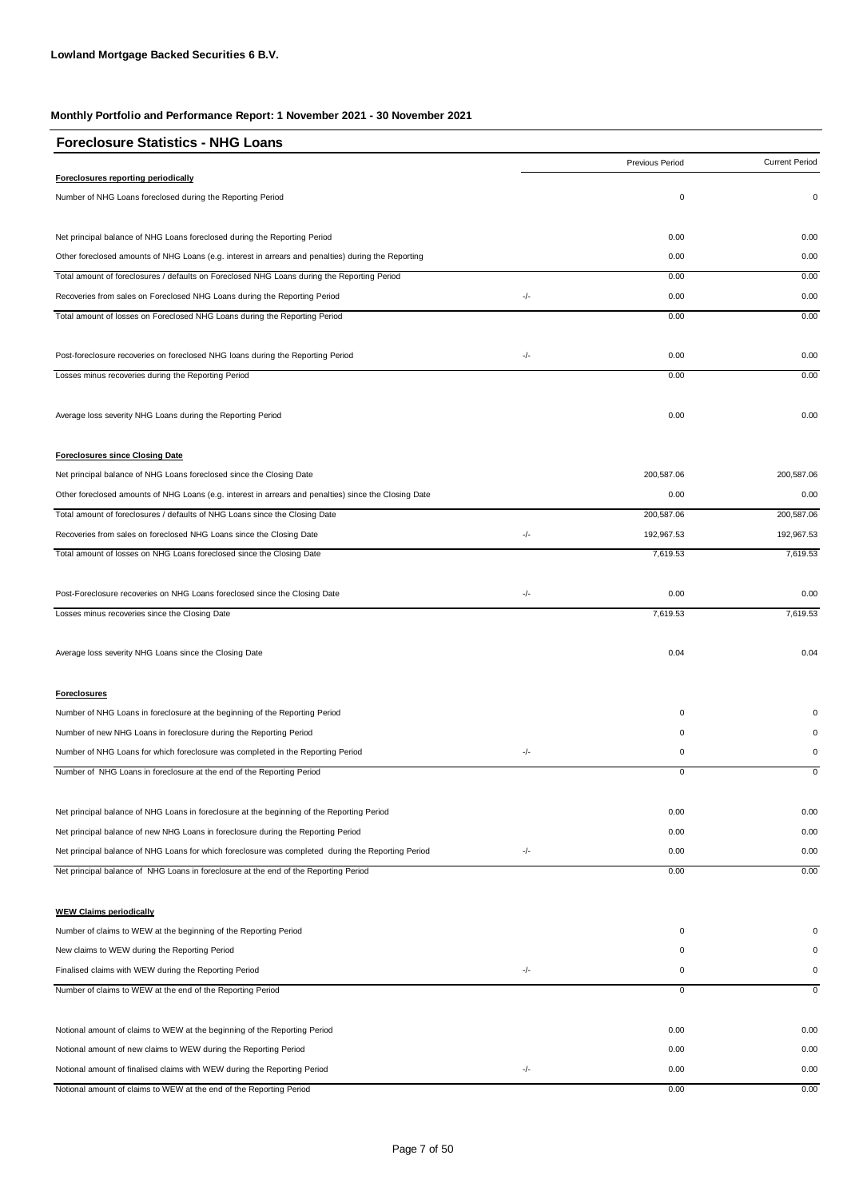**Lowland Mortgage Backed Securities 6 B.V.**

**Monthly Portfolio and Performance Report: 1 November 2021 - 30 November 2021**

## Foreclosure Statistics - NHG Loans

| | | Previous Period | Current Period |
|---|---|---|---|
| **Foreclosures reporting periodically** | | | |
| Number of NHG Loans foreclosed during the Reporting Period | | 0 | 0 |
| | | | |
| Net principal balance of NHG Loans foreclosed during the Reporting Period | | 0.00 | 0.00 |
| Other foreclosed amounts of NHG Loans (e.g. interest in arrears and penalties) during the Reporting | | 0.00 | 0.00 |
| Total amount of foreclosures / defaults on Foreclosed NHG Loans during the Reporting Period | | 0.00 | 0.00 |
| Recoveries from sales on Foreclosed NHG Loans during the Reporting Period | -/- | 0.00 | 0.00 |
| Total amount of losses on Foreclosed NHG Loans during the Reporting Period | | 0.00 | 0.00 |
| | | | |
| Post-foreclosure recoveries on foreclosed NHG loans during the Reporting Period | -/- | 0.00 | 0.00 |
| Losses minus recoveries during the Reporting Period | | 0.00 | 0.00 |
| | | | |
| Average loss severity NHG Loans during the Reporting Period | | 0.00 | 0.00 |
| | | | |
| **Foreclosures since Closing Date** | | | |
| Net principal balance of NHG Loans foreclosed since the Closing Date | | 200,587.06 | 200,587.06 |
| Other foreclosed amounts of NHG Loans (e.g. interest in arrears and penalties) since the Closing Date | | 0.00 | 0.00 |
| Total amount of foreclosures / defaults of NHG Loans since the Closing Date | | 200,587.06 | 200,587.06 |
| Recoveries from sales on foreclosed NHG Loans since the Closing Date | -/- | 192,967.53 | 192,967.53 |
| Total amount of losses on NHG Loans foreclosed since the Closing Date | | 7,619.53 | 7,619.53 |
| | | | |
| Post-Foreclosure recoveries on NHG Loans foreclosed since the Closing Date | -/- | 0.00 | 0.00 |
| Losses minus recoveries since the Closing Date | | 7,619.53 | 7,619.53 |
| | | | |
| Average loss severity NHG Loans since the Closing Date | | 0.04 | 0.04 |
| | | | |
| **Foreclosures** | | | |
| Number of NHG Loans in foreclosure at the beginning of the Reporting Period | | 0 | 0 |
| Number of new NHG Loans in foreclosure during the Reporting Period | | 0 | 0 |
| Number of NHG Loans for which foreclosure was completed in the Reporting Period | -/- | 0 | 0 |
| Number of NHG Loans in foreclosure at the end of the Reporting Period | | 0 | 0 |
| | | | |
| Net principal balance of NHG Loans in foreclosure at the beginning of the Reporting Period | | 0.00 | 0.00 |
| Net principal balance of new NHG Loans in foreclosure during the Reporting Period | | 0.00 | 0.00 |
| Net principal balance of NHG Loans for which foreclosure was completed during the Reporting Period | -/- | 0.00 | 0.00 |
| Net principal balance of NHG Loans in foreclosure at the end of the Reporting Period | | 0.00 | 0.00 |
| | | | |
| **WEW Claims periodically** | | | |
| Number of claims to WEW at the beginning of the Reporting Period | | 0 | 0 |
| New claims to WEW during the Reporting Period | | 0 | 0 |
| Finalised claims with WEW during the Reporting Period | -/- | 0 | 0 |
| Number of claims to WEW at the end of the Reporting Period | | 0 | 0 |
| | | | |
| Notional amount of claims to WEW at the beginning of the Reporting Period | | 0.00 | 0.00 |
| Notional amount of new claims to WEW during the Reporting Period | | 0.00 | 0.00 |
| Notional amount of finalised claims with WEW during the Reporting Period | -/- | 0.00 | 0.00 |
| Notional amount of claims to WEW at the end of the Reporting Period | | 0.00 | 0.00 |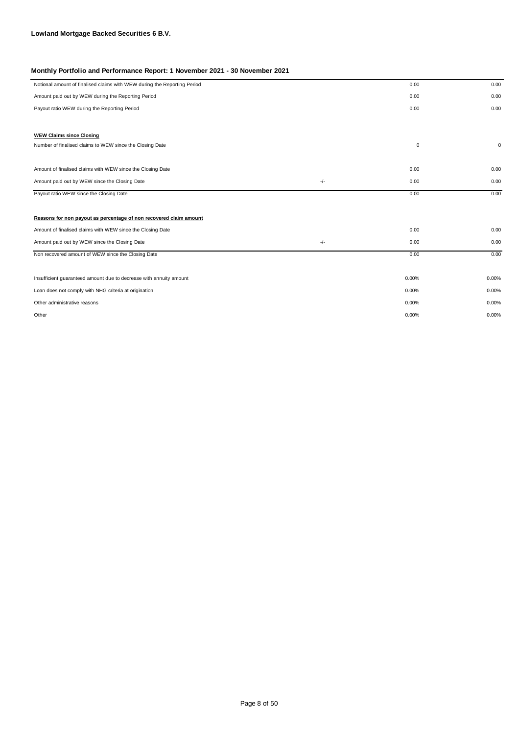**Lowland Mortgage Backed Securities 6 B.V.**

**Monthly Portfolio and Performance Report: 1 November 2021 - 30 November 2021**

| | | | |
|---|---|---|---|
| Notional amount of finalised claims with WEW during the Reporting Period | | 0.00 | 0.00 |
| Amount paid out by WEW during the Reporting Period | | 0.00 | 0.00 |
| Payout ratio WEW during the Reporting Period | | 0.00 | 0.00 |
| | | | |
| **WEW Claims since Closing** | | | |
| Number of finalised claims to WEW since the Closing Date | | 0 | 0 |
| | | | |
| Amount of finalised claims with WEW since the Closing Date | | 0.00 | 0.00 |
| Amount paid out by WEW since the Closing Date | -/- | 0.00 | 0.00 |
| Payout ratio WEW since the Closing Date | | 0.00 | 0.00 |
| | | | |
| **Reasons for non payout as percentage of non recovered claim amount** | | | |
| Amount of finalised claims with WEW since the Closing Date | | 0.00 | 0.00 |
| Amount paid out by WEW since the Closing Date | -/- | 0.00 | 0.00 |
| Non recovered amount of WEW since the Closing Date | | 0.00 | 0.00 |
| | | | |
| Insufficient guaranteed amount due to decrease with annuity amount | | 0.00% | 0.00% |
| Loan does not comply with NHG criteria at origination | | 0.00% | 0.00% |
| Other administrative reasons | | 0.00% | 0.00% |
| Other | | 0.00% | 0.00% |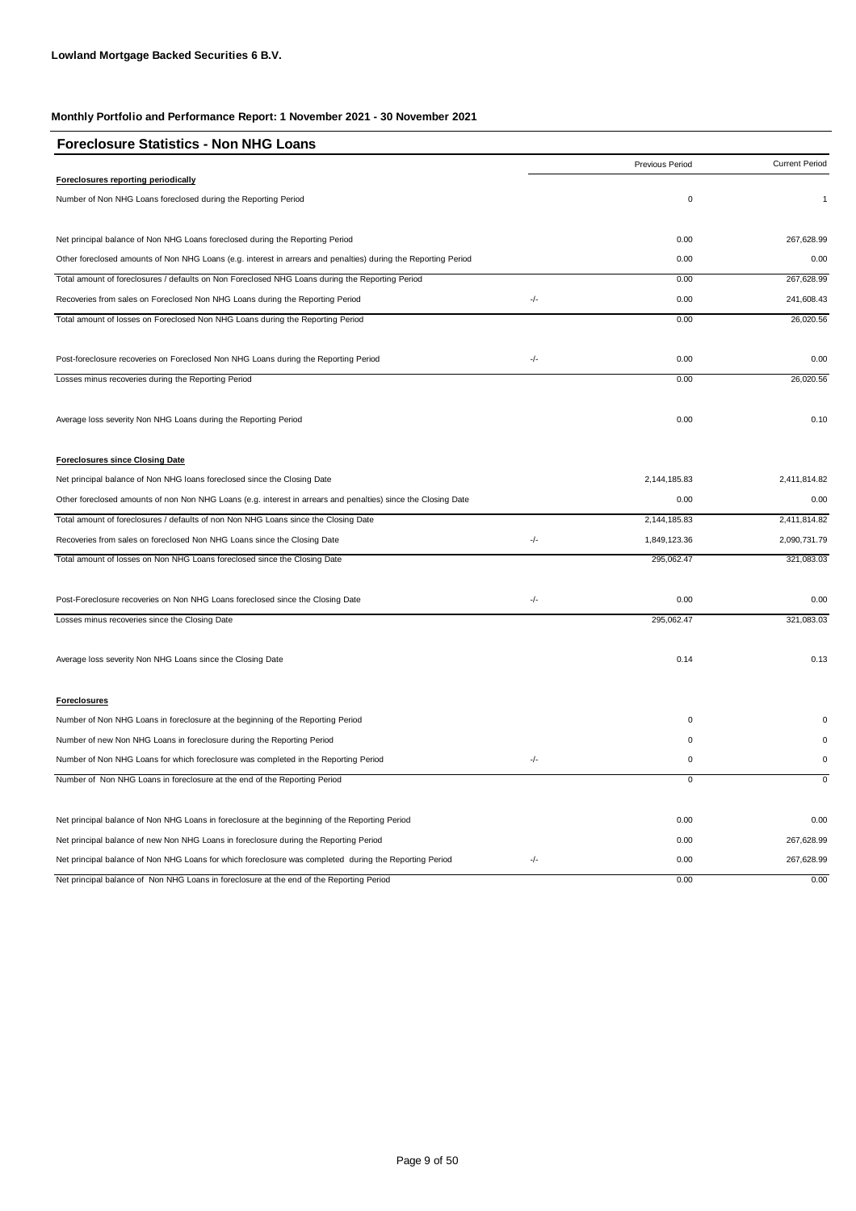**Lowland Mortgage Backed Securities 6 B.V.**

**Monthly Portfolio and Performance Report: 1 November 2021 - 30 November 2021**

## Foreclosure Statistics - Non NHG Loans

| | | Previous Period | Current Period |
|---|---|---|---|
| **Foreclosures reporting periodically** | | | |
| Number of Non NHG Loans foreclosed during the Reporting Period | | 0 | 1 |
| Net principal balance of Non NHG Loans foreclosed during the Reporting Period | | 0.00 | 267,628.99 |
| Other foreclosed amounts of Non NHG Loans (e.g. interest in arrears and penalties) during the Reporting Period | | 0.00 | 0.00 |
| Total amount of foreclosures / defaults on Non Foreclosed NHG Loans during the Reporting Period | | 0.00 | 267,628.99 |
| Recoveries from sales on Foreclosed Non NHG Loans during the Reporting Period | -/- | 0.00 | 241,608.43 |
| Total amount of losses on Foreclosed Non NHG Loans during the Reporting Period | | 0.00 | 26,020.56 |
| Post-foreclosure recoveries on Foreclosed Non NHG Loans during the Reporting Period | -/- | 0.00 | 0.00 |
| Losses minus recoveries during the Reporting Period | | 0.00 | 26,020.56 |
| Average loss severity Non NHG Loans during the Reporting Period | | 0.00 | 0.10 |
| **Foreclosures since Closing Date** | | | |
| Net principal balance of Non NHG loans foreclosed since the Closing Date | | 2,144,185.83 | 2,411,814.82 |
| Other foreclosed amounts of non Non NHG Loans (e.g. interest in arrears and penalties) since the Closing Date | | 0.00 | 0.00 |
| Total amount of foreclosures / defaults of non Non NHG Loans since the Closing Date | | 2,144,185.83 | 2,411,814.82 |
| Recoveries from sales on foreclosed Non NHG Loans since the Closing Date | -/- | 1,849,123.36 | 2,090,731.79 |
| Total amount of losses on Non NHG Loans foreclosed since the Closing Date | | 295,062.47 | 321,083.03 |
| Post-Foreclosure recoveries on Non NHG Loans foreclosed since the Closing Date | -/- | 0.00 | 0.00 |
| Losses minus recoveries since the Closing Date | | 295,062.47 | 321,083.03 |
| Average loss severity Non NHG Loans since the Closing Date | | 0.14 | 0.13 |
| **Foreclosures** | | | |
| Number of Non NHG Loans in foreclosure at the beginning of the Reporting Period | | 0 | 0 |
| Number of new Non NHG Loans in foreclosure during the Reporting Period | | 0 | 0 |
| Number of Non NHG Loans for which foreclosure was completed in the Reporting Period | -/- | 0 | 0 |
| Number of Non NHG Loans in foreclosure at the end of the Reporting Period | | 0 | 0 |
| Net principal balance of Non NHG Loans in foreclosure at the beginning of the Reporting Period | | 0.00 | 0.00 |
| Net principal balance of new Non NHG Loans in foreclosure during the Reporting Period | | 0.00 | 267,628.99 |
| Net principal balance of Non NHG Loans for which foreclosure was completed during the Reporting Period | -/- | 0.00 | 267,628.99 |
| Net principal balance of Non NHG Loans in foreclosure at the end of the Reporting Period | | 0.00 | 0.00 |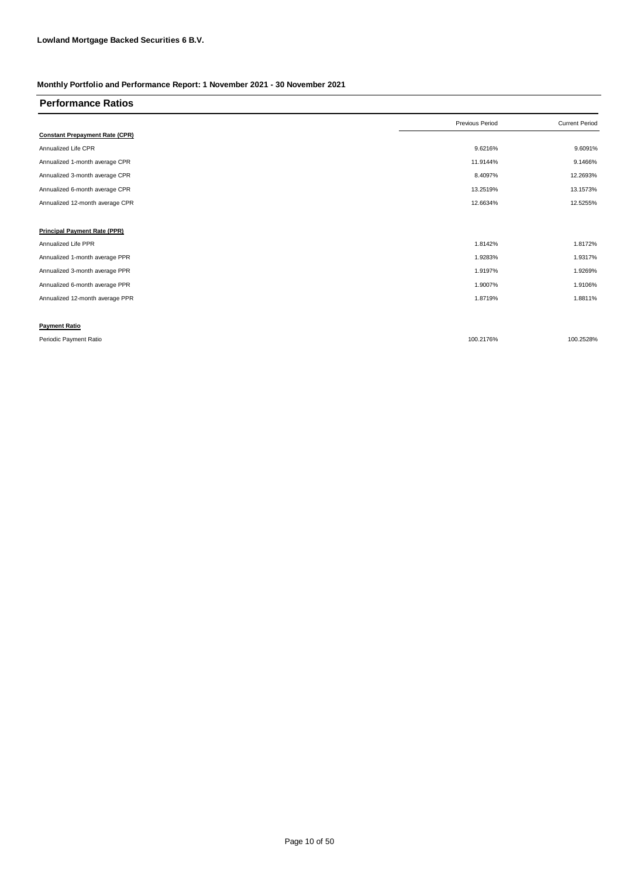**Lowland Mortgage Backed Securities 6 B.V.**

**Monthly Portfolio and Performance Report: 1 November 2021 - 30 November 2021**

## Performance Ratios

| | Previous Period | Current Period |
|---|---|---|
| **Constant Prepayment Rate (CPR)** | | |
| Annualized Life CPR | 9.6216% | 9.6091% |
| Annualized 1-month average CPR | 11.9144% | 9.1466% |
| Annualized 3-month average CPR | 8.4097% | 12.2693% |
| Annualized 6-month average CPR | 13.2519% | 13.1573% |
| Annualized 12-month average CPR | 12.6634% | 12.5255% |
| | | |
| **Principal Payment Rate (PPR)** | | |
| Annualized Life PPR | 1.8142% | 1.8172% |
| Annualized 1-month average PPR | 1.9283% | 1.9317% |
| Annualized 3-month average PPR | 1.9197% | 1.9269% |
| Annualized 6-month average PPR | 1.9007% | 1.9106% |
| Annualized 12-month average PPR | 1.8719% | 1.8811% |
| | | |
| **Payment Ratio** | | |
| Periodic Payment Ratio | 100.2176% | 100.2528% |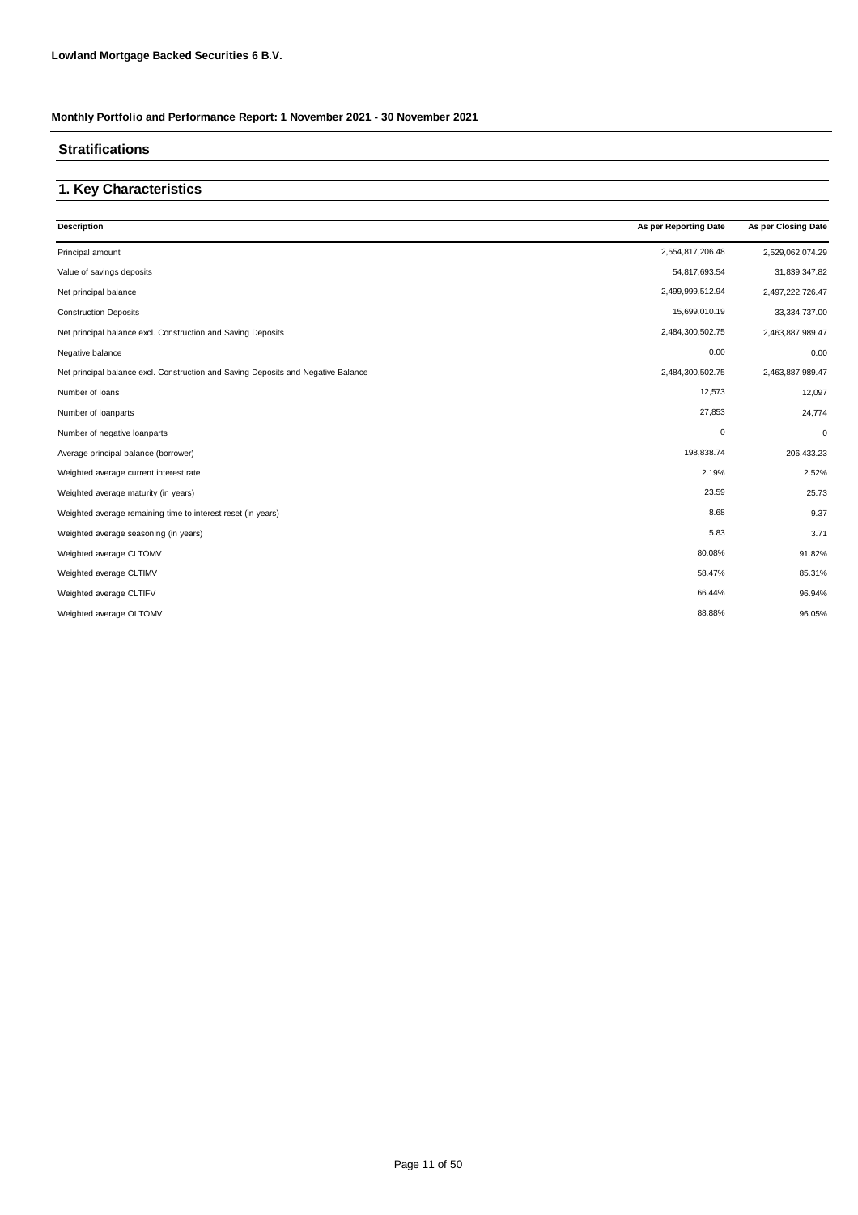**Lowland Mortgage Backed Securities 6 B.V.**

**Monthly Portfolio and Performance Report: 1 November 2021 - 30 November 2021**

## Stratifications

## 1. Key Characteristics

| Description | As per Reporting Date | As per Closing Date |
|---|---|---|
| Principal amount | 2,554,817,206.48 | 2,529,062,074.29 |
| Value of savings deposits | 54,817,693.54 | 31,839,347.82 |
| Net principal balance | 2,499,999,512.94 | 2,497,222,726.47 |
| Construction Deposits | 15,699,010.19 | 33,334,737.00 |
| Net principal balance excl. Construction and Saving Deposits | 2,484,300,502.75 | 2,463,887,989.47 |
| Negative balance | 0.00 | 0.00 |
| Net principal balance excl. Construction and Saving Deposits and Negative Balance | 2,484,300,502.75 | 2,463,887,989.47 |
| Number of loans | 12,573 | 12,097 |
| Number of loanparts | 27,853 | 24,774 |
| Number of negative loanparts | 0 | 0 |
| Average principal balance (borrower) | 198,838.74 | 206,433.23 |
| Weighted average current interest rate | 2.19% | 2.52% |
| Weighted average maturity (in years) | 23.59 | 25.73 |
| Weighted average remaining time to interest reset (in years) | 8.68 | 9.37 |
| Weighted average seasoning (in years) | 5.83 | 3.71 |
| Weighted average CLTOMV | 80.08% | 91.82% |
| Weighted average CLTIMV | 58.47% | 85.31% |
| Weighted average CLTIFV | 66.44% | 96.94% |
| Weighted average OLTOMV | 88.88% | 96.05% |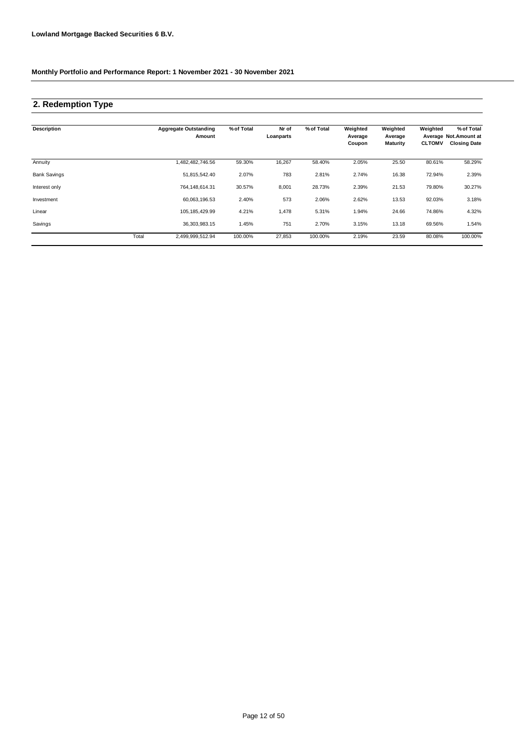**Lowland Mortgage Backed Securities 6 B.V.**

**Monthly Portfolio and Performance Report: 1 November 2021 - 30 November 2021**

## 2. Redemption Type

| Description | | Aggregate Outstanding Amount | % of Total | Nr of Loanparts | % of Total | Weighted Average Coupon | Weighted Average Maturity | Weighted Average CLTOMV | % of Total Not.Amount at Closing Date |
|---|---|---|---|---|---|---|---|---|---|
| Annuity | | 1,482,482,746.56 | 59.30% | 16,267 | 58.40% | 2.05% | 25.50 | 80.61% | 58.29% |
| Bank Savings | | 51,815,542.40 | 2.07% | 783 | 2.81% | 2.74% | 16.38 | 72.94% | 2.39% |
| Interest only | | 764,148,614.31 | 30.57% | 8,001 | 28.73% | 2.39% | 21.53 | 79.80% | 30.27% |
| Investment | | 60,063,196.53 | 2.40% | 573 | 2.06% | 2.62% | 13.53 | 92.03% | 3.18% |
| Linear | | 105,185,429.99 | 4.21% | 1,478 | 5.31% | 1.94% | 24.66 | 74.86% | 4.32% |
| Savings | | 36,303,983.15 | 1.45% | 751 | 2.70% | 3.15% | 13.18 | 69.56% | 1.54% |
| | Total | 2,499,999,512.94 | 100.00% | 27,853 | 100.00% | 2.19% | 23.59 | 80.08% | 100.00% |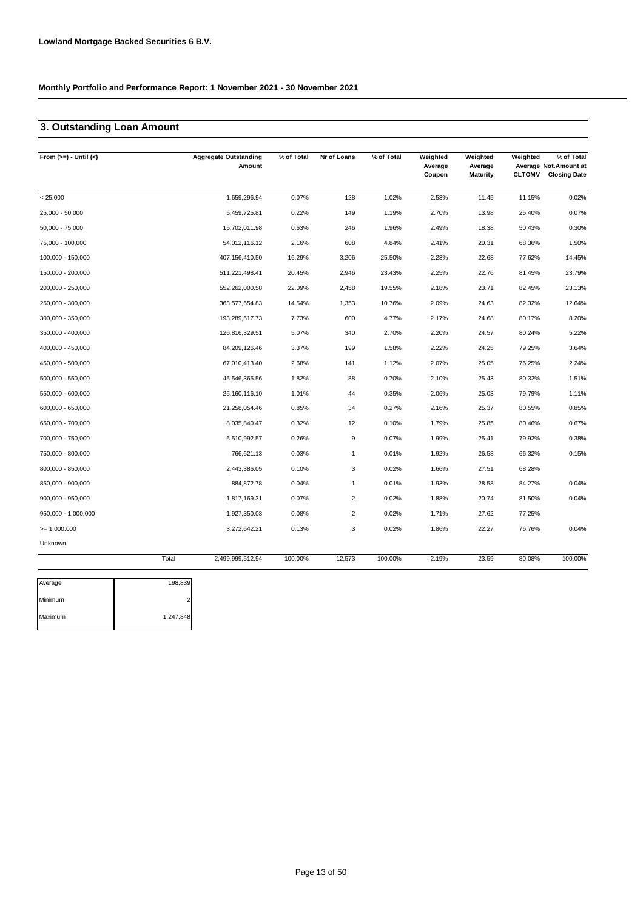**Lowland Mortgage Backed Securities 6 B.V.**

**Monthly Portfolio and Performance Report: 1 November 2021 - 30 November 2021**

## 3. Outstanding Loan Amount

| From (>=) - Until (<) | | Aggregate Outstanding Amount | % of Total | Nr of Loans | % of Total | Weighted Average Coupon | Weighted Average Maturity | Weighted Average CLTOMV | % of Total Not.Amount at Closing Date |
|---|---|---|---|---|---|---|---|---|---|
| < 25.000 | | 1,659,296.94 | 0.07% | 128 | 1.02% | 2.53% | 11.45 | 11.15% | 0.02% |
| 25,000 - 50,000 | | 5,459,725.81 | 0.22% | 149 | 1.19% | 2.70% | 13.98 | 25.40% | 0.07% |
| 50,000 - 75,000 | | 15,702,011.98 | 0.63% | 246 | 1.96% | 2.49% | 18.38 | 50.43% | 0.30% |
| 75,000 - 100,000 | | 54,012,116.12 | 2.16% | 608 | 4.84% | 2.41% | 20.31 | 68.36% | 1.50% |
| 100,000 - 150,000 | | 407,156,410.50 | 16.29% | 3,206 | 25.50% | 2.23% | 22.68 | 77.62% | 14.45% |
| 150,000 - 200,000 | | 511,221,498.41 | 20.45% | 2,946 | 23.43% | 2.25% | 22.76 | 81.45% | 23.79% |
| 200,000 - 250,000 | | 552,262,000.58 | 22.09% | 2,458 | 19.55% | 2.18% | 23.71 | 82.45% | 23.13% |
| 250,000 - 300,000 | | 363,577,654.83 | 14.54% | 1,353 | 10.76% | 2.09% | 24.63 | 82.32% | 12.64% |
| 300,000 - 350,000 | | 193,289,517.73 | 7.73% | 600 | 4.77% | 2.17% | 24.68 | 80.17% | 8.20% |
| 350,000 - 400,000 | | 126,816,329.51 | 5.07% | 340 | 2.70% | 2.20% | 24.57 | 80.24% | 5.22% |
| 400,000 - 450,000 | | 84,209,126.46 | 3.37% | 199 | 1.58% | 2.22% | 24.25 | 79.25% | 3.64% |
| 450,000 - 500,000 | | 67,010,413.40 | 2.68% | 141 | 1.12% | 2.07% | 25.05 | 76.25% | 2.24% |
| 500,000 - 550,000 | | 45,546,365.56 | 1.82% | 88 | 0.70% | 2.10% | 25.43 | 80.32% | 1.51% |
| 550,000 - 600,000 | | 25,160,116.10 | 1.01% | 44 | 0.35% | 2.06% | 25.03 | 79.79% | 1.11% |
| 600,000 - 650,000 | | 21,258,054.46 | 0.85% | 34 | 0.27% | 2.16% | 25.37 | 80.55% | 0.85% |
| 650,000 - 700,000 | | 8,035,840.47 | 0.32% | 12 | 0.10% | 1.79% | 25.85 | 80.46% | 0.67% |
| 700,000 - 750,000 | | 6,510,992.57 | 0.26% | 9 | 0.07% | 1.99% | 25.41 | 79.92% | 0.38% |
| 750,000 - 800,000 | | 766,621.13 | 0.03% | 1 | 0.01% | 1.92% | 26.58 | 66.32% | 0.15% |
| 800,000 - 850,000 | | 2,443,386.05 | 0.10% | 3 | 0.02% | 1.66% | 27.51 | 68.28% | |
| 850,000 - 900,000 | | 884,872.78 | 0.04% | 1 | 0.01% | 1.93% | 28.58 | 84.27% | 0.04% |
| 900,000 - 950,000 | | 1,817,169.31 | 0.07% | 2 | 0.02% | 1.88% | 20.74 | 81.50% | 0.04% |
| 950,000 - 1,000,000 | | 1,927,350.03 | 0.08% | 2 | 0.02% | 1.71% | 27.62 | 77.25% | |
| >= 1.000.000 | | 3,272,642.21 | 0.13% | 3 | 0.02% | 1.86% | 22.27 | 76.76% | 0.04% |
| Unknown | | | | | | | | | |
| | Total | 2,499,999,512.94 | 100.00% | 12,573 | 100.00% | 2.19% | 23.59 | 80.08% | 100.00% |

| | |
|---|---|
| Average | 198,839 |
| Minimum | 2 |
| Maximum | 1,247,848 |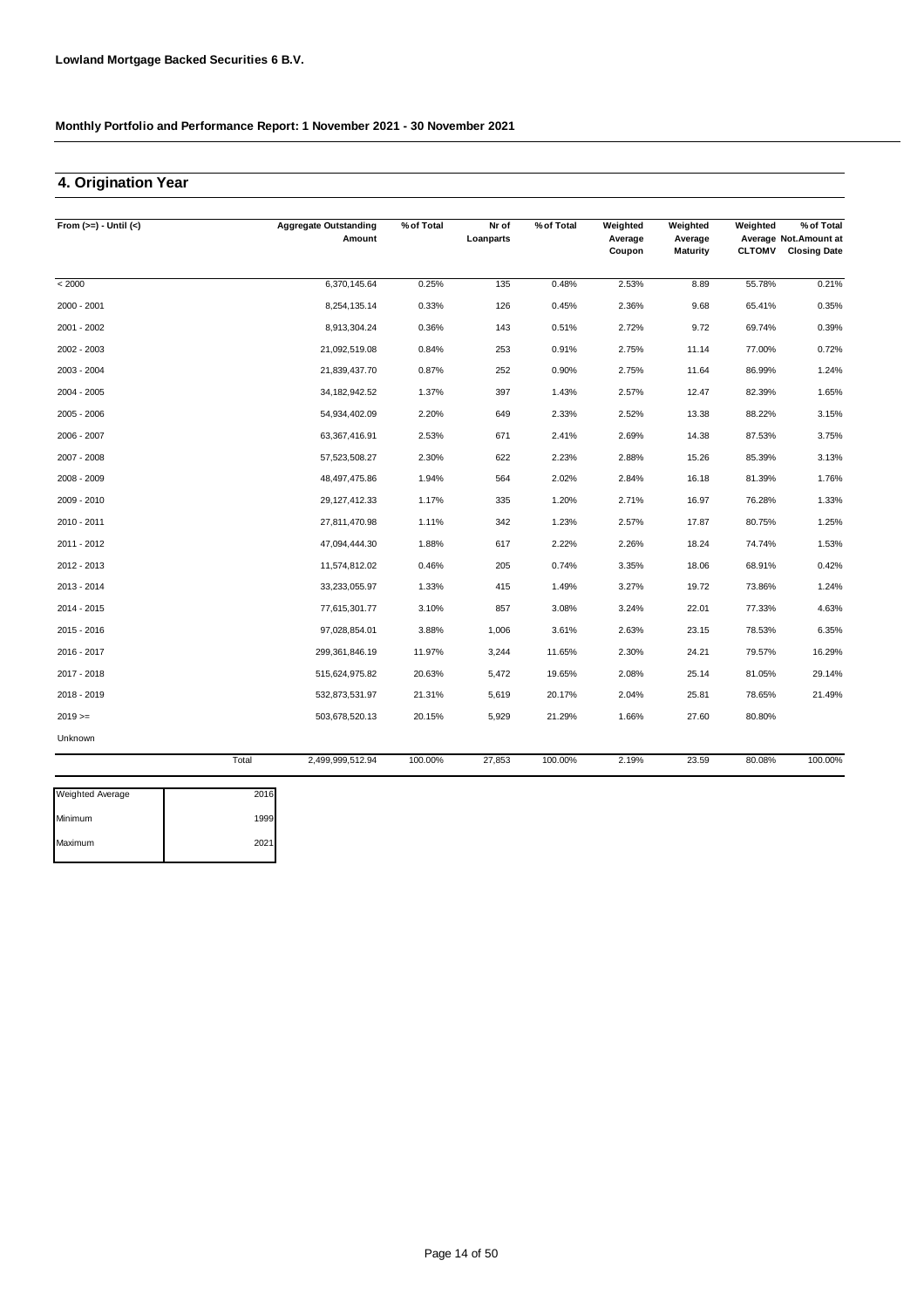**Lowland Mortgage Backed Securities 6 B.V.**

**Monthly Portfolio and Performance Report: 1 November 2021 - 30 November 2021**

## 4. Origination Year

| From (>=) - Until (<) | Aggregate Outstanding Amount | % of Total | Nr of Loanparts | % of Total | Weighted Average Coupon | Weighted Average Maturity | Weighted Average CLTOMV | % of Total Not.Amount at Closing Date |
|---|---|---|---|---|---|---|---|---|
| < 2000 | 6,370,145.64 | 0.25% | 135 | 0.48% | 2.53% | 8.89 | 55.78% | 0.21% |
| 2000 - 2001 | 8,254,135.14 | 0.33% | 126 | 0.45% | 2.36% | 9.68 | 65.41% | 0.35% |
| 2001 - 2002 | 8,913,304.24 | 0.36% | 143 | 0.51% | 2.72% | 9.72 | 69.74% | 0.39% |
| 2002 - 2003 | 21,092,519.08 | 0.84% | 253 | 0.91% | 2.75% | 11.14 | 77.00% | 0.72% |
| 2003 - 2004 | 21,839,437.70 | 0.87% | 252 | 0.90% | 2.75% | 11.64 | 86.99% | 1.24% |
| 2004 - 2005 | 34,182,942.52 | 1.37% | 397 | 1.43% | 2.57% | 12.47 | 82.39% | 1.65% |
| 2005 - 2006 | 54,934,402.09 | 2.20% | 649 | 2.33% | 2.52% | 13.38 | 88.22% | 3.15% |
| 2006 - 2007 | 63,367,416.91 | 2.53% | 671 | 2.41% | 2.69% | 14.38 | 87.53% | 3.75% |
| 2007 - 2008 | 57,523,508.27 | 2.30% | 622 | 2.23% | 2.88% | 15.26 | 85.39% | 3.13% |
| 2008 - 2009 | 48,497,475.86 | 1.94% | 564 | 2.02% | 2.84% | 16.18 | 81.39% | 1.76% |
| 2009 - 2010 | 29,127,412.33 | 1.17% | 335 | 1.20% | 2.71% | 16.97 | 76.28% | 1.33% |
| 2010 - 2011 | 27,811,470.98 | 1.11% | 342 | 1.23% | 2.57% | 17.87 | 80.75% | 1.25% |
| 2011 - 2012 | 47,094,444.30 | 1.88% | 617 | 2.22% | 2.26% | 18.24 | 74.74% | 1.53% |
| 2012 - 2013 | 11,574,812.02 | 0.46% | 205 | 0.74% | 3.35% | 18.06 | 68.91% | 0.42% |
| 2013 - 2014 | 33,233,055.97 | 1.33% | 415 | 1.49% | 3.27% | 19.72 | 73.86% | 1.24% |
| 2014 - 2015 | 77,615,301.77 | 3.10% | 857 | 3.08% | 3.24% | 22.01 | 77.33% | 4.63% |
| 2015 - 2016 | 97,028,854.01 | 3.88% | 1,006 | 3.61% | 2.63% | 23.15 | 78.53% | 6.35% |
| 2016 - 2017 | 299,361,846.19 | 11.97% | 3,244 | 11.65% | 2.30% | 24.21 | 79.57% | 16.29% |
| 2017 - 2018 | 515,624,975.82 | 20.63% | 5,472 | 19.65% | 2.08% | 25.14 | 81.05% | 29.14% |
| 2018 - 2019 | 532,873,531.97 | 21.31% | 5,619 | 20.17% | 2.04% | 25.81 | 78.65% | 21.49% |
| 2019 >= | 503,678,520.13 | 20.15% | 5,929 | 21.29% | 1.66% | 27.60 | 80.80% | |
| Unknown | | | | | | | | |
| Total | 2,499,999,512.94 | 100.00% | 27,853 | 100.00% | 2.19% | 23.59 | 80.08% | 100.00% |

| | |
|---|---|
| Weighted Average | 2016 |
| Minimum | 1999 |
| Maximum | 2021 |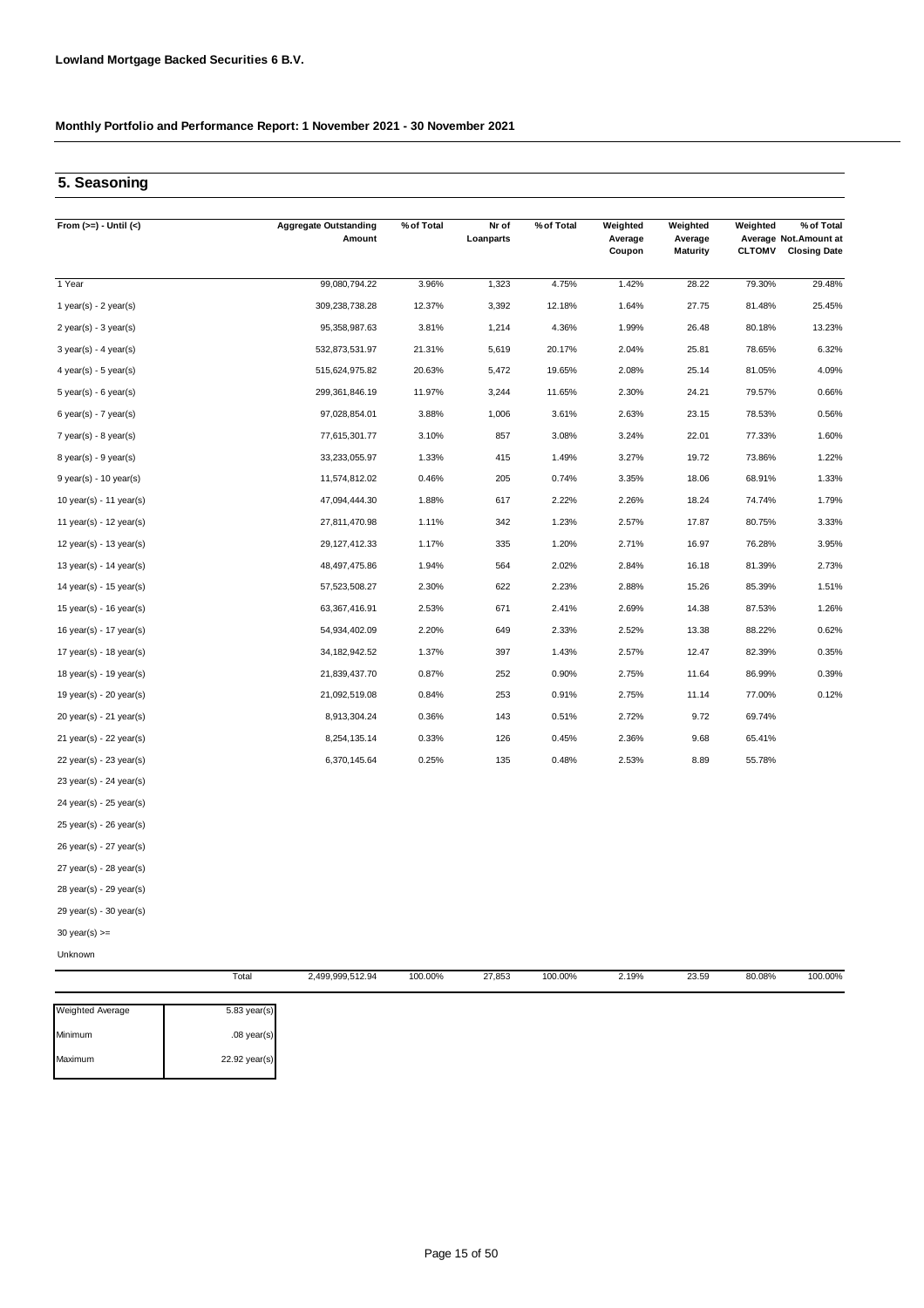**Lowland Mortgage Backed Securities 6 B.V.**

**Monthly Portfolio and Performance Report: 1 November 2021 - 30 November 2021**

## 5. Seasoning

| From (>=) - Until (<) | Aggregate Outstanding Amount | % of Total | Nr of Loanparts | % of Total | Weighted Average Coupon | Weighted Average Maturity | Weighted Average CLTOMV | % of Total Not.Amount at Closing Date |
|---|---|---|---|---|---|---|---|---|
| 1 Year | 99,080,794.22 | 3.96% | 1,323 | 4.75% | 1.42% | 28.22 | 79.30% | 29.48% |
| 1 year(s) - 2 year(s) | 309,238,738.28 | 12.37% | 3,392 | 12.18% | 1.64% | 27.75 | 81.48% | 25.45% |
| 2 year(s) - 3 year(s) | 95,358,987.63 | 3.81% | 1,214 | 4.36% | 1.99% | 26.48 | 80.18% | 13.23% |
| 3 year(s) - 4 year(s) | 532,873,531.97 | 21.31% | 5,619 | 20.17% | 2.04% | 25.81 | 78.65% | 6.32% |
| 4 year(s) - 5 year(s) | 515,624,975.82 | 20.63% | 5,472 | 19.65% | 2.08% | 25.14 | 81.05% | 4.09% |
| 5 year(s) - 6 year(s) | 299,361,846.19 | 11.97% | 3,244 | 11.65% | 2.30% | 24.21 | 79.57% | 0.66% |
| 6 year(s) - 7 year(s) | 97,028,854.01 | 3.88% | 1,006 | 3.61% | 2.63% | 23.15 | 78.53% | 0.56% |
| 7 year(s) - 8 year(s) | 77,615,301.77 | 3.10% | 857 | 3.08% | 3.24% | 22.01 | 77.33% | 1.60% |
| 8 year(s) - 9 year(s) | 33,233,055.97 | 1.33% | 415 | 1.49% | 3.27% | 19.72 | 73.86% | 1.22% |
| 9 year(s) - 10 year(s) | 11,574,812.02 | 0.46% | 205 | 0.74% | 3.35% | 18.06 | 68.91% | 1.33% |
| 10 year(s) - 11 year(s) | 47,094,444.30 | 1.88% | 617 | 2.22% | 2.26% | 18.24 | 74.74% | 1.79% |
| 11 year(s) - 12 year(s) | 27,811,470.98 | 1.11% | 342 | 1.23% | 2.57% | 17.87 | 80.75% | 3.33% |
| 12 year(s) - 13 year(s) | 29,127,412.33 | 1.17% | 335 | 1.20% | 2.71% | 16.97 | 76.28% | 3.95% |
| 13 year(s) - 14 year(s) | 48,497,475.86 | 1.94% | 564 | 2.02% | 2.84% | 16.18 | 81.39% | 2.73% |
| 14 year(s) - 15 year(s) | 57,523,508.27 | 2.30% | 622 | 2.23% | 2.88% | 15.26 | 85.39% | 1.51% |
| 15 year(s) - 16 year(s) | 63,367,416.91 | 2.53% | 671 | 2.41% | 2.69% | 14.38 | 87.53% | 1.26% |
| 16 year(s) - 17 year(s) | 54,934,402.09 | 2.20% | 649 | 2.33% | 2.52% | 13.38 | 88.22% | 0.62% |
| 17 year(s) - 18 year(s) | 34,182,942.52 | 1.37% | 397 | 1.43% | 2.57% | 12.47 | 82.39% | 0.35% |
| 18 year(s) - 19 year(s) | 21,839,437.70 | 0.87% | 252 | 0.90% | 2.75% | 11.64 | 86.99% | 0.39% |
| 19 year(s) - 20 year(s) | 21,092,519.08 | 0.84% | 253 | 0.91% | 2.75% | 11.14 | 77.00% | 0.12% |
| 20 year(s) - 21 year(s) | 8,913,304.24 | 0.36% | 143 | 0.51% | 2.72% | 9.72 | 69.74% | |
| 21 year(s) - 22 year(s) | 8,254,135.14 | 0.33% | 126 | 0.45% | 2.36% | 9.68 | 65.41% | |
| 22 year(s) - 23 year(s) | 6,370,145.64 | 0.25% | 135 | 0.48% | 2.53% | 8.89 | 55.78% | |
| 23 year(s) - 24 year(s) | | | | | | | | |
| 24 year(s) - 25 year(s) | | | | | | | | |
| 25 year(s) - 26 year(s) | | | | | | | | |
| 26 year(s) - 27 year(s) | | | | | | | | |
| 27 year(s) - 28 year(s) | | | | | | | | |
| 28 year(s) - 29 year(s) | | | | | | | | |
| 29 year(s) - 30 year(s) | | | | | | | | |
| 30 year(s) >= | | | | | | | | |
| Unknown | | | | | | | | |
| Total | 2,499,999,512.94 | 100.00% | 27,853 | 100.00% | 2.19% | 23.59 | 80.08% | 100.00% |

| | |
|---|---|
| Weighted Average | 5.83 year(s) |
| Minimum | .08 year(s) |
| Maximum | 22.92 year(s) |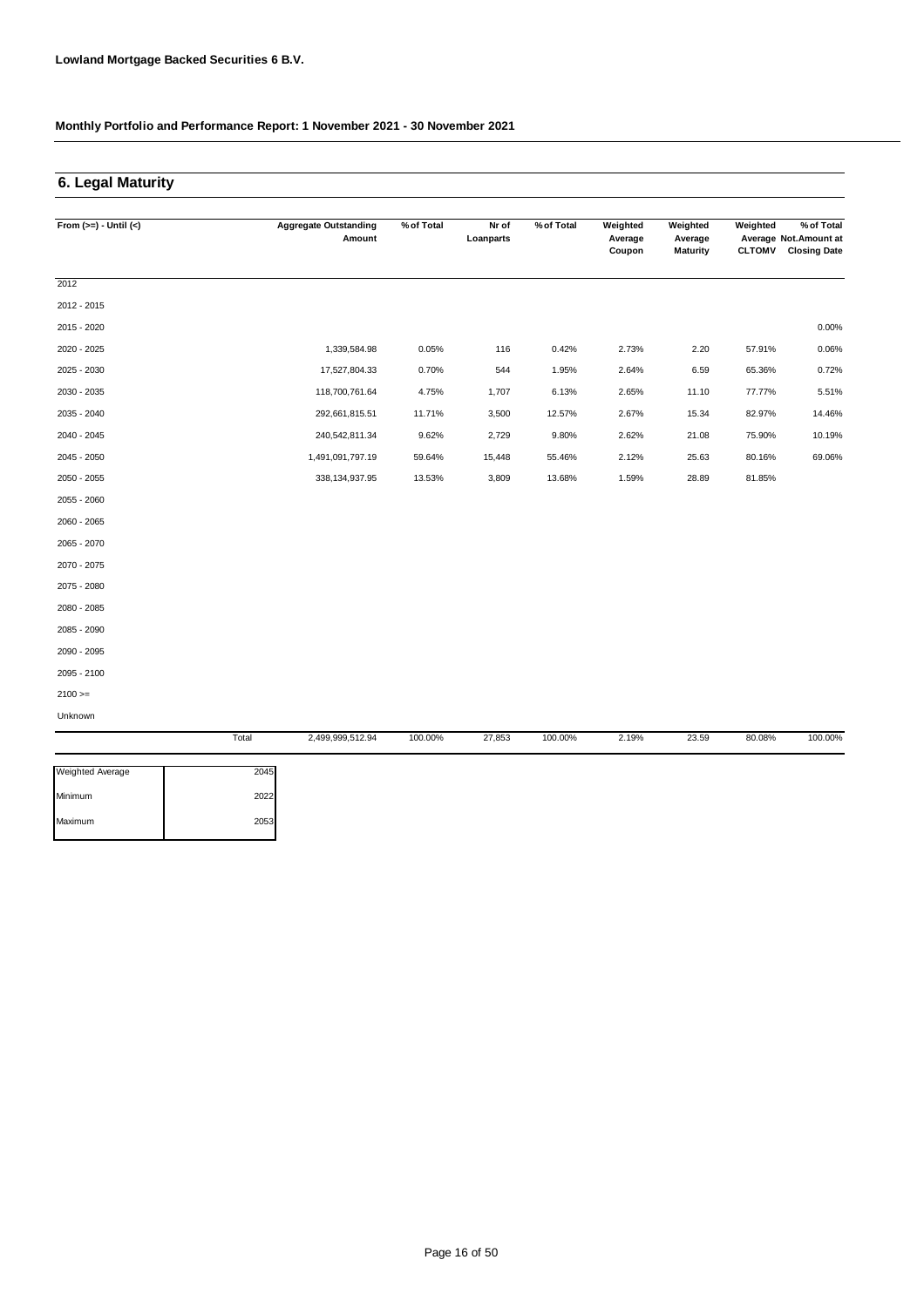**Lowland Mortgage Backed Securities 6 B.V.**

**Monthly Portfolio and Performance Report: 1 November 2021 - 30 November 2021**

## 6. Legal Maturity

| From (>=) - Until (<) | Aggregate Outstanding Amount | % of Total | Nr of Loanparts | % of Total | Weighted Average Coupon | Weighted Average Maturity | Weighted Average CLTOMV | % of Total Not.Amount at Closing Date |
|---|---|---|---|---|---|---|---|---|
| 2012 | | | | | | | | |
| 2012 - 2015 | | | | | | | | |
| 2015 - 2020 | | | | | | | | 0.00% |
| 2020 - 2025 | 1,339,584.98 | 0.05% | 116 | 0.42% | 2.73% | 2.20 | 57.91% | 0.06% |
| 2025 - 2030 | 17,527,804.33 | 0.70% | 544 | 1.95% | 2.64% | 6.59 | 65.36% | 0.72% |
| 2030 - 2035 | 118,700,761.64 | 4.75% | 1,707 | 6.13% | 2.65% | 11.10 | 77.77% | 5.51% |
| 2035 - 2040 | 292,661,815.51 | 11.71% | 3,500 | 12.57% | 2.67% | 15.34 | 82.97% | 14.46% |
| 2040 - 2045 | 240,542,811.34 | 9.62% | 2,729 | 9.80% | 2.62% | 21.08 | 75.90% | 10.19% |
| 2045 - 2050 | 1,491,091,797.19 | 59.64% | 15,448 | 55.46% | 2.12% | 25.63 | 80.16% | 69.06% |
| 2050 - 2055 | 338,134,937.95 | 13.53% | 3,809 | 13.68% | 1.59% | 28.89 | 81.85% | |
| 2055 - 2060 | | | | | | | | |
| 2060 - 2065 | | | | | | | | |
| 2065 - 2070 | | | | | | | | |
| 2070 - 2075 | | | | | | | | |
| 2075 - 2080 | | | | | | | | |
| 2080 - 2085 | | | | | | | | |
| 2085 - 2090 | | | | | | | | |
| 2090 - 2095 | | | | | | | | |
| 2095 - 2100 | | | | | | | | |
| 2100 >= | | | | | | | | |
| Unknown | | | | | | | | |
| Total | 2,499,999,512.94 | 100.00% | 27,853 | 100.00% | 2.19% | 23.59 | 80.08% | 100.00% |

| | |
|---|---|
| Weighted Average | 2045 |
| Minimum | 2022 |
| Maximum | 2053 |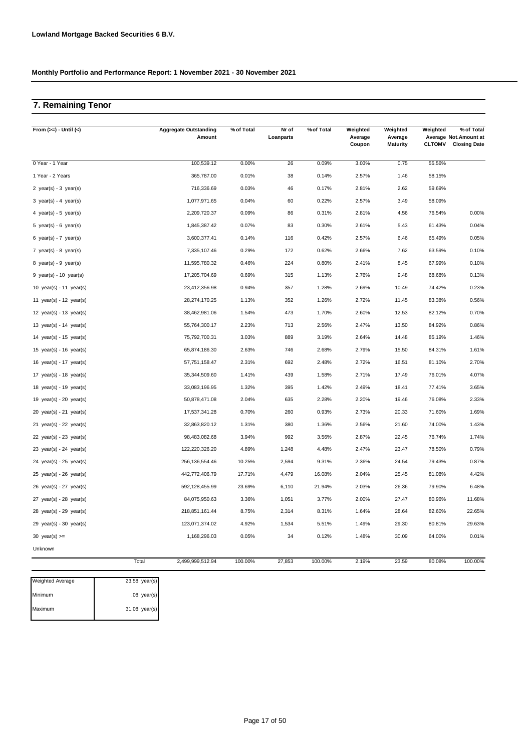**Lowland Mortgage Backed Securities 6 B.V.**

**Monthly Portfolio and Performance Report: 1 November 2021 - 30 November 2021**

## 7. Remaining Tenor

| From (>=) - Until (<) | Aggregate Outstanding Amount | % of Total | Nr of Loanparts | % of Total | Weighted Average Coupon | Weighted Average Maturity | Weighted Average CLTOMV | % of Total Not.Amount at Closing Date |
|---|---|---|---|---|---|---|---|---|
| 0 Year - 1 Year | 100,539.12 | 0.00% | 26 | 0.09% | 3.03% | 0.75 | 55.56% | |
| 1 Year - 2 Years | 365,787.00 | 0.01% | 38 | 0.14% | 2.57% | 1.46 | 58.15% | |
| 2 year(s) - 3 year(s) | 716,336.69 | 0.03% | 46 | 0.17% | 2.81% | 2.62 | 59.69% | |
| 3 year(s) - 4 year(s) | 1,077,971.65 | 0.04% | 60 | 0.22% | 2.57% | 3.49 | 58.09% | |
| 4 year(s) - 5 year(s) | 2,209,720.37 | 0.09% | 86 | 0.31% | 2.81% | 4.56 | 76.54% | 0.00% |
| 5 year(s) - 6 year(s) | 1,845,387.42 | 0.07% | 83 | 0.30% | 2.61% | 5.43 | 61.43% | 0.04% |
| 6 year(s) - 7 year(s) | 3,600,377.41 | 0.14% | 116 | 0.42% | 2.57% | 6.46 | 65.49% | 0.05% |
| 7 year(s) - 8 year(s) | 7,335,107.46 | 0.29% | 172 | 0.62% | 2.66% | 7.62 | 63.59% | 0.10% |
| 8 year(s) - 9 year(s) | 11,595,780.32 | 0.46% | 224 | 0.80% | 2.41% | 8.45 | 67.99% | 0.10% |
| 9 year(s) - 10 year(s) | 17,205,704.69 | 0.69% | 315 | 1.13% | 2.76% | 9.48 | 68.68% | 0.13% |
| 10 year(s) - 11 year(s) | 23,412,356.98 | 0.94% | 357 | 1.28% | 2.69% | 10.49 | 74.42% | 0.23% |
| 11 year(s) - 12 year(s) | 28,274,170.25 | 1.13% | 352 | 1.26% | 2.72% | 11.45 | 83.38% | 0.56% |
| 12 year(s) - 13 year(s) | 38,462,981.06 | 1.54% | 473 | 1.70% | 2.60% | 12.53 | 82.12% | 0.70% |
| 13 year(s) - 14 year(s) | 55,764,300.17 | 2.23% | 713 | 2.56% | 2.47% | 13.50 | 84.92% | 0.86% |
| 14 year(s) - 15 year(s) | 75,792,700.31 | 3.03% | 889 | 3.19% | 2.64% | 14.48 | 85.19% | 1.46% |
| 15 year(s) - 16 year(s) | 65,874,186.30 | 2.63% | 746 | 2.68% | 2.79% | 15.50 | 84.31% | 1.61% |
| 16 year(s) - 17 year(s) | 57,751,158.47 | 2.31% | 692 | 2.48% | 2.72% | 16.51 | 81.10% | 2.70% |
| 17 year(s) - 18 year(s) | 35,344,509.60 | 1.41% | 439 | 1.58% | 2.71% | 17.49 | 76.01% | 4.07% |
| 18 year(s) - 19 year(s) | 33,083,196.95 | 1.32% | 395 | 1.42% | 2.49% | 18.41 | 77.41% | 3.65% |
| 19 year(s) - 20 year(s) | 50,878,471.08 | 2.04% | 635 | 2.28% | 2.20% | 19.46 | 76.08% | 2.33% |
| 20 year(s) - 21 year(s) | 17,537,341.28 | 0.70% | 260 | 0.93% | 2.73% | 20.33 | 71.60% | 1.69% |
| 21 year(s) - 22 year(s) | 32,863,820.12 | 1.31% | 380 | 1.36% | 2.56% | 21.60 | 74.00% | 1.43% |
| 22 year(s) - 23 year(s) | 98,483,082.68 | 3.94% | 992 | 3.56% | 2.87% | 22.45 | 76.74% | 1.74% |
| 23 year(s) - 24 year(s) | 122,220,326.20 | 4.89% | 1,248 | 4.48% | 2.47% | 23.47 | 78.50% | 0.79% |
| 24 year(s) - 25 year(s) | 256,136,554.46 | 10.25% | 2,594 | 9.31% | 2.36% | 24.54 | 79.43% | 0.87% |
| 25 year(s) - 26 year(s) | 442,772,406.79 | 17.71% | 4,479 | 16.08% | 2.04% | 25.45 | 81.08% | 4.42% |
| 26 year(s) - 27 year(s) | 592,128,455.99 | 23.69% | 6,110 | 21.94% | 2.03% | 26.36 | 79.90% | 6.48% |
| 27 year(s) - 28 year(s) | 84,075,950.63 | 3.36% | 1,051 | 3.77% | 2.00% | 27.47 | 80.96% | 11.68% |
| 28 year(s) - 29 year(s) | 218,851,161.44 | 8.75% | 2,314 | 8.31% | 1.64% | 28.64 | 82.60% | 22.65% |
| 29 year(s) - 30 year(s) | 123,071,374.02 | 4.92% | 1,534 | 5.51% | 1.49% | 29.30 | 80.81% | 29.63% |
| 30 year(s) >= | 1,168,296.03 | 0.05% | 34 | 0.12% | 1.48% | 30.09 | 64.00% | 0.01% |
| Unknown | | | | | | | | |
| Total | 2,499,999,512.94 | 100.00% | 27,853 | 100.00% | 2.19% | 23.59 | 80.08% | 100.00% |

| | |
|---|---|
| Weighted Average | 23.58 year(s) |
| Minimum | .08 year(s) |
| Maximum | 31.08 year(s) |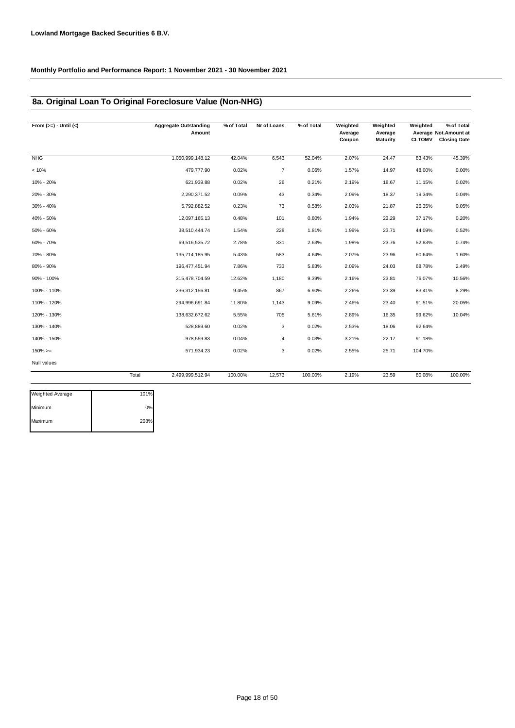**Lowland Mortgage Backed Securities 6 B.V.**

**Monthly Portfolio and Performance Report: 1 November 2021 - 30 November 2021**

## 8a. Original Loan To Original Foreclosure Value (Non-NHG)

| From (>=) - Until (<) | Aggregate Outstanding Amount | % of Total | Nr of Loans | % of Total | Weighted Average Coupon | Weighted Average Maturity | Weighted Average CLTOMV | % of Total Not.Amount at Closing Date |
|---|---|---|---|---|---|---|---|---|
| NHG | 1,050,999,148.12 | 42.04% | 6,543 | 52.04% | 2.07% | 24.47 | 83.43% | 45.39% |
| < 10% | 479,777.90 | 0.02% | 7 | 0.06% | 1.57% | 14.97 | 48.00% | 0.00% |
| 10% - 20% | 621,939.88 | 0.02% | 26 | 0.21% | 2.19% | 18.67 | 11.15% | 0.02% |
| 20% - 30% | 2,290,371.52 | 0.09% | 43 | 0.34% | 2.09% | 18.37 | 19.34% | 0.04% |
| 30% - 40% | 5,792,882.52 | 0.23% | 73 | 0.58% | 2.03% | 21.87 | 26.35% | 0.05% |
| 40% - 50% | 12,097,165.13 | 0.48% | 101 | 0.80% | 1.94% | 23.29 | 37.17% | 0.20% |
| 50% - 60% | 38,510,444.74 | 1.54% | 228 | 1.81% | 1.99% | 23.71 | 44.09% | 0.52% |
| 60% - 70% | 69,516,535.72 | 2.78% | 331 | 2.63% | 1.98% | 23.76 | 52.83% | 0.74% |
| 70% - 80% | 135,714,185.95 | 5.43% | 583 | 4.64% | 2.07% | 23.96 | 60.64% | 1.60% |
| 80% - 90% | 196,477,451.94 | 7.86% | 733 | 5.83% | 2.09% | 24.03 | 68.78% | 2.49% |
| 90% - 100% | 315,478,704.59 | 12.62% | 1,180 | 9.39% | 2.16% | 23.81 | 76.07% | 10.56% |
| 100% - 110% | 236,312,156.81 | 9.45% | 867 | 6.90% | 2.26% | 23.39 | 83.41% | 8.29% |
| 110% - 120% | 294,996,691.84 | 11.80% | 1,143 | 9.09% | 2.46% | 23.40 | 91.51% | 20.05% |
| 120% - 130% | 138,632,672.62 | 5.55% | 705 | 5.61% | 2.89% | 16.35 | 99.62% | 10.04% |
| 130% - 140% | 528,889.60 | 0.02% | 3 | 0.02% | 2.53% | 18.06 | 92.64% | |
| 140% - 150% | 978,559.83 | 0.04% | 4 | 0.03% | 3.21% | 22.17 | 91.18% | |
| 150% >= | 571,934.23 | 0.02% | 3 | 0.02% | 2.55% | 25.71 | 104.70% | |
| Null values | | | | | | | | |
| Total | 2,499,999,512.94 | 100.00% | 12,573 | 100.00% | 2.19% | 23.59 | 80.08% | 100.00% |

| | |
|---|---|
| Weighted Average | 101% |
| Minimum | 0% |
| Maximum | 208% |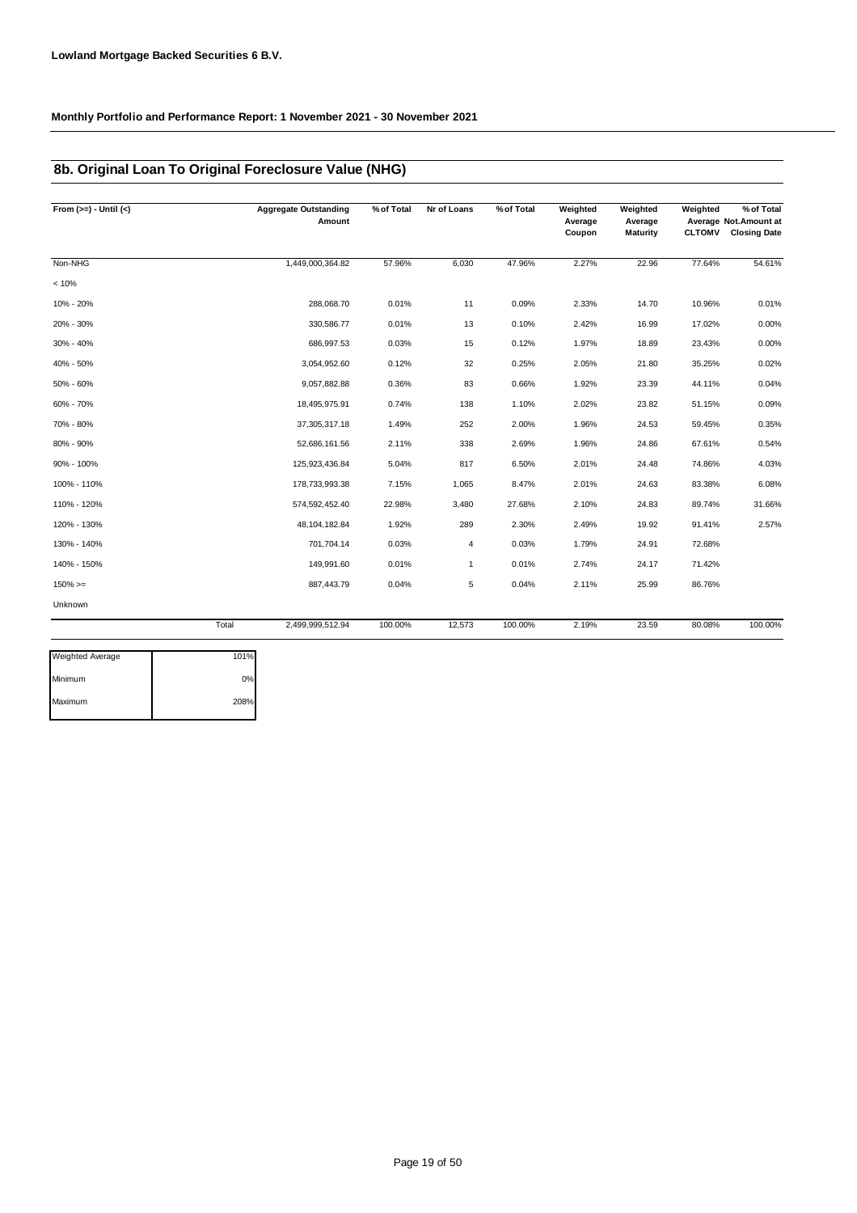**Lowland Mortgage Backed Securities 6 B.V.**

**Monthly Portfolio and Performance Report: 1 November 2021 - 30 November 2021**

## 8b. Original Loan To Original Foreclosure Value (NHG)

| From (>=) - Until (<) | Aggregate Outstanding Amount | % of Total | Nr of Loans | % of Total | Weighted Average Coupon | Weighted Average Maturity | Weighted Average CLTOMV | % of Total Not.Amount at Closing Date |
|---|---|---|---|---|---|---|---|---|
| Non-NHG | 1,449,000,364.82 | 57.96% | 6,030 | 47.96% | 2.27% | 22.96 | 77.64% | 54.61% |
| < 10% | | | | | | | | |
| 10% - 20% | 288,068.70 | 0.01% | 11 | 0.09% | 2.33% | 14.70 | 10.96% | 0.01% |
| 20% - 30% | 330,586.77 | 0.01% | 13 | 0.10% | 2.42% | 16.99 | 17.02% | 0.00% |
| 30% - 40% | 686,997.53 | 0.03% | 15 | 0.12% | 1.97% | 18.89 | 23.43% | 0.00% |
| 40% - 50% | 3,054,952.60 | 0.12% | 32 | 0.25% | 2.05% | 21.80 | 35.25% | 0.02% |
| 50% - 60% | 9,057,882.88 | 0.36% | 83 | 0.66% | 1.92% | 23.39 | 44.11% | 0.04% |
| 60% - 70% | 18,495,975.91 | 0.74% | 138 | 1.10% | 2.02% | 23.82 | 51.15% | 0.09% |
| 70% - 80% | 37,305,317.18 | 1.49% | 252 | 2.00% | 1.96% | 24.53 | 59.45% | 0.35% |
| 80% - 90% | 52,686,161.56 | 2.11% | 338 | 2.69% | 1.96% | 24.86 | 67.61% | 0.54% |
| 90% - 100% | 125,923,436.84 | 5.04% | 817 | 6.50% | 2.01% | 24.48 | 74.86% | 4.03% |
| 100% - 110% | 178,733,993.38 | 7.15% | 1,065 | 8.47% | 2.01% | 24.63 | 83.38% | 6.08% |
| 110% - 120% | 574,592,452.40 | 22.98% | 3,480 | 27.68% | 2.10% | 24.83 | 89.74% | 31.66% |
| 120% - 130% | 48,104,182.84 | 1.92% | 289 | 2.30% | 2.49% | 19.92 | 91.41% | 2.57% |
| 130% - 140% | 701,704.14 | 0.03% | 4 | 0.03% | 1.79% | 24.91 | 72.68% | |
| 140% - 150% | 149,991.60 | 0.01% | 1 | 0.01% | 2.74% | 24.17 | 71.42% | |
| 150% >= | 887,443.79 | 0.04% | 5 | 0.04% | 2.11% | 25.99 | 86.76% | |
| Unknown | | | | | | | | |
| Total | 2,499,999,512.94 | 100.00% | 12,573 | 100.00% | 2.19% | 23.59 | 80.08% | 100.00% |

| | |
|---|---|
| Weighted Average | 101% |
| Minimum | 0% |
| Maximum | 208% |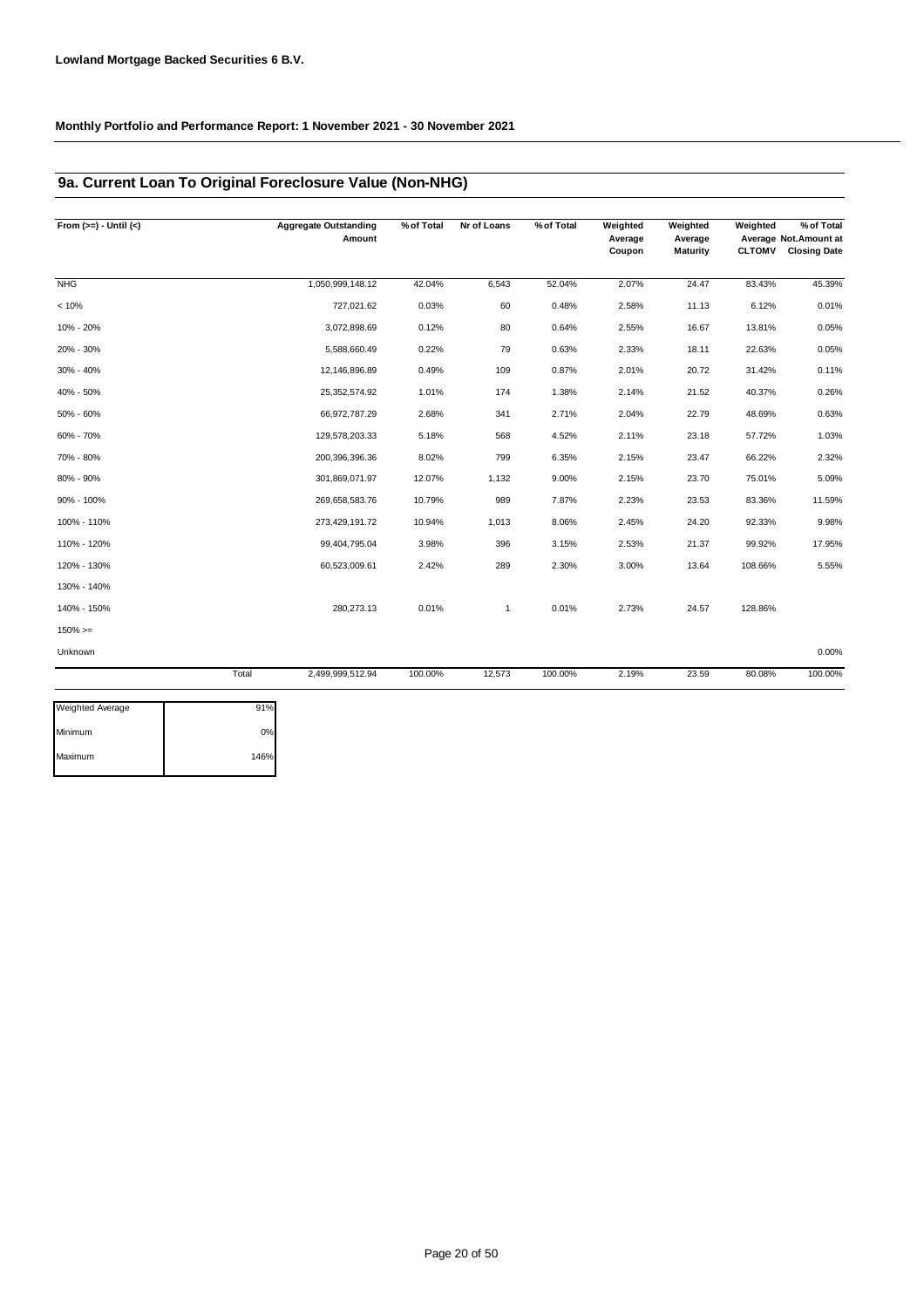**Lowland Mortgage Backed Securities 6 B.V.**

**Monthly Portfolio and Performance Report: 1 November 2021 - 30 November 2021**

## 9a. Current Loan To Original Foreclosure Value (Non-NHG)

| From (>=) - Until (<) | Aggregate Outstanding Amount | % of Total | Nr of Loans | % of Total | Weighted Average Coupon | Weighted Average Maturity | Weighted Average CLTOMV | % of Total Not.Amount at Closing Date |
|---|---|---|---|---|---|---|---|---|
| NHG | 1,050,999,148.12 | 42.04% | 6,543 | 52.04% | 2.07% | 24.47 | 83.43% | 45.39% |
| < 10% | 727,021.62 | 0.03% | 60 | 0.48% | 2.58% | 11.13 | 6.12% | 0.01% |
| 10% - 20% | 3,072,898.69 | 0.12% | 80 | 0.64% | 2.55% | 16.67 | 13.81% | 0.05% |
| 20% - 30% | 5,588,660.49 | 0.22% | 79 | 0.63% | 2.33% | 18.11 | 22.63% | 0.05% |
| 30% - 40% | 12,146,896.89 | 0.49% | 109 | 0.87% | 2.01% | 20.72 | 31.42% | 0.11% |
| 40% - 50% | 25,352,574.92 | 1.01% | 174 | 1.38% | 2.14% | 21.52 | 40.37% | 0.26% |
| 50% - 60% | 66,972,787.29 | 2.68% | 341 | 2.71% | 2.04% | 22.79 | 48.69% | 0.63% |
| 60% - 70% | 129,578,203.33 | 5.18% | 568 | 4.52% | 2.11% | 23.18 | 57.72% | 1.03% |
| 70% - 80% | 200,396,396.36 | 8.02% | 799 | 6.35% | 2.15% | 23.47 | 66.22% | 2.32% |
| 80% - 90% | 301,869,071.97 | 12.07% | 1,132 | 9.00% | 2.15% | 23.70 | 75.01% | 5.09% |
| 90% - 100% | 269,658,583.76 | 10.79% | 989 | 7.87% | 2.23% | 23.53 | 83.36% | 11.59% |
| 100% - 110% | 273,429,191.72 | 10.94% | 1,013 | 8.06% | 2.45% | 24.20 | 92.33% | 9.98% |
| 110% - 120% | 99,404,795.04 | 3.98% | 396 | 3.15% | 2.53% | 21.37 | 99.92% | 17.95% |
| 120% - 130% | 60,523,009.61 | 2.42% | 289 | 2.30% | 3.00% | 13.64 | 108.66% | 5.55% |
| 130% - 140% | | | | | | | | |
| 140% - 150% | 280,273.13 | 0.01% | 1 | 0.01% | 2.73% | 24.57 | 128.86% | |
| 150% >= | | | | | | | | |
| Unknown | | | | | | | | 0.00% |
| Total | 2,499,999,512.94 | 100.00% | 12,573 | 100.00% | 2.19% | 23.59 | 80.08% | 100.00% |

| | |
|---|---|
| Weighted Average | 91% |
| Minimum | 0% |
| Maximum | 146% |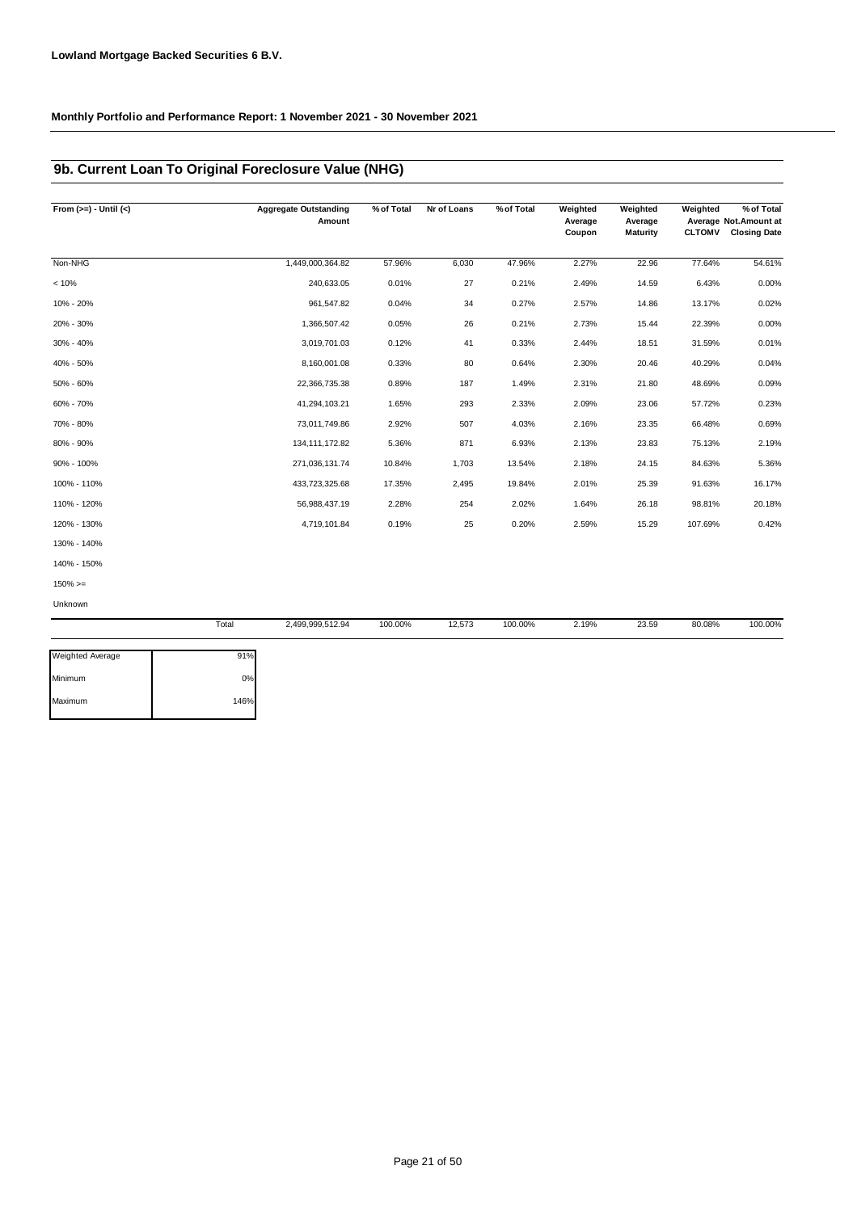**Lowland Mortgage Backed Securities 6 B.V.**

**Monthly Portfolio and Performance Report: 1 November 2021 - 30 November 2021**

## 9b. Current Loan To Original Foreclosure Value (NHG)

| From (>=) - Until (<) | Aggregate Outstanding Amount | % of Total | Nr of Loans | % of Total | Weighted Average Coupon | Weighted Average Maturity | Weighted Average CLTOMV | % of Total Not.Amount at Closing Date |
|---|---|---|---|---|---|---|---|---|
| Non-NHG | 1,449,000,364.82 | 57.96% | 6,030 | 47.96% | 2.27% | 22.96 | 77.64% | 54.61% |
| < 10% | 240,633.05 | 0.01% | 27 | 0.21% | 2.49% | 14.59 | 6.43% | 0.00% |
| 10% - 20% | 961,547.82 | 0.04% | 34 | 0.27% | 2.57% | 14.86 | 13.17% | 0.02% |
| 20% - 30% | 1,366,507.42 | 0.05% | 26 | 0.21% | 2.73% | 15.44 | 22.39% | 0.00% |
| 30% - 40% | 3,019,701.03 | 0.12% | 41 | 0.33% | 2.44% | 18.51 | 31.59% | 0.01% |
| 40% - 50% | 8,160,001.08 | 0.33% | 80 | 0.64% | 2.30% | 20.46 | 40.29% | 0.04% |
| 50% - 60% | 22,366,735.38 | 0.89% | 187 | 1.49% | 2.31% | 21.80 | 48.69% | 0.09% |
| 60% - 70% | 41,294,103.21 | 1.65% | 293 | 2.33% | 2.09% | 23.06 | 57.72% | 0.23% |
| 70% - 80% | 73,011,749.86 | 2.92% | 507 | 4.03% | 2.16% | 23.35 | 66.48% | 0.69% |
| 80% - 90% | 134,111,172.82 | 5.36% | 871 | 6.93% | 2.13% | 23.83 | 75.13% | 2.19% |
| 90% - 100% | 271,036,131.74 | 10.84% | 1,703 | 13.54% | 2.18% | 24.15 | 84.63% | 5.36% |
| 100% - 110% | 433,723,325.68 | 17.35% | 2,495 | 19.84% | 2.01% | 25.39 | 91.63% | 16.17% |
| 110% - 120% | 56,988,437.19 | 2.28% | 254 | 2.02% | 1.64% | 26.18 | 98.81% | 20.18% |
| 120% - 130% | 4,719,101.84 | 0.19% | 25 | 0.20% | 2.59% | 15.29 | 107.69% | 0.42% |
| 130% - 140% | | | | | | | | |
| 140% - 150% | | | | | | | | |
| 150% >= | | | | | | | | |
| Unknown | | | | | | | | |
| Total | 2,499,999,512.94 | 100.00% | 12,573 | 100.00% | 2.19% | 23.59 | 80.08% | 100.00% |

| | |
|---|---|
| Weighted Average | 91% |
| Minimum | 0% |
| Maximum | 146% |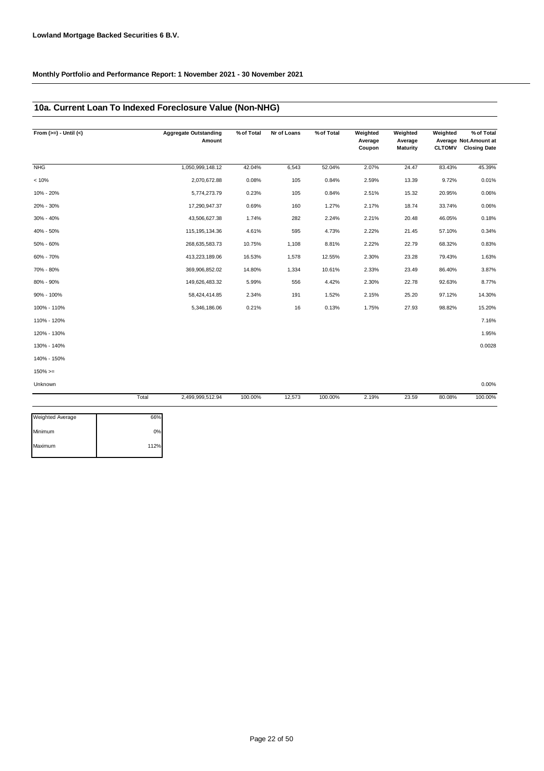**Lowland Mortgage Backed Securities 6 B.V.**

**Monthly Portfolio and Performance Report: 1 November 2021 - 30 November 2021**

## 10a. Current Loan To Indexed Foreclosure Value (Non-NHG)

| From (>=) - Until (<) | | Aggregate Outstanding Amount | % of Total | Nr of Loans | % of Total | Weighted Average Coupon | Weighted Average Maturity | Weighted Average CLTOMV | % of Total Not.Amount at Closing Date |
|---|---|---|---|---|---|---|---|---|---|
| NHG | | 1,050,999,148.12 | 42.04% | 6,543 | 52.04% | 2.07% | 24.47 | 83.43% | 45.39% |
| < 10% | | 2,070,672.88 | 0.08% | 105 | 0.84% | 2.59% | 13.39 | 9.72% | 0.01% |
| 10% - 20% | | 5,774,273.79 | 0.23% | 105 | 0.84% | 2.51% | 15.32 | 20.95% | 0.06% |
| 20% - 30% | | 17,290,947.37 | 0.69% | 160 | 1.27% | 2.17% | 18.74 | 33.74% | 0.06% |
| 30% - 40% | | 43,506,627.38 | 1.74% | 282 | 2.24% | 2.21% | 20.48 | 46.05% | 0.18% |
| 40% - 50% | | 115,195,134.36 | 4.61% | 595 | 4.73% | 2.22% | 21.45 | 57.10% | 0.34% |
| 50% - 60% | | 268,635,583.73 | 10.75% | 1,108 | 8.81% | 2.22% | 22.79 | 68.32% | 0.83% |
| 60% - 70% | | 413,223,189.06 | 16.53% | 1,578 | 12.55% | 2.30% | 23.28 | 79.43% | 1.63% |
| 70% - 80% | | 369,906,852.02 | 14.80% | 1,334 | 10.61% | 2.33% | 23.49 | 86.40% | 3.87% |
| 80% - 90% | | 149,626,483.32 | 5.99% | 556 | 4.42% | 2.30% | 22.78 | 92.63% | 8.77% |
| 90% - 100% | | 58,424,414.85 | 2.34% | 191 | 1.52% | 2.15% | 25.20 | 97.12% | 14.30% |
| 100% - 110% | | 5,346,186.06 | 0.21% | 16 | 0.13% | 1.75% | 27.93 | 98.82% | 15.20% |
| 110% - 120% | | | | | | | | | 7.16% |
| 120% - 130% | | | | | | | | | 1.95% |
| 130% - 140% | | | | | | | | | 0.0028 |
| 140% - 150% | | | | | | | | | |
| 150% >= | | | | | | | | | |
| Unknown | | | | | | | | | 0.00% |
| | Total | 2,499,999,512.94 | 100.00% | 12,573 | 100.00% | 2.19% | 23.59 | 80.08% | 100.00% |

| | |
|---|---|
| Weighted Average | 66% |
| Minimum | 0% |
| Maximum | 112% |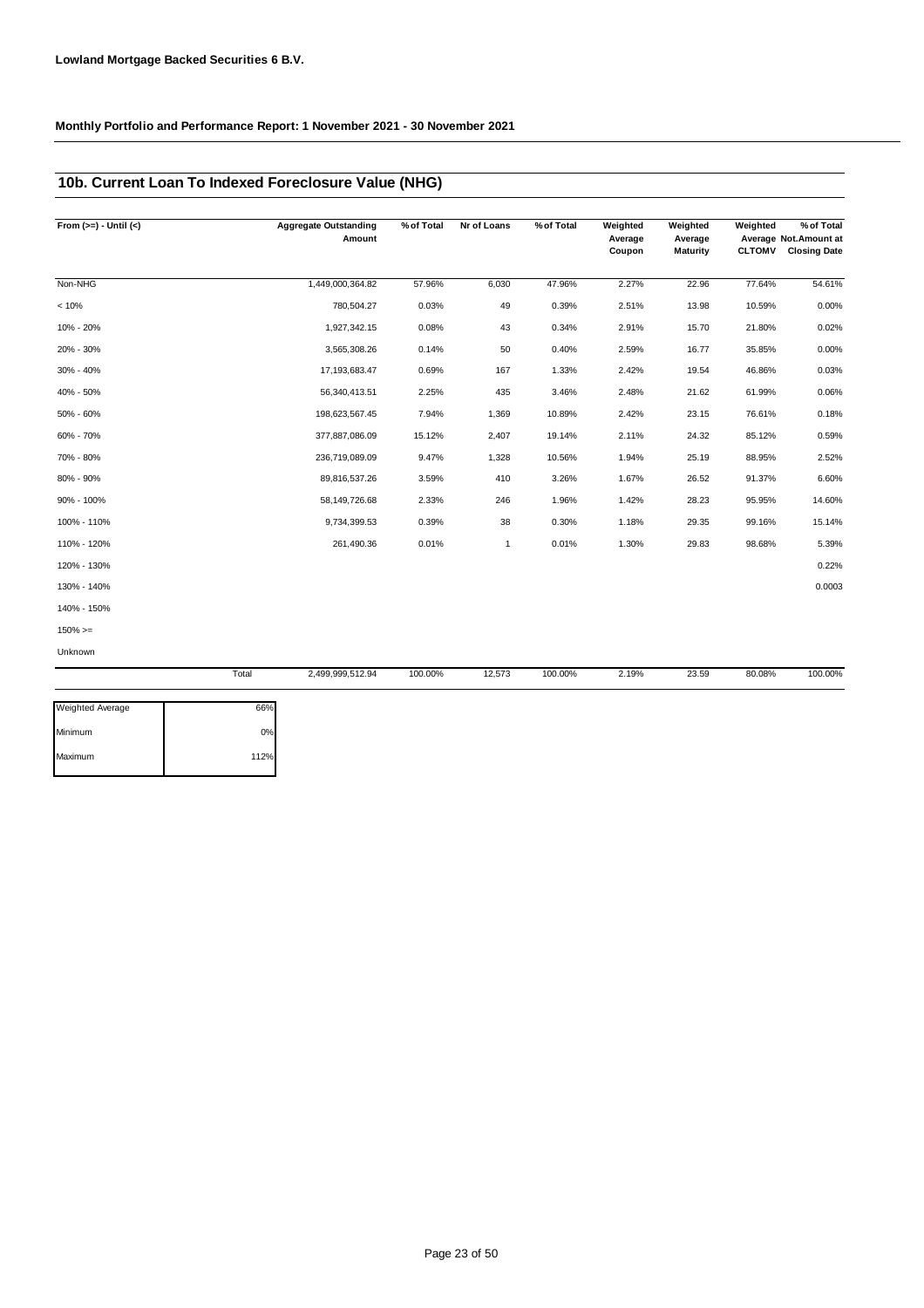**Lowland Mortgage Backed Securities 6 B.V.**

**Monthly Portfolio and Performance Report: 1 November 2021 - 30 November 2021**

## 10b. Current Loan To Indexed Foreclosure Value (NHG)

| From (>=) - Until (<) | Aggregate Outstanding Amount | % of Total | Nr of Loans | % of Total | Weighted Average Coupon | Weighted Average Maturity | Weighted Average CLTOMV | % of Total Not.Amount at Closing Date |
|---|---|---|---|---|---|---|---|---|
| Non-NHG | 1,449,000,364.82 | 57.96% | 6,030 | 47.96% | 2.27% | 22.96 | 77.64% | 54.61% |
| < 10% | 780,504.27 | 0.03% | 49 | 0.39% | 2.51% | 13.98 | 10.59% | 0.00% |
| 10% - 20% | 1,927,342.15 | 0.08% | 43 | 0.34% | 2.91% | 15.70 | 21.80% | 0.02% |
| 20% - 30% | 3,565,308.26 | 0.14% | 50 | 0.40% | 2.59% | 16.77 | 35.85% | 0.00% |
| 30% - 40% | 17,193,683.47 | 0.69% | 167 | 1.33% | 2.42% | 19.54 | 46.86% | 0.03% |
| 40% - 50% | 56,340,413.51 | 2.25% | 435 | 3.46% | 2.48% | 21.62 | 61.99% | 0.06% |
| 50% - 60% | 198,623,567.45 | 7.94% | 1,369 | 10.89% | 2.42% | 23.15 | 76.61% | 0.18% |
| 60% - 70% | 377,887,086.09 | 15.12% | 2,407 | 19.14% | 2.11% | 24.32 | 85.12% | 0.59% |
| 70% - 80% | 236,719,089.09 | 9.47% | 1,328 | 10.56% | 1.94% | 25.19 | 88.95% | 2.52% |
| 80% - 90% | 89,816,537.26 | 3.59% | 410 | 3.26% | 1.67% | 26.52 | 91.37% | 6.60% |
| 90% - 100% | 58,149,726.68 | 2.33% | 246 | 1.96% | 1.42% | 28.23 | 95.95% | 14.60% |
| 100% - 110% | 9,734,399.53 | 0.39% | 38 | 0.30% | 1.18% | 29.35 | 99.16% | 15.14% |
| 110% - 120% | 261,490.36 | 0.01% | 1 | 0.01% | 1.30% | 29.83 | 98.68% | 5.39% |
| 120% - 130% | | | | | | | | 0.22% |
| 130% - 140% | | | | | | | | 0.0003 |
| 140% - 150% | | | | | | | | |
| 150% >= | | | | | | | | |
| Unknown | | | | | | | | |
| Total | 2,499,999,512.94 | 100.00% | 12,573 | 100.00% | 2.19% | 23.59 | 80.08% | 100.00% |

| | |
|---|---|
| Weighted Average | 66% |
| Minimum | 0% |
| Maximum | 112% |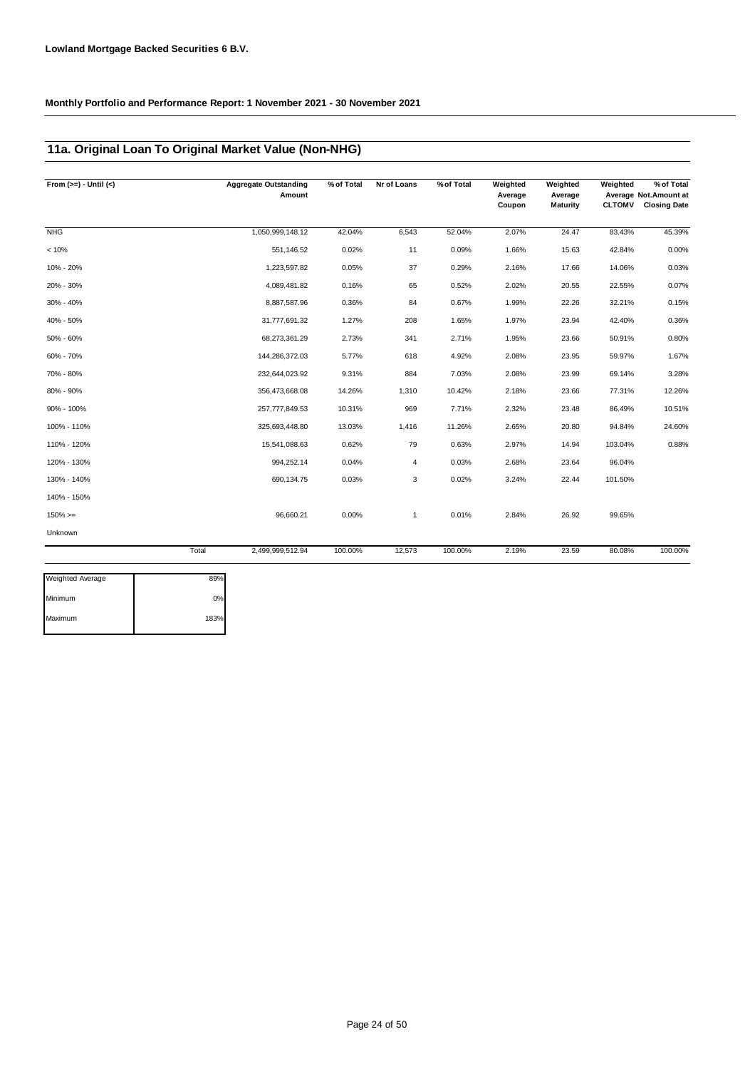**Lowland Mortgage Backed Securities 6 B.V.**

**Monthly Portfolio and Performance Report: 1 November 2021 - 30 November 2021**

## 11a. Original Loan To Original Market Value (Non-NHG)

| From (>=) - Until (<) | Aggregate Outstanding Amount | % of Total | Nr of Loans | % of Total | Weighted Average Coupon | Weighted Average Maturity | Weighted Average CLTOMV | % of Total Not.Amount at Closing Date |
|---|---|---|---|---|---|---|---|---|
| NHG | 1,050,999,148.12 | 42.04% | 6,543 | 52.04% | 2.07% | 24.47 | 83.43% | 45.39% |
| < 10% | 551,146.52 | 0.02% | 11 | 0.09% | 1.66% | 15.63 | 42.84% | 0.00% |
| 10% - 20% | 1,223,597.82 | 0.05% | 37 | 0.29% | 2.16% | 17.66 | 14.06% | 0.03% |
| 20% - 30% | 4,089,481.82 | 0.16% | 65 | 0.52% | 2.02% | 20.55 | 22.55% | 0.07% |
| 30% - 40% | 8,887,587.96 | 0.36% | 84 | 0.67% | 1.99% | 22.26 | 32.21% | 0.15% |
| 40% - 50% | 31,777,691.32 | 1.27% | 208 | 1.65% | 1.97% | 23.94 | 42.40% | 0.36% |
| 50% - 60% | 68,273,361.29 | 2.73% | 341 | 2.71% | 1.95% | 23.66 | 50.91% | 0.80% |
| 60% - 70% | 144,286,372.03 | 5.77% | 618 | 4.92% | 2.08% | 23.95 | 59.97% | 1.67% |
| 70% - 80% | 232,644,023.92 | 9.31% | 884 | 7.03% | 2.08% | 23.99 | 69.14% | 3.28% |
| 80% - 90% | 356,473,668.08 | 14.26% | 1,310 | 10.42% | 2.18% | 23.66 | 77.31% | 12.26% |
| 90% - 100% | 257,777,849.53 | 10.31% | 969 | 7.71% | 2.32% | 23.48 | 86.49% | 10.51% |
| 100% - 110% | 325,693,448.80 | 13.03% | 1,416 | 11.26% | 2.65% | 20.80 | 94.84% | 24.60% |
| 110% - 120% | 15,541,088.63 | 0.62% | 79 | 0.63% | 2.97% | 14.94 | 103.04% | 0.88% |
| 120% - 130% | 994,252.14 | 0.04% | 4 | 0.03% | 2.68% | 23.64 | 96.04% | |
| 130% - 140% | 690,134.75 | 0.03% | 3 | 0.02% | 3.24% | 22.44 | 101.50% | |
| 140% - 150% | | | | | | | | |
| 150% >= | 96,660.21 | 0.00% | 1 | 0.01% | 2.84% | 26.92 | 99.65% | |
| Unknown | | | | | | | | |
| Total | 2,499,999,512.94 | 100.00% | 12,573 | 100.00% | 2.19% | 23.59 | 80.08% | 100.00% |

| | |
|---|---|
| Weighted Average | 89% |
| Minimum | 0% |
| Maximum | 183% |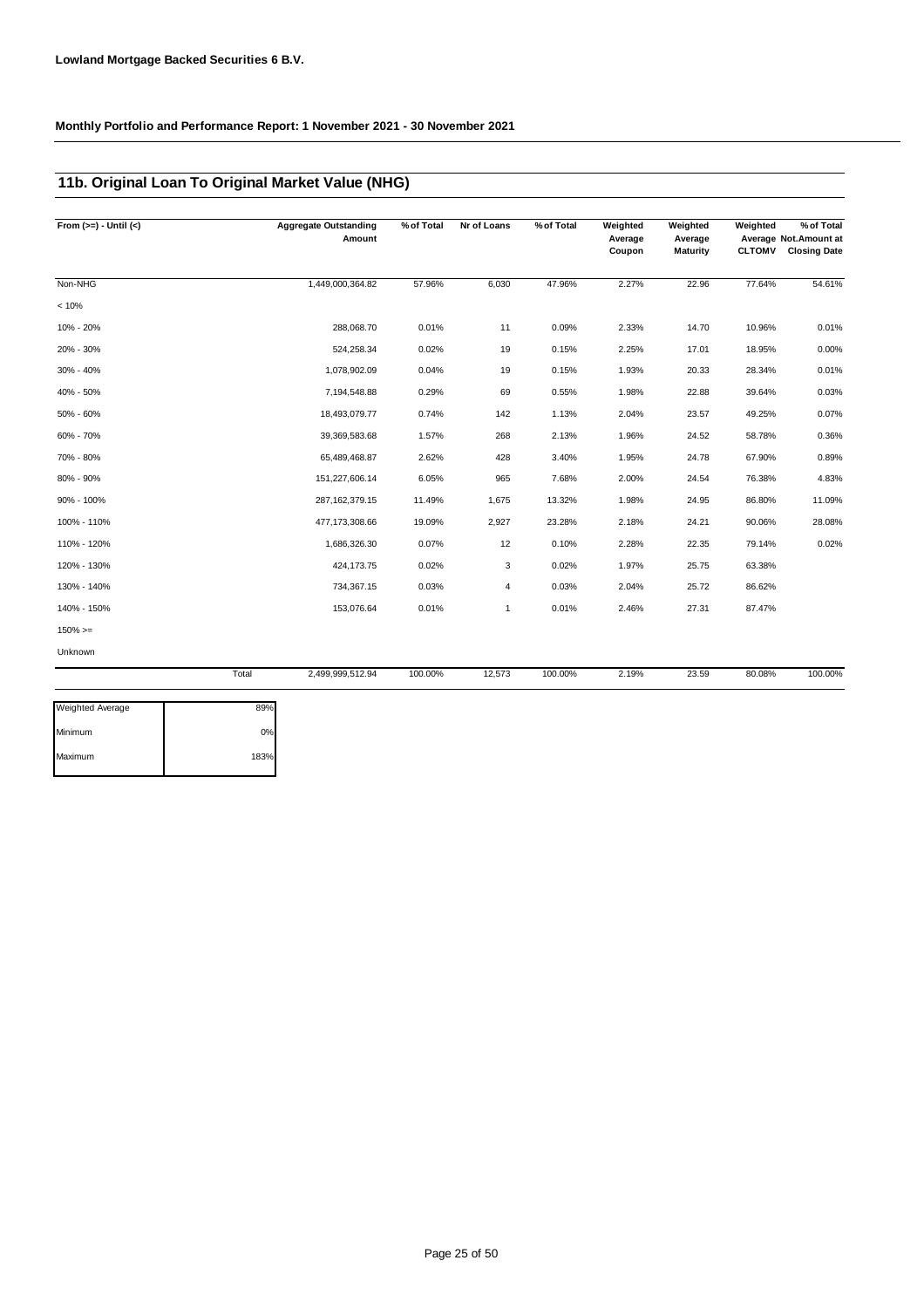**Lowland Mortgage Backed Securities 6 B.V.**

**Monthly Portfolio and Performance Report: 1 November 2021 - 30 November 2021**

## 11b. Original Loan To Original Market Value (NHG)

| From (>=) - Until (<) | Aggregate Outstanding Amount | % of Total | Nr of Loans | % of Total | Weighted Average Coupon | Weighted Average Maturity | Weighted Average CLTOMV | % of Total Not.Amount at Closing Date |
|---|---|---|---|---|---|---|---|---|
| Non-NHG | 1,449,000,364.82 | 57.96% | 6,030 | 47.96% | 2.27% | 22.96 | 77.64% | 54.61% |
| < 10% | | | | | | | | |
| 10% - 20% | 288,068.70 | 0.01% | 11 | 0.09% | 2.33% | 14.70 | 10.96% | 0.01% |
| 20% - 30% | 524,258.34 | 0.02% | 19 | 0.15% | 2.25% | 17.01 | 18.95% | 0.00% |
| 30% - 40% | 1,078,902.09 | 0.04% | 19 | 0.15% | 1.93% | 20.33 | 28.34% | 0.01% |
| 40% - 50% | 7,194,548.88 | 0.29% | 69 | 0.55% | 1.98% | 22.88 | 39.64% | 0.03% |
| 50% - 60% | 18,493,079.77 | 0.74% | 142 | 1.13% | 2.04% | 23.57 | 49.25% | 0.07% |
| 60% - 70% | 39,369,583.68 | 1.57% | 268 | 2.13% | 1.96% | 24.52 | 58.78% | 0.36% |
| 70% - 80% | 65,489,468.87 | 2.62% | 428 | 3.40% | 1.95% | 24.78 | 67.90% | 0.89% |
| 80% - 90% | 151,227,606.14 | 6.05% | 965 | 7.68% | 2.00% | 24.54 | 76.38% | 4.83% |
| 90% - 100% | 287,162,379.15 | 11.49% | 1,675 | 13.32% | 1.98% | 24.95 | 86.80% | 11.09% |
| 100% - 110% | 477,173,308.66 | 19.09% | 2,927 | 23.28% | 2.18% | 24.21 | 90.06% | 28.08% |
| 110% - 120% | 1,686,326.30 | 0.07% | 12 | 0.10% | 2.28% | 22.35 | 79.14% | 0.02% |
| 120% - 130% | 424,173.75 | 0.02% | 3 | 0.02% | 1.97% | 25.75 | 63.38% | |
| 130% - 140% | 734,367.15 | 0.03% | 4 | 0.03% | 2.04% | 25.72 | 86.62% | |
| 140% - 150% | 153,076.64 | 0.01% | 1 | 0.01% | 2.46% | 27.31 | 87.47% | |
| 150% >= | | | | | | | | |
| Unknown | | | | | | | | |
| Total | 2,499,999,512.94 | 100.00% | 12,573 | 100.00% | 2.19% | 23.59 | 80.08% | 100.00% |

| | |
|---|---|
| Weighted Average | 89% |
| Minimum | 0% |
| Maximum | 183% |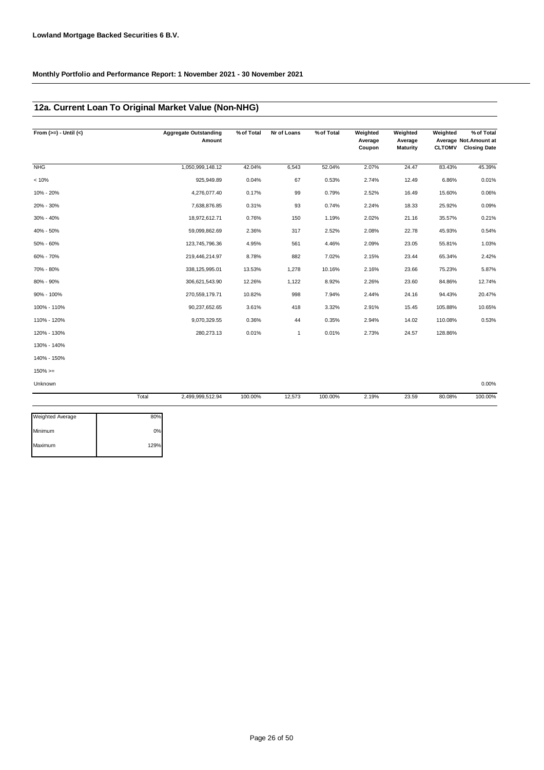**Lowland Mortgage Backed Securities 6 B.V.**

**Monthly Portfolio and Performance Report: 1 November 2021 - 30 November 2021**

## 12a. Current Loan To Original Market Value (Non-NHG)

| From (>=) - Until (<) | | Aggregate Outstanding Amount | % of Total | Nr of Loans | % of Total | Weighted Average Coupon | Weighted Average Maturity | Weighted Average CLTOMV | % of Total Not.Amount at Closing Date |
|---|---|---|---|---|---|---|---|---|---|
| NHG | | 1,050,999,148.12 | 42.04% | 6,543 | 52.04% | 2.07% | 24.47 | 83.43% | 45.39% |
| < 10% | | 925,949.89 | 0.04% | 67 | 0.53% | 2.74% | 12.49 | 6.86% | 0.01% |
| 10% - 20% | | 4,276,077.40 | 0.17% | 99 | 0.79% | 2.52% | 16.49 | 15.60% | 0.06% |
| 20% - 30% | | 7,638,876.85 | 0.31% | 93 | 0.74% | 2.24% | 18.33 | 25.92% | 0.09% |
| 30% - 40% | | 18,972,612.71 | 0.76% | 150 | 1.19% | 2.02% | 21.16 | 35.57% | 0.21% |
| 40% - 50% | | 59,099,862.69 | 2.36% | 317 | 2.52% | 2.08% | 22.78 | 45.93% | 0.54% |
| 50% - 60% | | 123,745,796.36 | 4.95% | 561 | 4.46% | 2.09% | 23.05 | 55.81% | 1.03% |
| 60% - 70% | | 219,446,214.97 | 8.78% | 882 | 7.02% | 2.15% | 23.44 | 65.34% | 2.42% |
| 70% - 80% | | 338,125,995.01 | 13.53% | 1,278 | 10.16% | 2.16% | 23.66 | 75.23% | 5.87% |
| 80% - 90% | | 306,621,543.90 | 12.26% | 1,122 | 8.92% | 2.26% | 23.60 | 84.86% | 12.74% |
| 90% - 100% | | 270,559,179.71 | 10.82% | 998 | 7.94% | 2.44% | 24.16 | 94.43% | 20.47% |
| 100% - 110% | | 90,237,652.65 | 3.61% | 418 | 3.32% | 2.91% | 15.45 | 105.88% | 10.65% |
| 110% - 120% | | 9,070,329.55 | 0.36% | 44 | 0.35% | 2.94% | 14.02 | 110.08% | 0.53% |
| 120% - 130% | | 280,273.13 | 0.01% | 1 | 0.01% | 2.73% | 24.57 | 128.86% | |
| 130% - 140% | | | | | | | | | |
| 140% - 150% | | | | | | | | | |
| 150% >= | | | | | | | | | |
| Unknown | | | | | | | | | 0.00% |
| | Total | 2,499,999,512.94 | 100.00% | 12,573 | 100.00% | 2.19% | 23.59 | 80.08% | 100.00% |

| | |
|---|---|
| Weighted Average | 80% |
| Minimum | 0% |
| Maximum | 129% |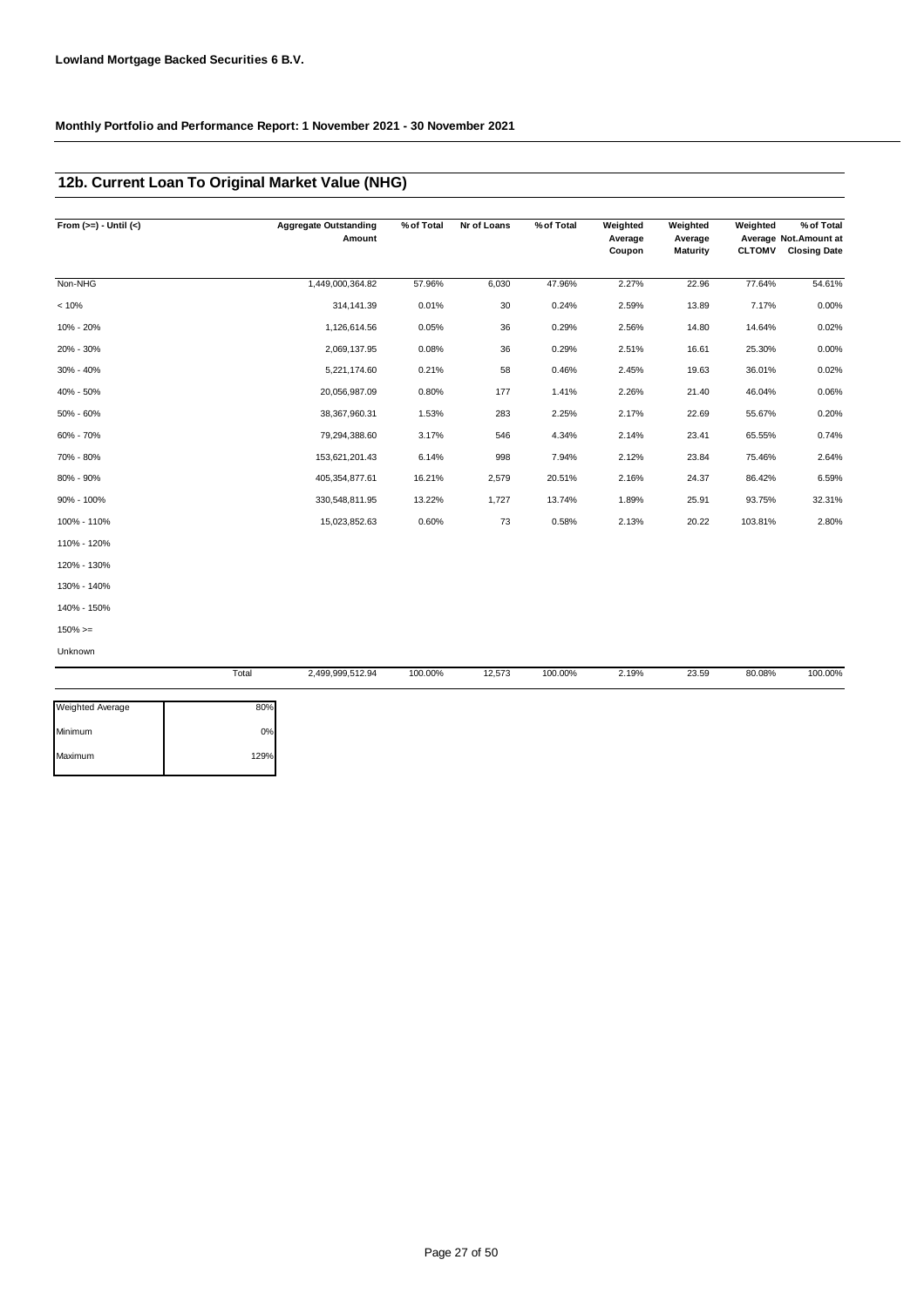**Lowland Mortgage Backed Securities 6 B.V.**

**Monthly Portfolio and Performance Report: 1 November 2021 - 30 November 2021**

## 12b. Current Loan To Original Market Value (NHG)

| From (>=) - Until (<) | Aggregate Outstanding Amount | % of Total | Nr of Loans | % of Total | Weighted Average Coupon | Weighted Average Maturity | Weighted Average CLTOMV | % of Total Not.Amount at Closing Date |
|---|---|---|---|---|---|---|---|---|
| Non-NHG | 1,449,000,364.82 | 57.96% | 6,030 | 47.96% | 2.27% | 22.96 | 77.64% | 54.61% |
| < 10% | 314,141.39 | 0.01% | 30 | 0.24% | 2.59% | 13.89 | 7.17% | 0.00% |
| 10% - 20% | 1,126,614.56 | 0.05% | 36 | 0.29% | 2.56% | 14.80 | 14.64% | 0.02% |
| 20% - 30% | 2,069,137.95 | 0.08% | 36 | 0.29% | 2.51% | 16.61 | 25.30% | 0.00% |
| 30% - 40% | 5,221,174.60 | 0.21% | 58 | 0.46% | 2.45% | 19.63 | 36.01% | 0.02% |
| 40% - 50% | 20,056,987.09 | 0.80% | 177 | 1.41% | 2.26% | 21.40 | 46.04% | 0.06% |
| 50% - 60% | 38,367,960.31 | 1.53% | 283 | 2.25% | 2.17% | 22.69 | 55.67% | 0.20% |
| 60% - 70% | 79,294,388.60 | 3.17% | 546 | 4.34% | 2.14% | 23.41 | 65.55% | 0.74% |
| 70% - 80% | 153,621,201.43 | 6.14% | 998 | 7.94% | 2.12% | 23.84 | 75.46% | 2.64% |
| 80% - 90% | 405,354,877.61 | 16.21% | 2,579 | 20.51% | 2.16% | 24.37 | 86.42% | 6.59% |
| 90% - 100% | 330,548,811.95 | 13.22% | 1,727 | 13.74% | 1.89% | 25.91 | 93.75% | 32.31% |
| 100% - 110% | 15,023,852.63 | 0.60% | 73 | 0.58% | 2.13% | 20.22 | 103.81% | 2.80% |
| 110% - 120% | | | | | | | | |
| 120% - 130% | | | | | | | | |
| 130% - 140% | | | | | | | | |
| 140% - 150% | | | | | | | | |
| 150% >= | | | | | | | | |
| Unknown | | | | | | | | |
| Total | 2,499,999,512.94 | 100.00% | 12,573 | 100.00% | 2.19% | 23.59 | 80.08% | 100.00% |

| | |
|---|---|
| Weighted Average | 80% |
| Minimum | 0% |
| Maximum | 129% |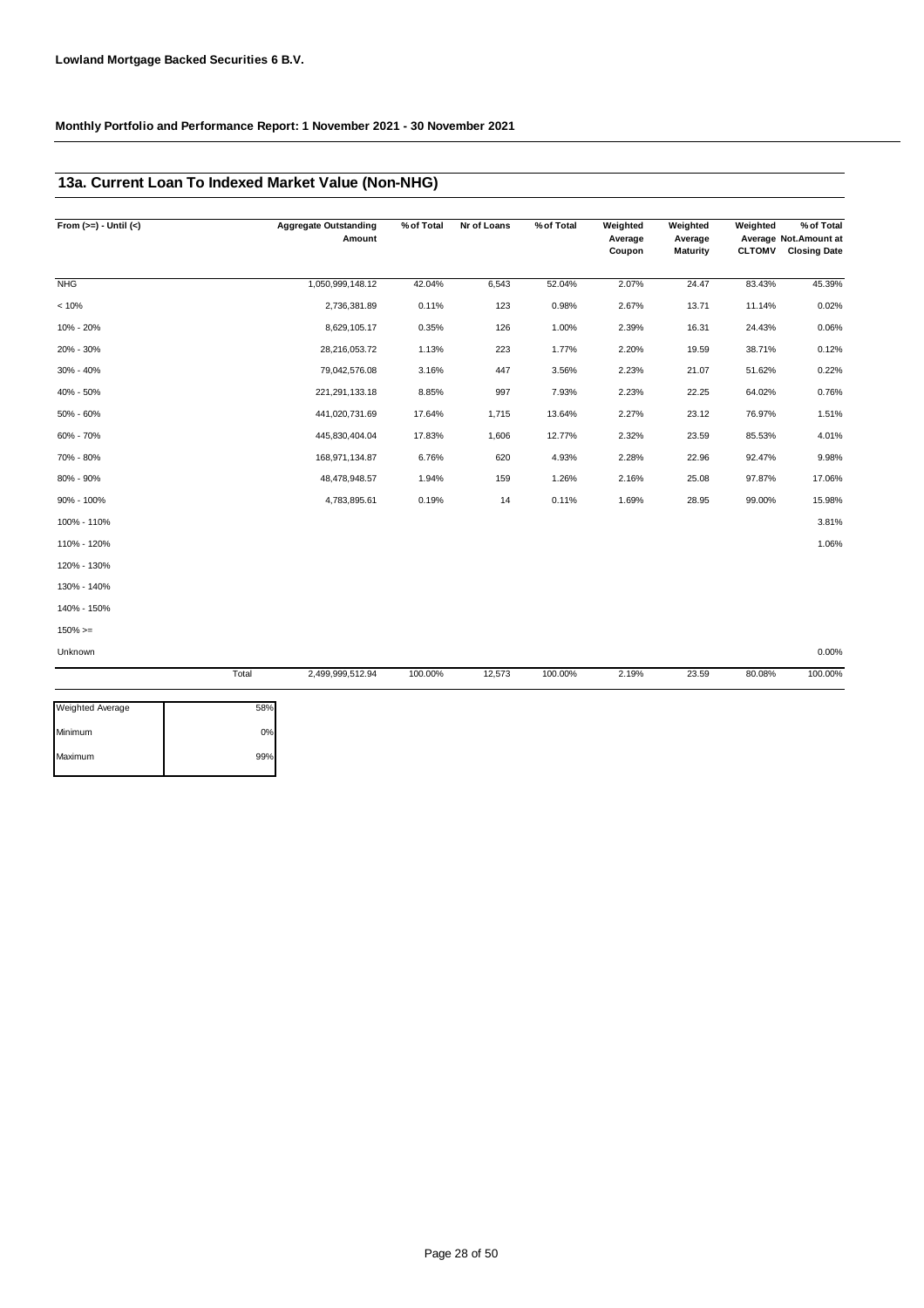**Lowland Mortgage Backed Securities 6 B.V.**

**Monthly Portfolio and Performance Report: 1 November 2021 - 30 November 2021**

## 13a. Current Loan To Indexed Market Value (Non-NHG)

| From (>=) - Until (<) | Aggregate Outstanding Amount | % of Total | Nr of Loans | % of Total | Weighted Average Coupon | Weighted Average Maturity | Weighted Average CLTOMV | % of Total Not.Amount at Closing Date |
|---|---|---|---|---|---|---|---|---|
| NHG | 1,050,999,148.12 | 42.04% | 6,543 | 52.04% | 2.07% | 24.47 | 83.43% | 45.39% |
| < 10% | 2,736,381.89 | 0.11% | 123 | 0.98% | 2.67% | 13.71 | 11.14% | 0.02% |
| 10% - 20% | 8,629,105.17 | 0.35% | 126 | 1.00% | 2.39% | 16.31 | 24.43% | 0.06% |
| 20% - 30% | 28,216,053.72 | 1.13% | 223 | 1.77% | 2.20% | 19.59 | 38.71% | 0.12% |
| 30% - 40% | 79,042,576.08 | 3.16% | 447 | 3.56% | 2.23% | 21.07 | 51.62% | 0.22% |
| 40% - 50% | 221,291,133.18 | 8.85% | 997 | 7.93% | 2.23% | 22.25 | 64.02% | 0.76% |
| 50% - 60% | 441,020,731.69 | 17.64% | 1,715 | 13.64% | 2.27% | 23.12 | 76.97% | 1.51% |
| 60% - 70% | 445,830,404.04 | 17.83% | 1,606 | 12.77% | 2.32% | 23.59 | 85.53% | 4.01% |
| 70% - 80% | 168,971,134.87 | 6.76% | 620 | 4.93% | 2.28% | 22.96 | 92.47% | 9.98% |
| 80% - 90% | 48,478,948.57 | 1.94% | 159 | 1.26% | 2.16% | 25.08 | 97.87% | 17.06% |
| 90% - 100% | 4,783,895.61 | 0.19% | 14 | 0.11% | 1.69% | 28.95 | 99.00% | 15.98% |
| 100% - 110% | | | | | | | | 3.81% |
| 110% - 120% | | | | | | | | 1.06% |
| 120% - 130% | | | | | | | | |
| 130% - 140% | | | | | | | | |
| 140% - 150% | | | | | | | | |
| 150% >= | | | | | | | | |
| Unknown | | | | | | | | 0.00% |
| Total | 2,499,999,512.94 | 100.00% | 12,573 | 100.00% | 2.19% | 23.59 | 80.08% | 100.00% |

| | |
|---|---|
| Weighted Average | 58% |
| Minimum | 0% |
| Maximum | 99% |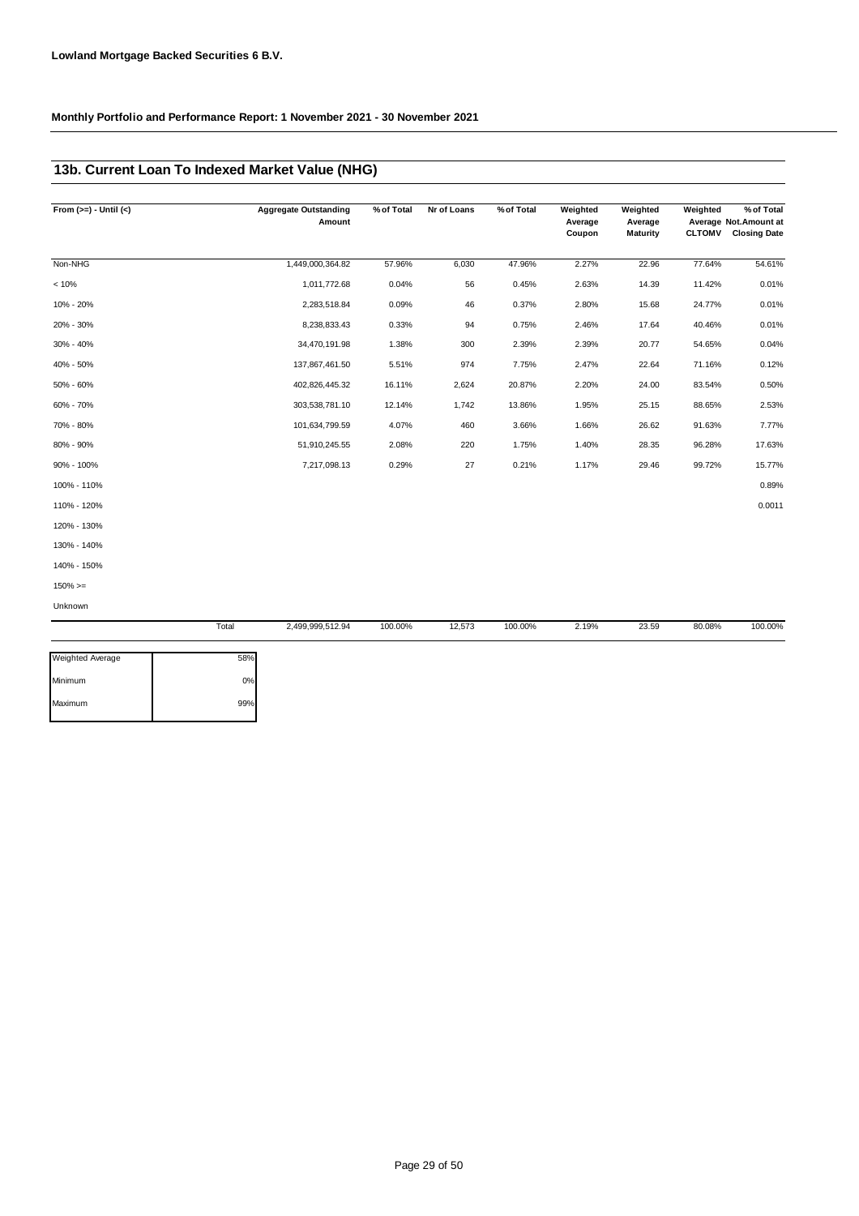**Lowland Mortgage Backed Securities 6 B.V.**

**Monthly Portfolio and Performance Report: 1 November 2021 - 30 November 2021**

## 13b. Current Loan To Indexed Market Value (NHG)

| From (>=) - Until (<) | Aggregate Outstanding Amount | % of Total | Nr of Loans | % of Total | Weighted Average Coupon | Weighted Average Maturity | Weighted Average CLTOMV | % of Total Not.Amount at Closing Date |
|---|---|---|---|---|---|---|---|---|
| Non-NHG | 1,449,000,364.82 | 57.96% | 6,030 | 47.96% | 2.27% | 22.96 | 77.64% | 54.61% |
| < 10% | 1,011,772.68 | 0.04% | 56 | 0.45% | 2.63% | 14.39 | 11.42% | 0.01% |
| 10% - 20% | 2,283,518.84 | 0.09% | 46 | 0.37% | 2.80% | 15.68 | 24.77% | 0.01% |
| 20% - 30% | 8,238,833.43 | 0.33% | 94 | 0.75% | 2.46% | 17.64 | 40.46% | 0.01% |
| 30% - 40% | 34,470,191.98 | 1.38% | 300 | 2.39% | 2.39% | 20.77 | 54.65% | 0.04% |
| 40% - 50% | 137,867,461.50 | 5.51% | 974 | 7.75% | 2.47% | 22.64 | 71.16% | 0.12% |
| 50% - 60% | 402,826,445.32 | 16.11% | 2,624 | 20.87% | 2.20% | 24.00 | 83.54% | 0.50% |
| 60% - 70% | 303,538,781.10 | 12.14% | 1,742 | 13.86% | 1.95% | 25.15 | 88.65% | 2.53% |
| 70% - 80% | 101,634,799.59 | 4.07% | 460 | 3.66% | 1.66% | 26.62 | 91.63% | 7.77% |
| 80% - 90% | 51,910,245.55 | 2.08% | 220 | 1.75% | 1.40% | 28.35 | 96.28% | 17.63% |
| 90% - 100% | 7,217,098.13 | 0.29% | 27 | 0.21% | 1.17% | 29.46 | 99.72% | 15.77% |
| 100% - 110% | | | | | | | | 0.89% |
| 110% - 120% | | | | | | | | 0.0011 |
| 120% - 130% | | | | | | | | |
| 130% - 140% | | | | | | | | |
| 140% - 150% | | | | | | | | |
| 150% >= | | | | | | | | |
| Unknown | | | | | | | | |
| Total | 2,499,999,512.94 | 100.00% | 12,573 | 100.00% | 2.19% | 23.59 | 80.08% | 100.00% |

| | |
|---|---|
| Weighted Average | 58% |
| Minimum | 0% |
| Maximum | 99% |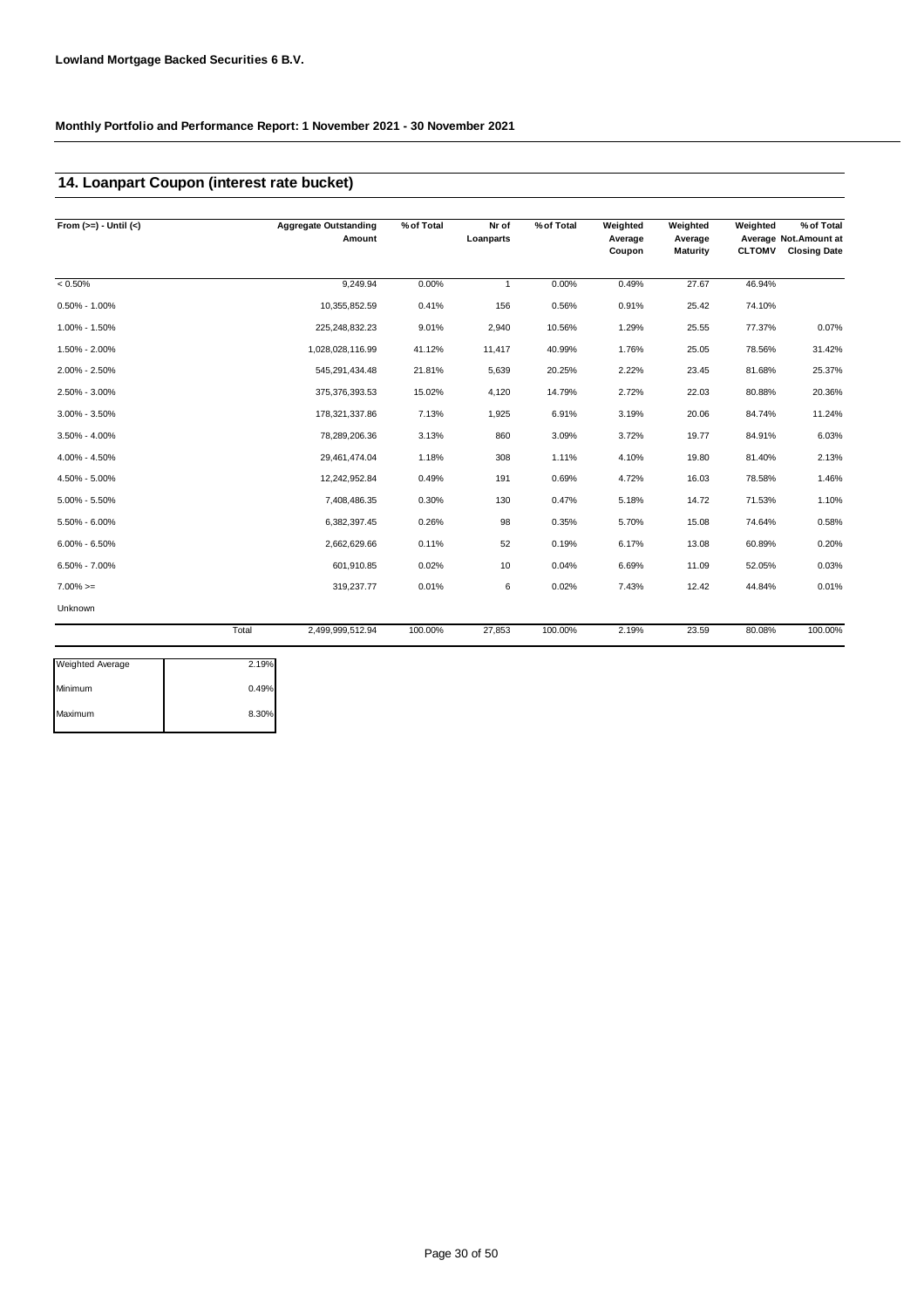**Lowland Mortgage Backed Securities 6 B.V.**

**Monthly Portfolio and Performance Report: 1 November 2021 - 30 November 2021**

## 14. Loanpart Coupon (interest rate bucket)

| From (>=) - Until (<) | Aggregate Outstanding Amount | % of Total | Nr of Loanparts | % of Total | Weighted Average Coupon | Weighted Average Maturity | Weighted Average CLTOMV | % of Total Not.Amount at Closing Date |
|---|---|---|---|---|---|---|---|---|
| < 0.50% | 9,249.94 | 0.00% | 1 | 0.00% | 0.49% | 27.67 | 46.94% | |
| 0.50% - 1.00% | 10,355,852.59 | 0.41% | 156 | 0.56% | 0.91% | 25.42 | 74.10% | |
| 1.00% - 1.50% | 225,248,832.23 | 9.01% | 2,940 | 10.56% | 1.29% | 25.55 | 77.37% | 0.07% |
| 1.50% - 2.00% | 1,028,028,116.99 | 41.12% | 11,417 | 40.99% | 1.76% | 25.05 | 78.56% | 31.42% |
| 2.00% - 2.50% | 545,291,434.48 | 21.81% | 5,639 | 20.25% | 2.22% | 23.45 | 81.68% | 25.37% |
| 2.50% - 3.00% | 375,376,393.53 | 15.02% | 4,120 | 14.79% | 2.72% | 22.03 | 80.88% | 20.36% |
| 3.00% - 3.50% | 178,321,337.86 | 7.13% | 1,925 | 6.91% | 3.19% | 20.06 | 84.74% | 11.24% |
| 3.50% - 4.00% | 78,289,206.36 | 3.13% | 860 | 3.09% | 3.72% | 19.77 | 84.91% | 6.03% |
| 4.00% - 4.50% | 29,461,474.04 | 1.18% | 308 | 1.11% | 4.10% | 19.80 | 81.40% | 2.13% |
| 4.50% - 5.00% | 12,242,952.84 | 0.49% | 191 | 0.69% | 4.72% | 16.03 | 78.58% | 1.46% |
| 5.00% - 5.50% | 7,408,486.35 | 0.30% | 130 | 0.47% | 5.18% | 14.72 | 71.53% | 1.10% |
| 5.50% - 6.00% | 6,382,397.45 | 0.26% | 98 | 0.35% | 5.70% | 15.08 | 74.64% | 0.58% |
| 6.00% - 6.50% | 2,662,629.66 | 0.11% | 52 | 0.19% | 6.17% | 13.08 | 60.89% | 0.20% |
| 6.50% - 7.00% | 601,910.85 | 0.02% | 10 | 0.04% | 6.69% | 11.09 | 52.05% | 0.03% |
| 7.00% >= | 319,237.77 | 0.01% | 6 | 0.02% | 7.43% | 12.42 | 44.84% | 0.01% |
| Unknown | | | | | | | | |
| Total | 2,499,999,512.94 | 100.00% | 27,853 | 100.00% | 2.19% | 23.59 | 80.08% | 100.00% |

| | |
|---|---|
| Weighted Average | 2.19% |
| Minimum | 0.49% |
| Maximum | 8.30% |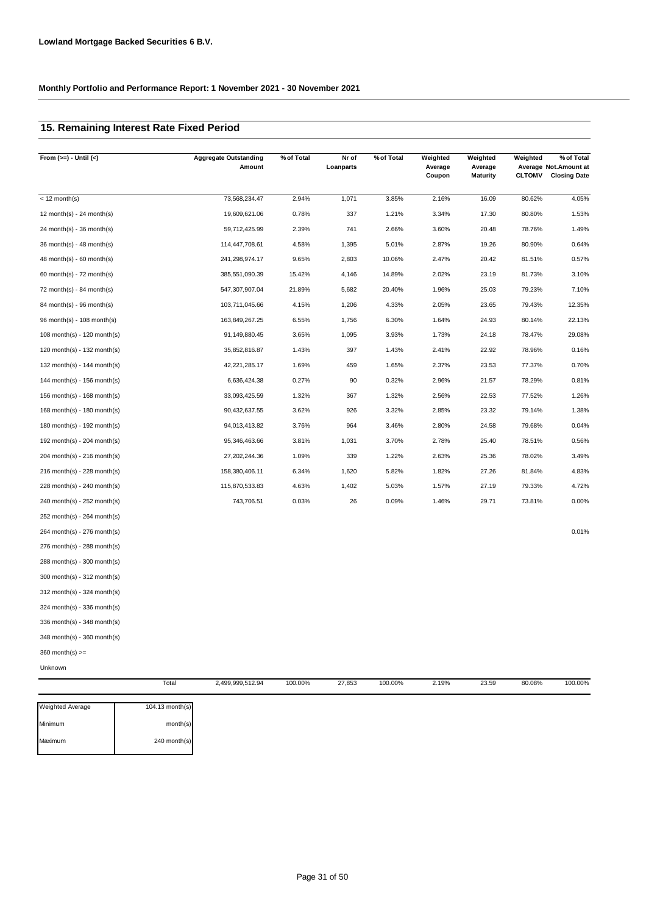**Lowland Mortgage Backed Securities 6 B.V.**

**Monthly Portfolio and Performance Report: 1 November 2021 - 30 November 2021**

## 15. Remaining Interest Rate Fixed Period

| From (>=) - Until (<) | Aggregate Outstanding Amount | % of Total | Nr of Loanparts | % of Total | Weighted Average Coupon | Weighted Average Maturity | Weighted Average CLTOMV | % of Total Not.Amount at Closing Date |
|---|---|---|---|---|---|---|---|---|
| < 12 month(s) | 73,568,234.47 | 2.94% | 1,071 | 3.85% | 2.16% | 16.09 | 80.62% | 4.05% |
| 12 month(s) - 24 month(s) | 19,609,621.06 | 0.78% | 337 | 1.21% | 3.34% | 17.30 | 80.80% | 1.53% |
| 24 month(s) - 36 month(s) | 59,712,425.99 | 2.39% | 741 | 2.66% | 3.60% | 20.48 | 78.76% | 1.49% |
| 36 month(s) - 48 month(s) | 114,447,708.61 | 4.58% | 1,395 | 5.01% | 2.87% | 19.26 | 80.90% | 0.64% |
| 48 month(s) - 60 month(s) | 241,298,974.17 | 9.65% | 2,803 | 10.06% | 2.47% | 20.42 | 81.51% | 0.57% |
| 60 month(s) - 72 month(s) | 385,551,090.39 | 15.42% | 4,146 | 14.89% | 2.02% | 23.19 | 81.73% | 3.10% |
| 72 month(s) - 84 month(s) | 547,307,907.04 | 21.89% | 5,682 | 20.40% | 1.96% | 25.03 | 79.23% | 7.10% |
| 84 month(s) - 96 month(s) | 103,711,045.66 | 4.15% | 1,206 | 4.33% | 2.05% | 23.65 | 79.43% | 12.35% |
| 96 month(s) - 108 month(s) | 163,849,267.25 | 6.55% | 1,756 | 6.30% | 1.64% | 24.93 | 80.14% | 22.13% |
| 108 month(s) - 120 month(s) | 91,149,880.45 | 3.65% | 1,095 | 3.93% | 1.73% | 24.18 | 78.47% | 29.08% |
| 120 month(s) - 132 month(s) | 35,852,816.87 | 1.43% | 397 | 1.43% | 2.41% | 22.92 | 78.96% | 0.16% |
| 132 month(s) - 144 month(s) | 42,221,285.17 | 1.69% | 459 | 1.65% | 2.37% | 23.53 | 77.37% | 0.70% |
| 144 month(s) - 156 month(s) | 6,636,424.38 | 0.27% | 90 | 0.32% | 2.96% | 21.57 | 78.29% | 0.81% |
| 156 month(s) - 168 month(s) | 33,093,425.59 | 1.32% | 367 | 1.32% | 2.56% | 22.53 | 77.52% | 1.26% |
| 168 month(s) - 180 month(s) | 90,432,637.55 | 3.62% | 926 | 3.32% | 2.85% | 23.32 | 79.14% | 1.38% |
| 180 month(s) - 192 month(s) | 94,013,413.82 | 3.76% | 964 | 3.46% | 2.80% | 24.58 | 79.68% | 0.04% |
| 192 month(s) - 204 month(s) | 95,346,463.66 | 3.81% | 1,031 | 3.70% | 2.78% | 25.40 | 78.51% | 0.56% |
| 204 month(s) - 216 month(s) | 27,202,244.36 | 1.09% | 339 | 1.22% | 2.63% | 25.36 | 78.02% | 3.49% |
| 216 month(s) - 228 month(s) | 158,380,406.11 | 6.34% | 1,620 | 5.82% | 1.82% | 27.26 | 81.84% | 4.83% |
| 228 month(s) - 240 month(s) | 115,870,533.83 | 4.63% | 1,402 | 5.03% | 1.57% | 27.19 | 79.33% | 4.72% |
| 240 month(s) - 252 month(s) | 743,706.51 | 0.03% | 26 | 0.09% | 1.46% | 29.71 | 73.81% | 0.00% |
| 252 month(s) - 264 month(s) | | | | | | | | |
| 264 month(s) - 276 month(s) | | | | | | | | 0.01% |
| 276 month(s) - 288 month(s) | | | | | | | | |
| 288 month(s) - 300 month(s) | | | | | | | | |
| 300 month(s) - 312 month(s) | | | | | | | | |
| 312 month(s) - 324 month(s) | | | | | | | | |
| 324 month(s) - 336 month(s) | | | | | | | | |
| 336 month(s) - 348 month(s) | | | | | | | | |
| 348 month(s) - 360 month(s) | | | | | | | | |
| 360 month(s) >= | | | | | | | | |
| Unknown | | | | | | | | |
| Total | 2,499,999,512.94 | 100.00% | 27,853 | 100.00% | 2.19% | 23.59 | 80.08% | 100.00% |

| | |
|---|---|
| Weighted Average | 104.13 month(s) |
| Minimum | month(s) |
| Maximum | 240 month(s) |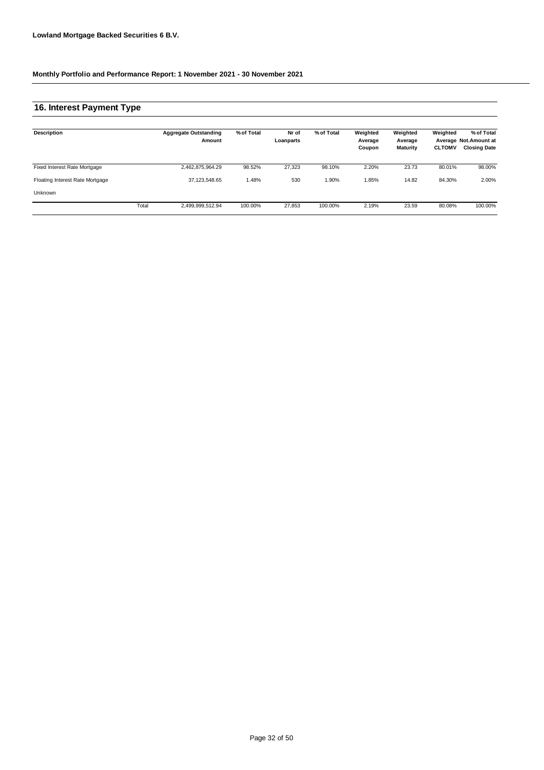**Lowland Mortgage Backed Securities 6 B.V.**

**Monthly Portfolio and Performance Report: 1 November 2021 - 30 November 2021**

## 16. Interest Payment Type

| Description | | Aggregate Outstanding Amount | % of Total | Nr of Loanparts | % of Total | Weighted Average Coupon | Weighted Average Maturity | Weighted Average CLTOMV | % of Total Not.Amount at Closing Date |
|---|---|---|---|---|---|---|---|---|---|
| Fixed Interest Rate Mortgage | | 2,462,875,964.29 | 98.52% | 27,323 | 98.10% | 2.20% | 23.73 | 80.01% | 98.00% |
| Floating Interest Rate Mortgage | | 37,123,548.65 | 1.48% | 530 | 1.90% | 1.85% | 14.82 | 84.30% | 2.00% |
| Unknown | | | | | | | | | |
| | Total | 2,499,999,512.94 | 100.00% | 27,853 | 100.00% | 2.19% | 23.59 | 80.08% | 100.00% |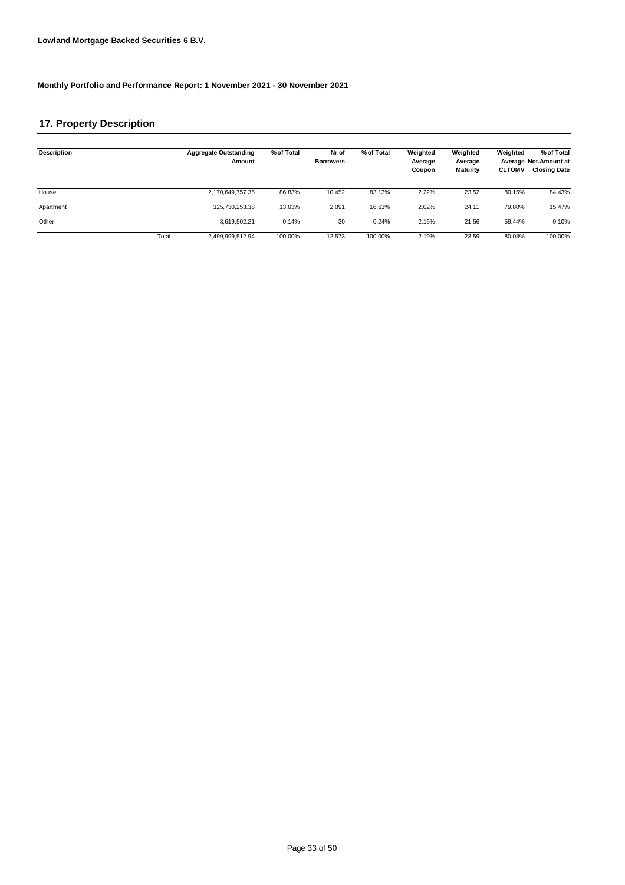**Lowland Mortgage Backed Securities 6 B.V.**

**Monthly Portfolio and Performance Report: 1 November 2021 - 30 November 2021**

## 17. Property Description

| Description | | Aggregate Outstanding Amount | % of Total | Nr of Borrowers | % of Total | Weighted Average Coupon | Weighted Average Maturity | Weighted Average CLTOMV | % of Total Not.Amount at Closing Date |
|---|---|---|---|---|---|---|---|---|---|
| House | | 2,170,649,757.35 | 86.83% | 10,452 | 83.13% | 2.22% | 23.52 | 80.15% | 84.43% |
| Apartment | | 325,730,253.38 | 13.03% | 2,091 | 16.63% | 2.02% | 24.11 | 79.80% | 15.47% |
| Other | | 3,619,502.21 | 0.14% | 30 | 0.24% | 2.16% | 21.56 | 59.44% | 0.10% |
| | Total | 2,499,999,512.94 | 100.00% | 12,573 | 100.00% | 2.19% | 23.59 | 80.08% | 100.00% |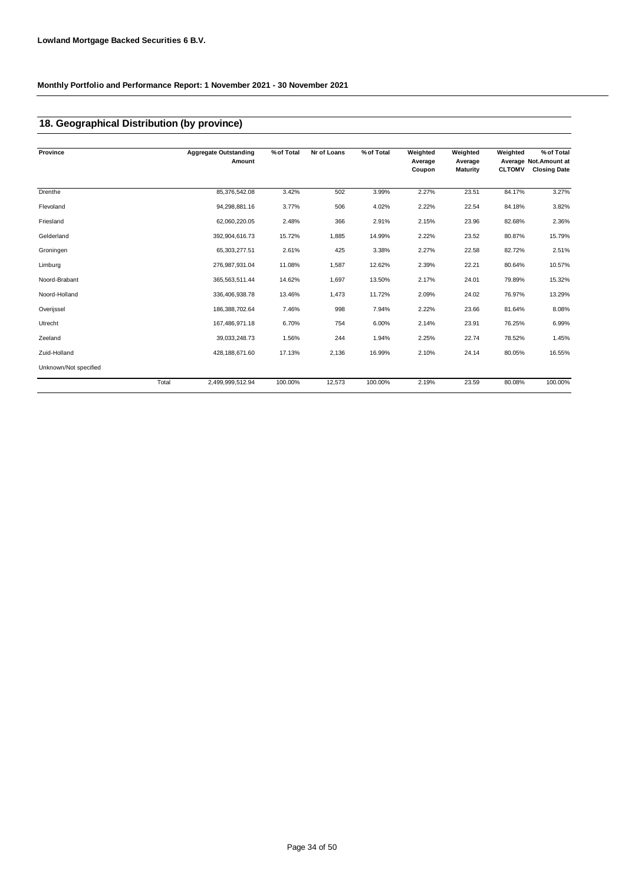**Lowland Mortgage Backed Securities 6 B.V.**

**Monthly Portfolio and Performance Report: 1 November 2021 - 30 November 2021**

## 18. Geographical Distribution (by province)

| Province | Aggregate Outstanding Amount | % of Total | Nr of Loans | % of Total | Weighted Average Coupon | Weighted Average Maturity | Weighted Average CLTOMV | % of Total Not.Amount at Closing Date |
|---|---|---|---|---|---|---|---|---|
| Drenthe | 85,376,542.08 | 3.42% | 502 | 3.99% | 2.27% | 23.51 | 84.17% | 3.27% |
| Flevoland | 94,298,881.16 | 3.77% | 506 | 4.02% | 2.22% | 22.54 | 84.18% | 3.82% |
| Friesland | 62,060,220.05 | 2.48% | 366 | 2.91% | 2.15% | 23.96 | 82.68% | 2.36% |
| Gelderland | 392,904,616.73 | 15.72% | 1,885 | 14.99% | 2.22% | 23.52 | 80.87% | 15.79% |
| Groningen | 65,303,277.51 | 2.61% | 425 | 3.38% | 2.27% | 22.58 | 82.72% | 2.51% |
| Limburg | 276,987,931.04 | 11.08% | 1,587 | 12.62% | 2.39% | 22.21 | 80.64% | 10.57% |
| Noord-Brabant | 365,563,511.44 | 14.62% | 1,697 | 13.50% | 2.17% | 24.01 | 79.89% | 15.32% |
| Noord-Holland | 336,406,938.78 | 13.46% | 1,473 | 11.72% | 2.09% | 24.02 | 76.97% | 13.29% |
| Overijssel | 186,388,702.64 | 7.46% | 998 | 7.94% | 2.22% | 23.66 | 81.64% | 8.08% |
| Utrecht | 167,486,971.18 | 6.70% | 754 | 6.00% | 2.14% | 23.91 | 76.25% | 6.99% |
| Zeeland | 39,033,248.73 | 1.56% | 244 | 1.94% | 2.25% | 22.74 | 78.52% | 1.45% |
| Zuid-Holland | 428,188,671.60 | 17.13% | 2,136 | 16.99% | 2.10% | 24.14 | 80.05% | 16.55% |
| Unknown/Not specified | | | | | | | | |
| Total | 2,499,999,512.94 | 100.00% | 12,573 | 100.00% | 2.19% | 23.59 | 80.08% | 100.00% |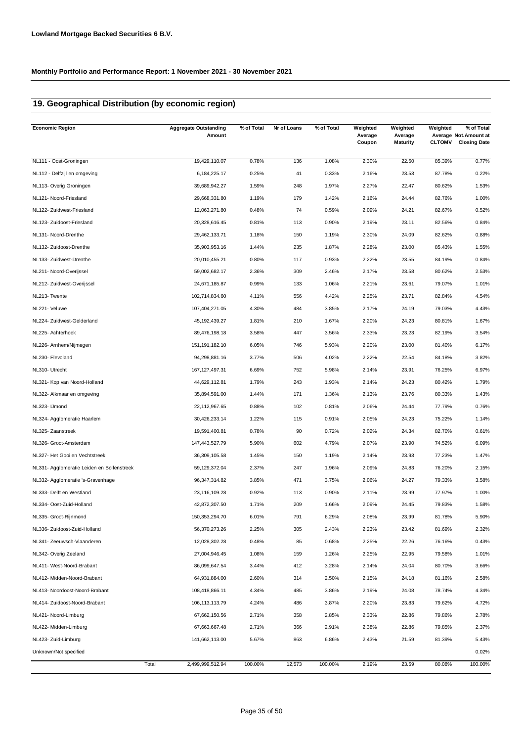**Lowland Mortgage Backed Securities 6 B.V.**

**Monthly Portfolio and Performance Report: 1 November 2021 - 30 November 2021**

## 19. Geographical Distribution (by economic region)

| Economic Region | Aggregate Outstanding Amount | % of Total | Nr of Loans | % of Total | Weighted Average Coupon | Weighted Average Maturity | Weighted Average CLTOMV | % of Total Not.Amount at Closing Date |
|---|---|---|---|---|---|---|---|---|
| NL111 - Oost-Groningen | 19,429,110.07 | 0.78% | 136 | 1.08% | 2.30% | 22.50 | 85.39% | 0.77% |
| NL112 - Delfzijl en omgeving | 6,184,225.17 | 0.25% | 41 | 0.33% | 2.16% | 23.53 | 87.78% | 0.22% |
| NL113- Overig Groningen | 39,689,942.27 | 1.59% | 248 | 1.97% | 2.27% | 22.47 | 80.62% | 1.53% |
| NL121- Noord-Friesland | 29,668,331.80 | 1.19% | 179 | 1.42% | 2.16% | 24.44 | 82.76% | 1.00% |
| NL122- Zuidwest-Friesland | 12,063,271.80 | 0.48% | 74 | 0.59% | 2.09% | 24.21 | 82.67% | 0.52% |
| NL123- Zuidoost-Friesland | 20,328,616.45 | 0.81% | 113 | 0.90% | 2.19% | 23.11 | 82.56% | 0.84% |
| NL131- Noord-Drenthe | 29,462,133.71 | 1.18% | 150 | 1.19% | 2.30% | 24.09 | 82.62% | 0.88% |
| NL132- Zuidoost-Drenthe | 35,903,953.16 | 1.44% | 235 | 1.87% | 2.28% | 23.00 | 85.43% | 1.55% |
| NL133- Zuidwest-Drenthe | 20,010,455.21 | 0.80% | 117 | 0.93% | 2.22% | 23.55 | 84.19% | 0.84% |
| NL211- Noord-Overijssel | 59,002,682.17 | 2.36% | 309 | 2.46% | 2.17% | 23.58 | 80.62% | 2.53% |
| NL212- Zuidwest-Overijssel | 24,671,185.87 | 0.99% | 133 | 1.06% | 2.21% | 23.61 | 79.07% | 1.01% |
| NL213- Twente | 102,714,834.60 | 4.11% | 556 | 4.42% | 2.25% | 23.71 | 82.84% | 4.54% |
| NL221- Veluwe | 107,404,271.05 | 4.30% | 484 | 3.85% | 2.17% | 24.19 | 79.03% | 4.43% |
| NL224- Zuidwest-Gelderland | 45,192,439.27 | 1.81% | 210 | 1.67% | 2.20% | 24.23 | 80.81% | 1.67% |
| NL225- Achterhoek | 89,476,198.18 | 3.58% | 447 | 3.56% | 2.33% | 23.23 | 82.19% | 3.54% |
| NL226- Arnhem/Nijmegen | 151,191,182.10 | 6.05% | 746 | 5.93% | 2.20% | 23.00 | 81.40% | 6.17% |
| NL230- Flevoland | 94,298,881.16 | 3.77% | 506 | 4.02% | 2.22% | 22.54 | 84.18% | 3.82% |
| NL310- Utrecht | 167,127,497.31 | 6.69% | 752 | 5.98% | 2.14% | 23.91 | 76.25% | 6.97% |
| NL321- Kop van Noord-Holland | 44,629,112.81 | 1.79% | 243 | 1.93% | 2.14% | 24.23 | 80.42% | 1.79% |
| NL322- Alkmaar en omgeving | 35,894,591.00 | 1.44% | 171 | 1.36% | 2.13% | 23.76 | 80.33% | 1.43% |
| NL323- IJmond | 22,112,967.65 | 0.88% | 102 | 0.81% | 2.06% | 24.44 | 77.79% | 0.76% |
| NL324- Agglomeratie Haarlem | 30,426,233.14 | 1.22% | 115 | 0.91% | 2.05% | 24.23 | 75.22% | 1.14% |
| NL325- Zaanstreek | 19,591,400.81 | 0.78% | 90 | 0.72% | 2.02% | 24.34 | 82.70% | 0.61% |
| NL326- Groot-Amsterdam | 147,443,527.79 | 5.90% | 602 | 4.79% | 2.07% | 23.90 | 74.52% | 6.09% |
| NL327- Het Gooi en Vechtstreek | 36,309,105.58 | 1.45% | 150 | 1.19% | 2.14% | 23.93 | 77.23% | 1.47% |
| NL331- Agglomeratie Leiden en Bollenstreek | 59,129,372.04 | 2.37% | 247 | 1.96% | 2.09% | 24.83 | 76.20% | 2.15% |
| NL332- Agglomeratie 's-Gravenhage | 96,347,314.82 | 3.85% | 471 | 3.75% | 2.06% | 24.27 | 79.33% | 3.58% |
| NL333- Delft en Westland | 23,116,109.28 | 0.92% | 113 | 0.90% | 2.11% | 23.99 | 77.97% | 1.00% |
| NL334- Oost-Zuid-Holland | 42,872,307.50 | 1.71% | 209 | 1.66% | 2.09% | 24.45 | 79.83% | 1.58% |
| NL335- Groot-Rijnmond | 150,353,294.70 | 6.01% | 791 | 6.29% | 2.08% | 23.99 | 81.78% | 5.90% |
| NL336- Zuidoost-Zuid-Holland | 56,370,273.26 | 2.25% | 305 | 2.43% | 2.23% | 23.42 | 81.69% | 2.32% |
| NL341- Zeeuwsch-Vlaanderen | 12,028,302.28 | 0.48% | 85 | 0.68% | 2.25% | 22.26 | 76.16% | 0.43% |
| NL342- Overig Zeeland | 27,004,946.45 | 1.08% | 159 | 1.26% | 2.25% | 22.95 | 79.58% | 1.01% |
| NL411- West-Noord-Brabant | 86,099,647.54 | 3.44% | 412 | 3.28% | 2.14% | 24.04 | 80.70% | 3.66% |
| NL412- Midden-Noord-Brabant | 64,931,884.00 | 2.60% | 314 | 2.50% | 2.15% | 24.18 | 81.16% | 2.58% |
| NL413- Noordoost-Noord-Brabant | 108,418,866.11 | 4.34% | 485 | 3.86% | 2.19% | 24.08 | 78.74% | 4.34% |
| NL414- Zuidoost-Noord-Brabant | 106,113,113.79 | 4.24% | 486 | 3.87% | 2.20% | 23.83 | 79.62% | 4.72% |
| NL421- Noord-Limburg | 67,662,150.56 | 2.71% | 358 | 2.85% | 2.33% | 22.86 | 79.86% | 2.78% |
| NL422- Midden-Limburg | 67,663,667.48 | 2.71% | 366 | 2.91% | 2.38% | 22.86 | 79.85% | 2.37% |
| NL423- Zuid-Limburg | 141,662,113.00 | 5.67% | 863 | 6.86% | 2.43% | 21.59 | 81.39% | 5.43% |
| Unknown/Not specified | | | | | | | | 0.02% |
| Total | 2,499,999,512.94 | 100.00% | 12,573 | 100.00% | 2.19% | 23.59 | 80.08% | 100.00% |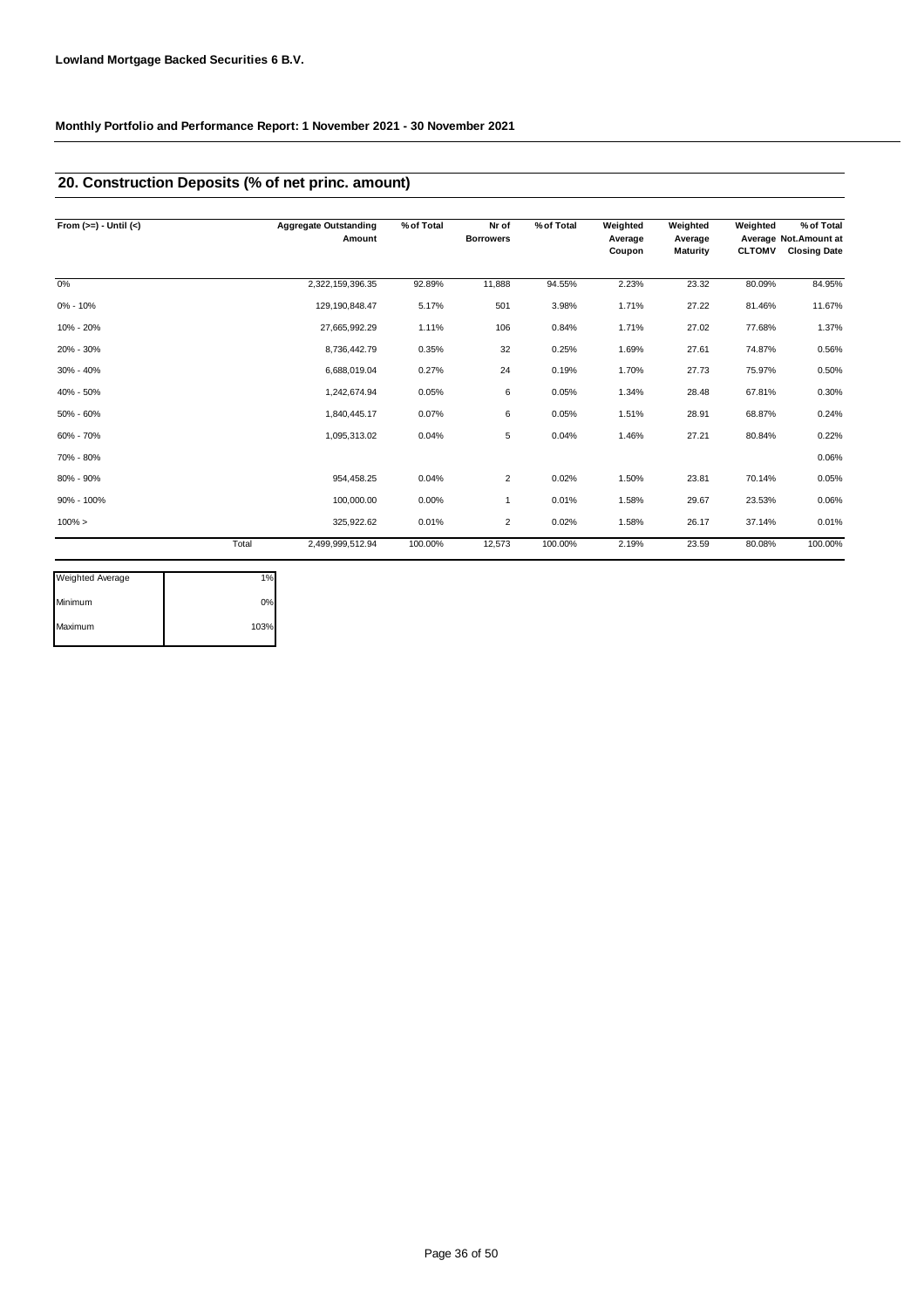**Lowland Mortgage Backed Securities 6 B.V.**

**Monthly Portfolio and Performance Report: 1 November 2021 - 30 November 2021**

## 20. Construction Deposits (% of net princ. amount)

| From (>=) - Until (<) | | Aggregate Outstanding Amount | % of Total | Nr of Borrowers | % of Total | Weighted Average Coupon | Weighted Average Maturity | Weighted Average CLTOMV | % of Total Not.Amount at Closing Date |
|---|---|---|---|---|---|---|---|---|---|
| 0% | | 2,322,159,396.35 | 92.89% | 11,888 | 94.55% | 2.23% | 23.32 | 80.09% | 84.95% |
| 0% - 10% | | 129,190,848.47 | 5.17% | 501 | 3.98% | 1.71% | 27.22 | 81.46% | 11.67% |
| 10% - 20% | | 27,665,992.29 | 1.11% | 106 | 0.84% | 1.71% | 27.02 | 77.68% | 1.37% |
| 20% - 30% | | 8,736,442.79 | 0.35% | 32 | 0.25% | 1.69% | 27.61 | 74.87% | 0.56% |
| 30% - 40% | | 6,688,019.04 | 0.27% | 24 | 0.19% | 1.70% | 27.73 | 75.97% | 0.50% |
| 40% - 50% | | 1,242,674.94 | 0.05% | 6 | 0.05% | 1.34% | 28.48 | 67.81% | 0.30% |
| 50% - 60% | | 1,840,445.17 | 0.07% | 6 | 0.05% | 1.51% | 28.91 | 68.87% | 0.24% |
| 60% - 70% | | 1,095,313.02 | 0.04% | 5 | 0.04% | 1.46% | 27.21 | 80.84% | 0.22% |
| 70% - 80% | | | | | | | | | 0.06% |
| 80% - 90% | | 954,458.25 | 0.04% | 2 | 0.02% | 1.50% | 23.81 | 70.14% | 0.05% |
| 90% - 100% | | 100,000.00 | 0.00% | 1 | 0.01% | 1.58% | 29.67 | 23.53% | 0.06% |
| 100% > | | 325,922.62 | 0.01% | 2 | 0.02% | 1.58% | 26.17 | 37.14% | 0.01% |
| | Total | 2,499,999,512.94 | 100.00% | 12,573 | 100.00% | 2.19% | 23.59 | 80.08% | 100.00% |

| | |
|---|---|
| Weighted Average | 1% |
| Minimum | 0% |
| Maximum | 103% |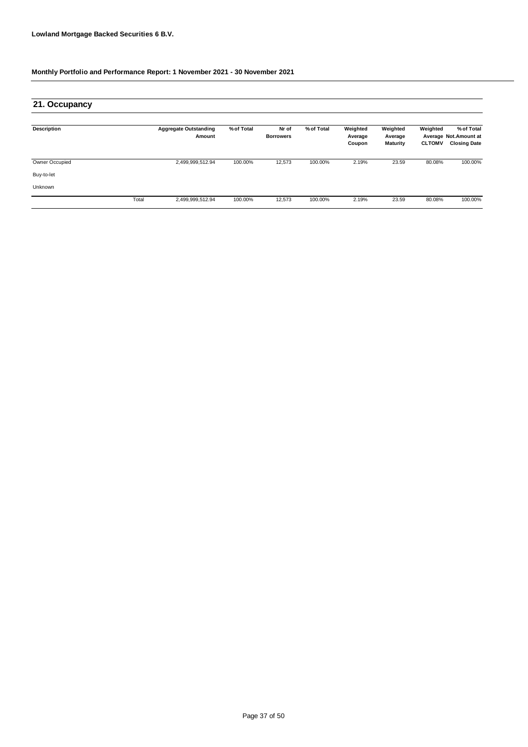**Lowland Mortgage Backed Securities 6 B.V.**

**Monthly Portfolio and Performance Report: 1 November 2021 - 30 November 2021**

## 21. Occupancy

| Description | | Aggregate Outstanding Amount | % of Total | Nr of Borrowers | % of Total | Weighted Average Coupon | Weighted Average Maturity | Weighted Average CLTOMV | % of Total Not.Amount at Closing Date |
|---|---|---|---|---|---|---|---|---|---|
| Owner Occupied | | 2,499,999,512.94 | 100.00% | 12,573 | 100.00% | 2.19% | 23.59 | 80.08% | 100.00% |
| Buy-to-let | | | | | | | | | |
| Unknown | | | | | | | | | |
| | Total | 2,499,999,512.94 | 100.00% | 12,573 | 100.00% | 2.19% | 23.59 | 80.08% | 100.00% |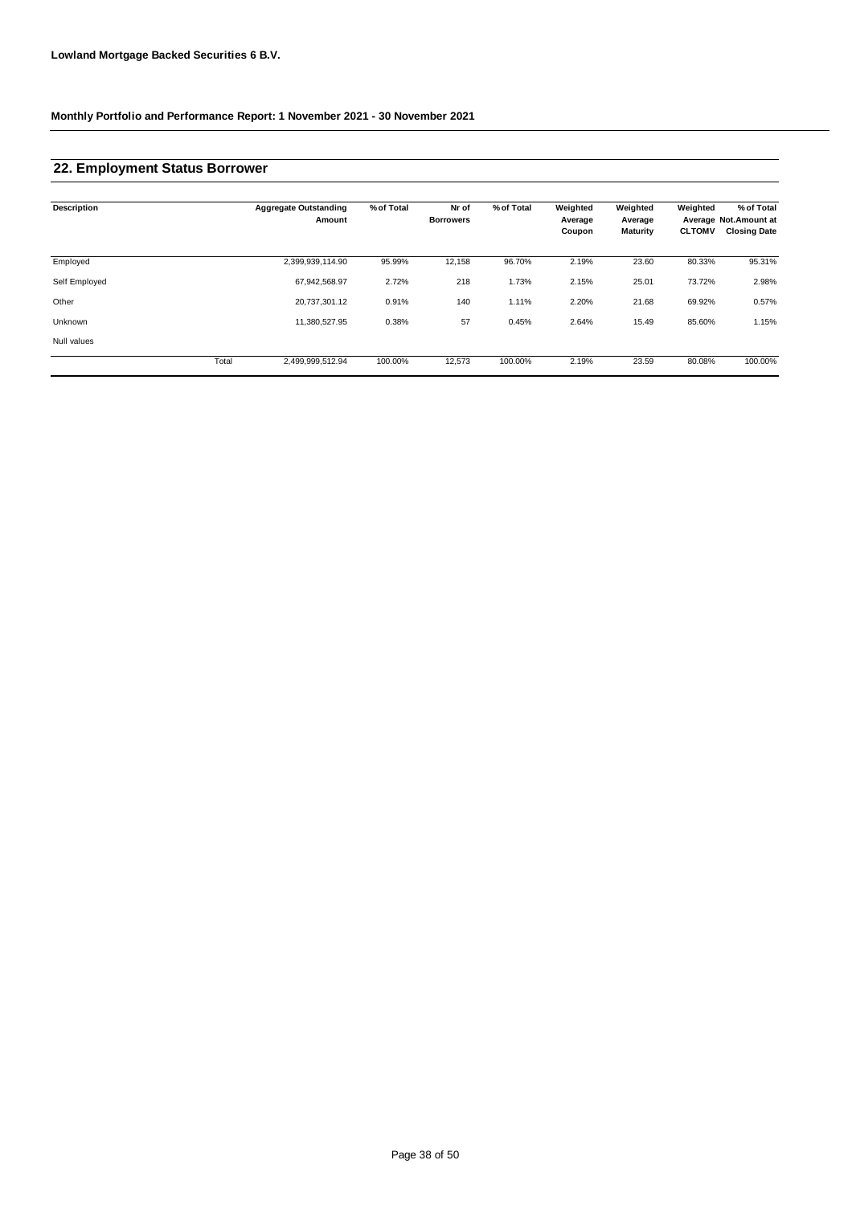**Lowland Mortgage Backed Securities 6 B.V.**

**Monthly Portfolio and Performance Report: 1 November 2021 - 30 November 2021**

## 22. Employment Status Borrower

| Description | | Aggregate Outstanding Amount | % of Total | Nr of Borrowers | % of Total | Weighted Average Coupon | Weighted Average Maturity | Weighted Average CLTOMV | % of Total Not.Amount at Closing Date |
|---|---|---|---|---|---|---|---|---|---|
| Employed | | 2,399,939,114.90 | 95.99% | 12,158 | 96.70% | 2.19% | 23.60 | 80.33% | 95.31% |
| Self Employed | | 67,942,568.97 | 2.72% | 218 | 1.73% | 2.15% | 25.01 | 73.72% | 2.98% |
| Other | | 20,737,301.12 | 0.91% | 140 | 1.11% | 2.20% | 21.68 | 69.92% | 0.57% |
| Unknown | | 11,380,527.95 | 0.38% | 57 | 0.45% | 2.64% | 15.49 | 85.60% | 1.15% |
| Null values | | | | | | | | | |
| | Total | 2,499,999,512.94 | 100.00% | 12,573 | 100.00% | 2.19% | 23.59 | 80.08% | 100.00% |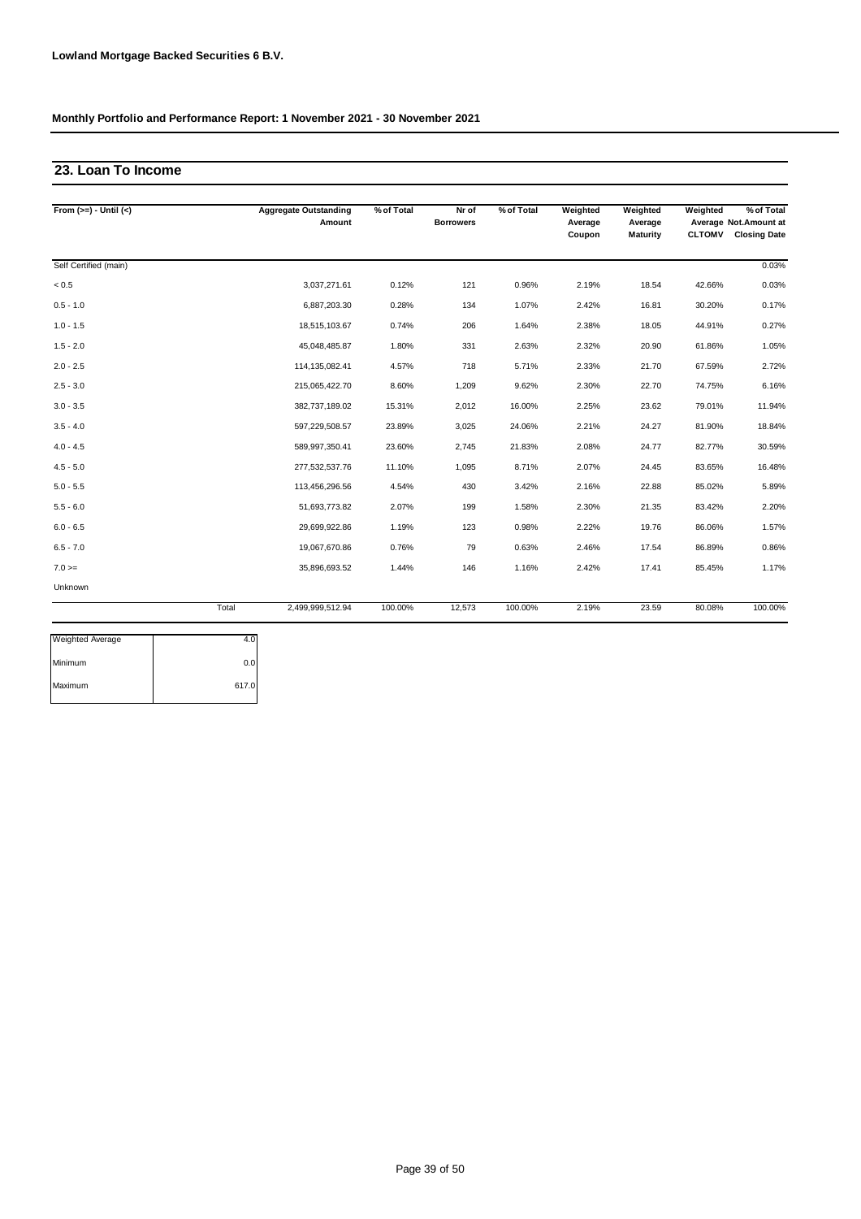**Lowland Mortgage Backed Securities 6 B.V.**

**Monthly Portfolio and Performance Report: 1 November 2021 - 30 November 2021**

## 23. Loan To Income

| From (>=) - Until (<) | | Aggregate Outstanding Amount | % of Total | Nr of Borrowers | % of Total | Weighted Average Coupon | Weighted Average Maturity | Weighted Average CLTOMV | % of Total Not.Amount at Closing Date |
|---|---|---|---|---|---|---|---|---|---|
| Self Certified (main) | | | | | | | | | 0.03% |
| < 0.5 | | 3,037,271.61 | 0.12% | 121 | 0.96% | 2.19% | 18.54 | 42.66% | 0.03% |
| 0.5 - 1.0 | | 6,887,203.30 | 0.28% | 134 | 1.07% | 2.42% | 16.81 | 30.20% | 0.17% |
| 1.0 - 1.5 | | 18,515,103.67 | 0.74% | 206 | 1.64% | 2.38% | 18.05 | 44.91% | 0.27% |
| 1.5 - 2.0 | | 45,048,485.87 | 1.80% | 331 | 2.63% | 2.32% | 20.90 | 61.86% | 1.05% |
| 2.0 - 2.5 | | 114,135,082.41 | 4.57% | 718 | 5.71% | 2.33% | 21.70 | 67.59% | 2.72% |
| 2.5 - 3.0 | | 215,065,422.70 | 8.60% | 1,209 | 9.62% | 2.30% | 22.70 | 74.75% | 6.16% |
| 3.0 - 3.5 | | 382,737,189.02 | 15.31% | 2,012 | 16.00% | 2.25% | 23.62 | 79.01% | 11.94% |
| 3.5 - 4.0 | | 597,229,508.57 | 23.89% | 3,025 | 24.06% | 2.21% | 24.27 | 81.90% | 18.84% |
| 4.0 - 4.5 | | 589,997,350.41 | 23.60% | 2,745 | 21.83% | 2.08% | 24.77 | 82.77% | 30.59% |
| 4.5 - 5.0 | | 277,532,537.76 | 11.10% | 1,095 | 8.71% | 2.07% | 24.45 | 83.65% | 16.48% |
| 5.0 - 5.5 | | 113,456,296.56 | 4.54% | 430 | 3.42% | 2.16% | 22.88 | 85.02% | 5.89% |
| 5.5 - 6.0 | | 51,693,773.82 | 2.07% | 199 | 1.58% | 2.30% | 21.35 | 83.42% | 2.20% |
| 6.0 - 6.5 | | 29,699,922.86 | 1.19% | 123 | 0.98% | 2.22% | 19.76 | 86.06% | 1.57% |
| 6.5 - 7.0 | | 19,067,670.86 | 0.76% | 79 | 0.63% | 2.46% | 17.54 | 86.89% | 0.86% |
| 7.0 >= | | 35,896,693.52 | 1.44% | 146 | 1.16% | 2.42% | 17.41 | 85.45% | 1.17% |
| Unknown | | | | | | | | | |
| | Total | 2,499,999,512.94 | 100.00% | 12,573 | 100.00% | 2.19% | 23.59 | 80.08% | 100.00% |

| | |
|---|---|
| Weighted Average | 4.0 |
| Minimum | 0.0 |
| Maximum | 617.0 |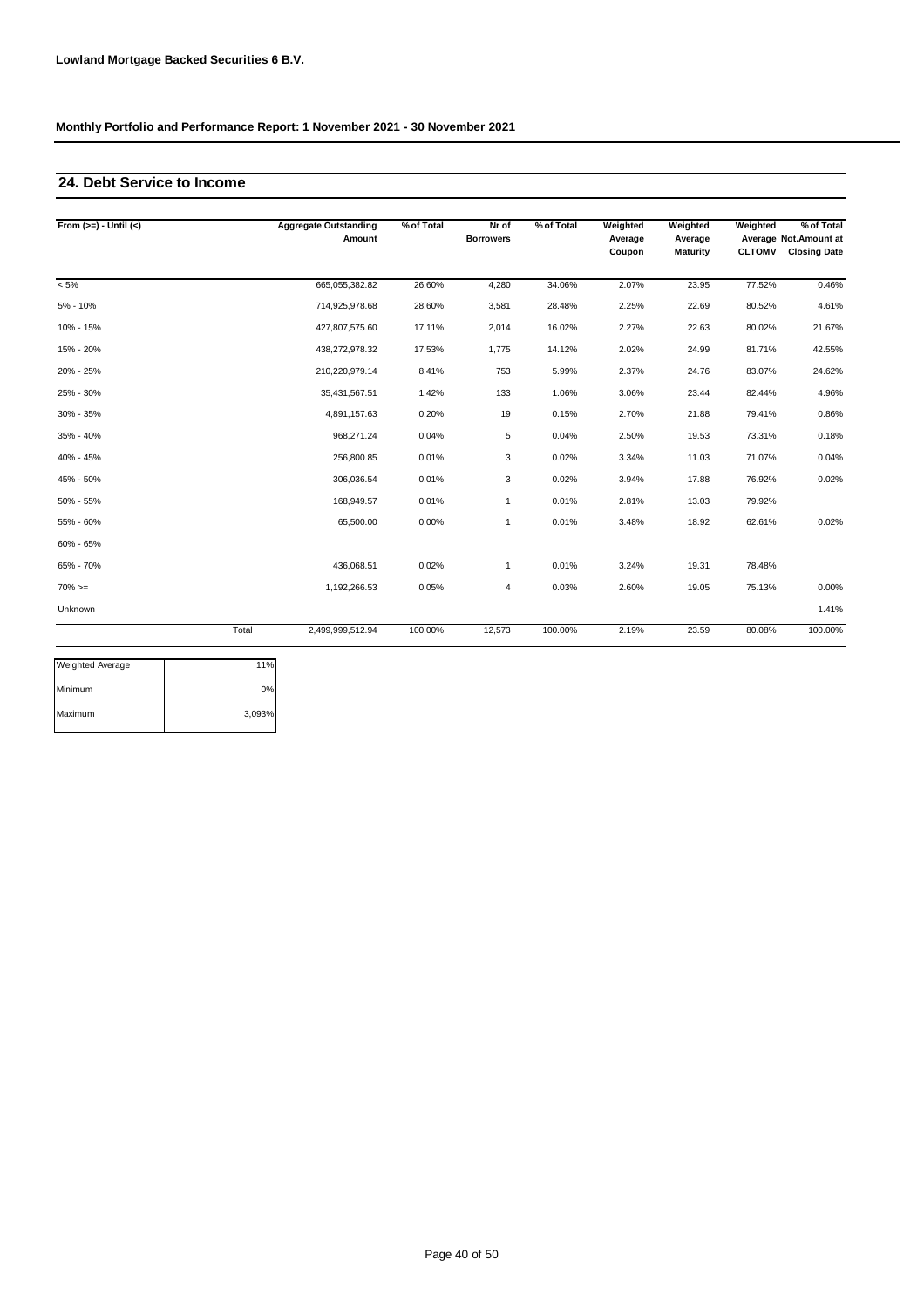**Lowland Mortgage Backed Securities 6 B.V.**

**Monthly Portfolio and Performance Report: 1 November 2021 - 30 November 2021**

## 24. Debt Service to Income

| From (>=) - Until (<) | Aggregate Outstanding Amount | % of Total | Nr of Borrowers | % of Total | Weighted Average Coupon | Weighted Average Maturity | Weighted Average CLTOMV | % of Total Not.Amount at Closing Date |
|---|---|---|---|---|---|---|---|---|
| < 5% | 665,055,382.82 | 26.60% | 4,280 | 34.06% | 2.07% | 23.95 | 77.52% | 0.46% |
| 5% - 10% | 714,925,978.68 | 28.60% | 3,581 | 28.48% | 2.25% | 22.69 | 80.52% | 4.61% |
| 10% - 15% | 427,807,575.60 | 17.11% | 2,014 | 16.02% | 2.27% | 22.63 | 80.02% | 21.67% |
| 15% - 20% | 438,272,978.32 | 17.53% | 1,775 | 14.12% | 2.02% | 24.99 | 81.71% | 42.55% |
| 20% - 25% | 210,220,979.14 | 8.41% | 753 | 5.99% | 2.37% | 24.76 | 83.07% | 24.62% |
| 25% - 30% | 35,431,567.51 | 1.42% | 133 | 1.06% | 3.06% | 23.44 | 82.44% | 4.96% |
| 30% - 35% | 4,891,157.63 | 0.20% | 19 | 0.15% | 2.70% | 21.88 | 79.41% | 0.86% |
| 35% - 40% | 968,271.24 | 0.04% | 5 | 0.04% | 2.50% | 19.53 | 73.31% | 0.18% |
| 40% - 45% | 256,800.85 | 0.01% | 3 | 0.02% | 3.34% | 11.03 | 71.07% | 0.04% |
| 45% - 50% | 306,036.54 | 0.01% | 3 | 0.02% | 3.94% | 17.88 | 76.92% | 0.02% |
| 50% - 55% | 168,949.57 | 0.01% | 1 | 0.01% | 2.81% | 13.03 | 79.92% | |
| 55% - 60% | 65,500.00 | 0.00% | 1 | 0.01% | 3.48% | 18.92 | 62.61% | 0.02% |
| 60% - 65% | | | | | | | | |
| 65% - 70% | 436,068.51 | 0.02% | 1 | 0.01% | 3.24% | 19.31 | 78.48% | |
| 70% >= | 1,192,266.53 | 0.05% | 4 | 0.03% | 2.60% | 19.05 | 75.13% | 0.00% |
| Unknown | | | | | | | | 1.41% |
| Total | 2,499,999,512.94 | 100.00% | 12,573 | 100.00% | 2.19% | 23.59 | 80.08% | 100.00% |

| | |
|---|---|
| Weighted Average | 11% |
| Minimum | 0% |
| Maximum | 3,093% |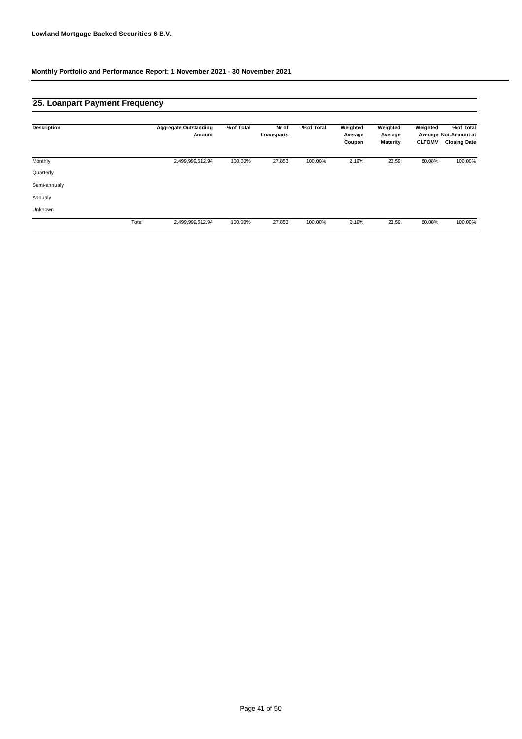**Lowland Mortgage Backed Securities 6 B.V.**

**Monthly Portfolio and Performance Report: 1 November 2021 - 30 November 2021**

## 25. Loanpart Payment Frequency

| Description | | Aggregate Outstanding Amount | % of Total | Nr of Loansparts | % of Total | Weighted Average Coupon | Weighted Average Maturity | Weighted Average CLTOMV | % of Total Not.Amount at Closing Date |
|---|---|---|---|---|---|---|---|---|---|
| Monthly | | 2,499,999,512.94 | 100.00% | 27,853 | 100.00% | 2.19% | 23.59 | 80.08% | 100.00% |
| Quarterly | | | | | | | | | |
| Semi-annualy | | | | | | | | | |
| Annualy | | | | | | | | | |
| Unknown | | | | | | | | | |
| | Total | 2,499,999,512.94 | 100.00% | 27,853 | 100.00% | 2.19% | 23.59 | 80.08% | 100.00% |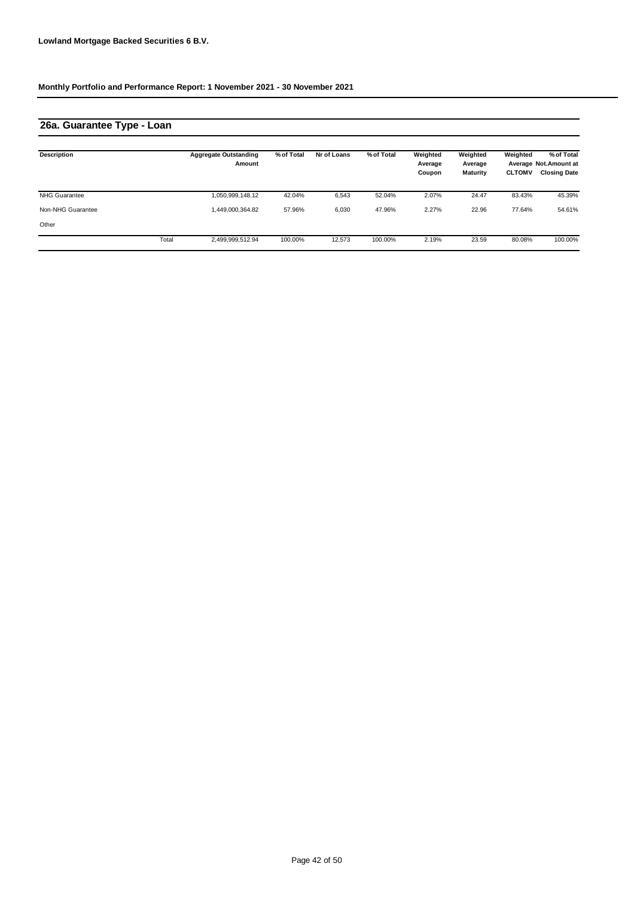**Lowland Mortgage Backed Securities 6 B.V.**

**Monthly Portfolio and Performance Report: 1 November 2021 - 30 November 2021**

## 26a. Guarantee Type - Loan

| Description | | Aggregate Outstanding Amount | % of Total | Nr of Loans | % of Total | Weighted Average Coupon | Weighted Average Maturity | Weighted Average CLTOMV | % of Total Not.Amount at Closing Date |
|---|---|---|---|---|---|---|---|---|---|
| NHG Guarantee | | 1,050,999,148.12 | 42.04% | 6,543 | 52.04% | 2.07% | 24.47 | 83.43% | 45.39% |
| Non-NHG Guarantee | | 1,449,000,364.82 | 57.96% | 6,030 | 47.96% | 2.27% | 22.96 | 77.64% | 54.61% |
| Other | | | | | | | | | |
| | Total | 2,499,999,512.94 | 100.00% | 12,573 | 100.00% | 2.19% | 23.59 | 80.08% | 100.00% |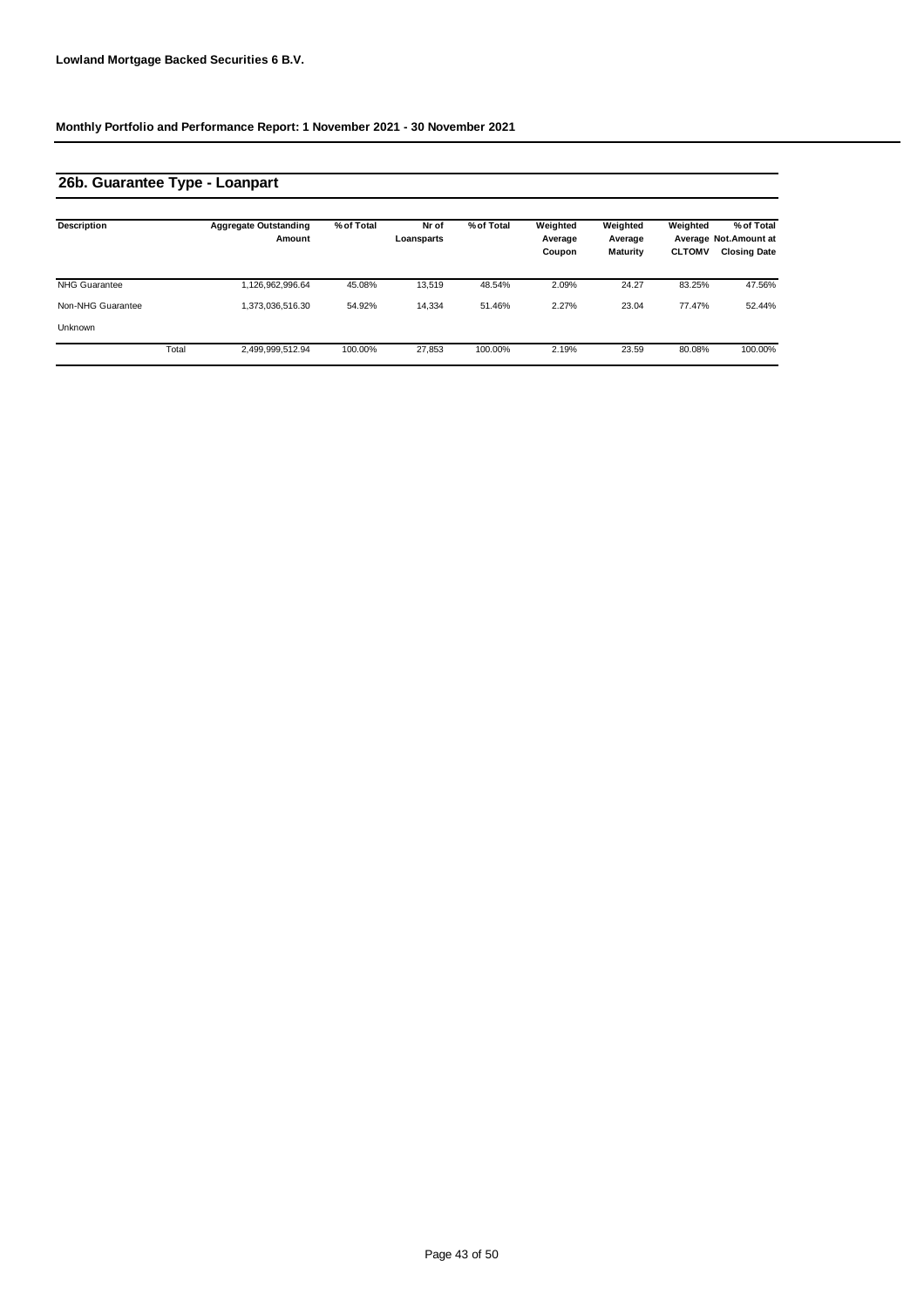**Lowland Mortgage Backed Securities 6 B.V.**

**Monthly Portfolio and Performance Report: 1 November 2021 - 30 November 2021**

## 26b. Guarantee Type - Loanpart

| Description | Aggregate Outstanding Amount | % of Total | Nr of Loansparts | % of Total | Weighted Average Coupon | Weighted Average Maturity | Weighted Average CLTOMV | % of Total Not.Amount at Closing Date |
|---|---|---|---|---|---|---|---|---|
| NHG Guarantee | 1,126,962,996.64 | 45.08% | 13,519 | 48.54% | 2.09% | 24.27 | 83.25% | 47.56% |
| Non-NHG Guarantee | 1,373,036,516.30 | 54.92% | 14,334 | 51.46% | 2.27% | 23.04 | 77.47% | 52.44% |
| Unknown | | | | | | | | |
| Total | 2,499,999,512.94 | 100.00% | 27,853 | 100.00% | 2.19% | 23.59 | 80.08% | 100.00% |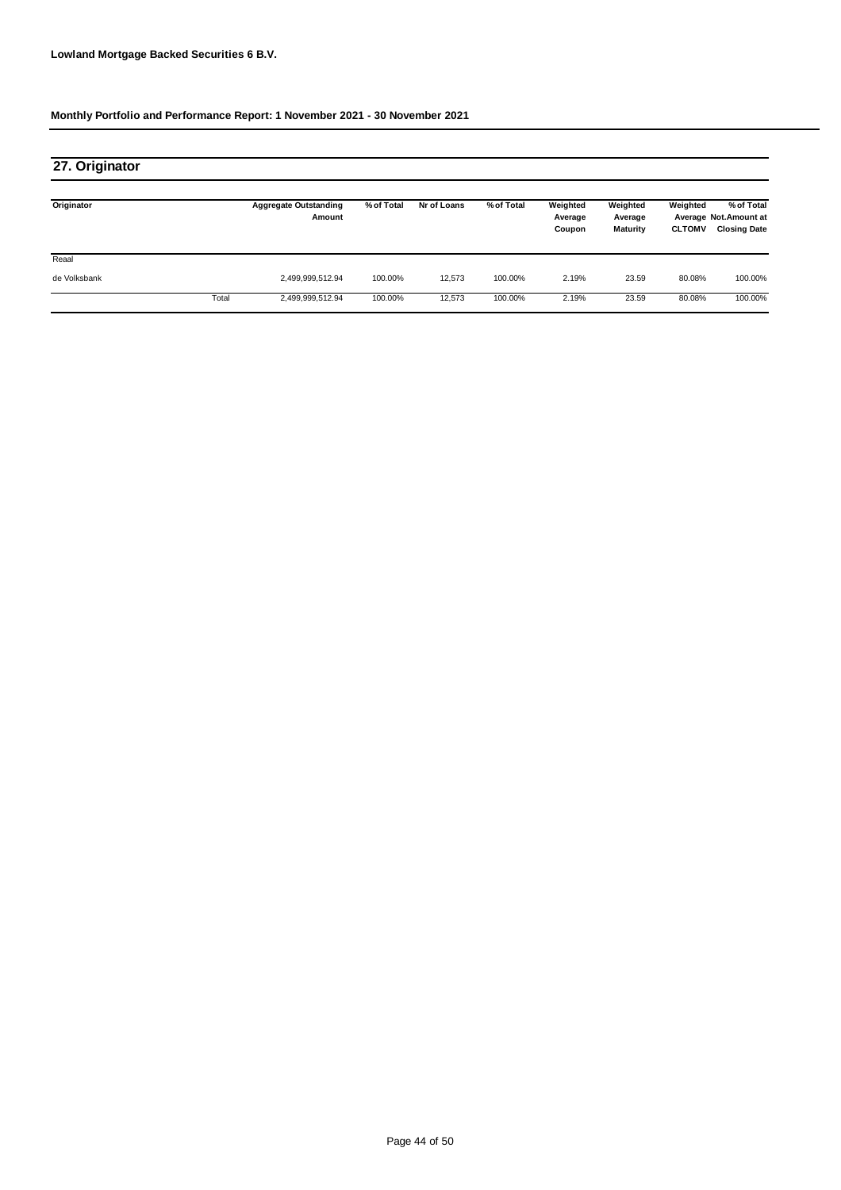**Lowland Mortgage Backed Securities 6 B.V.**

**Monthly Portfolio and Performance Report: 1 November 2021 - 30 November 2021**

## 27. Originator

| Originator | | Aggregate Outstanding Amount | % of Total | Nr of Loans | % of Total | Weighted Average Coupon | Weighted Average Maturity | Weighted Average CLTOMV | % of Total Not.Amount at Closing Date |
|---|---|---|---|---|---|---|---|---|---|
| Reaal | | | | | | | | | |
| de Volksbank | | 2,499,999,512.94 | 100.00% | 12,573 | 100.00% | 2.19% | 23.59 | 80.08% | 100.00% |
| | Total | 2,499,999,512.94 | 100.00% | 12,573 | 100.00% | 2.19% | 23.59 | 80.08% | 100.00% |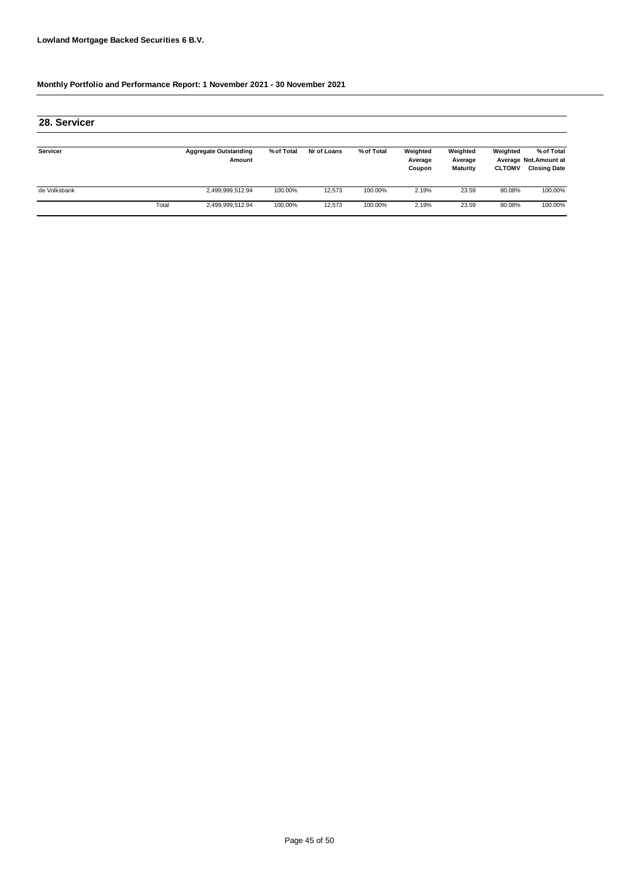Lowland Mortgage Backed Securities 6 B.V.

**Monthly Portfolio and Performance Report: 1 November 2021 - 30 November 2021**

## 28. Servicer

| Servicer | | Aggregate Outstanding Amount | % of Total | Nr of Loans | % of Total | Weighted Average Coupon | Weighted Average Maturity | Weighted Average CLTOMV | % of Total Not.Amount at Closing Date |
|---|---|---|---|---|---|---|---|---|---|
| de Volksbank | | 2,499,999,512.94 | 100.00% | 12,573 | 100.00% | 2.19% | 23.59 | 80.08% | 100.00% |
| | Total | 2,499,999,512.94 | 100.00% | 12,573 | 100.00% | 2.19% | 23.59 | 80.08% | 100.00% |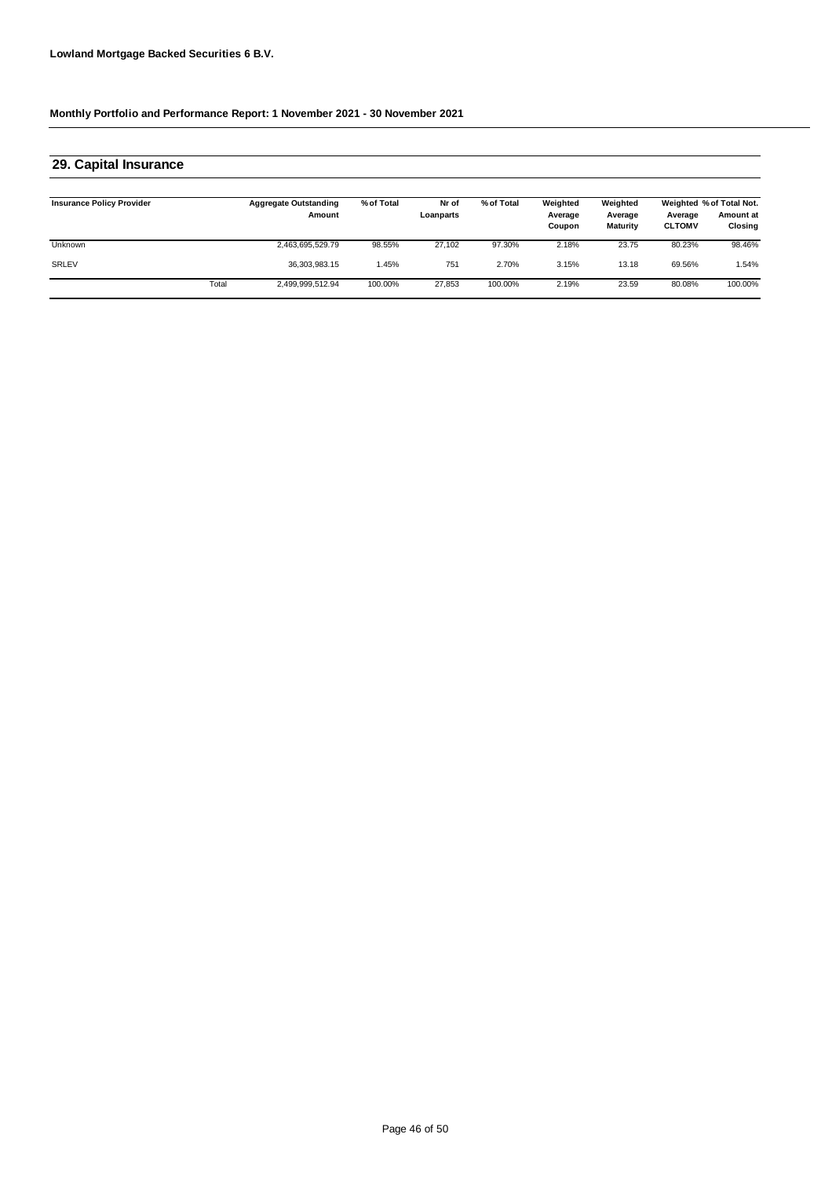**Lowland Mortgage Backed Securities 6 B.V.**

**Monthly Portfolio and Performance Report: 1 November 2021 - 30 November 2021**

## 29. Capital Insurance

| Insurance Policy Provider | | Aggregate Outstanding Amount | % of Total | Nr of Loanparts | % of Total | Weighted Average Coupon | Weighted Average Maturity | Weighted Average CLTOMV | % of Total Not. Amount at Closing |
|---|---|---|---|---|---|---|---|---|---|
| Unknown | | 2,463,695,529.79 | 98.55% | 27,102 | 97.30% | 2.18% | 23.75 | 80.23% | 98.46% |
| SRLEV | | 36,303,983.15 | 1.45% | 751 | 2.70% | 3.15% | 13.18 | 69.56% | 1.54% |
| | Total | 2,499,999,512.94 | 100.00% | 27,853 | 100.00% | 2.19% | 23.59 | 80.08% | 100.00% |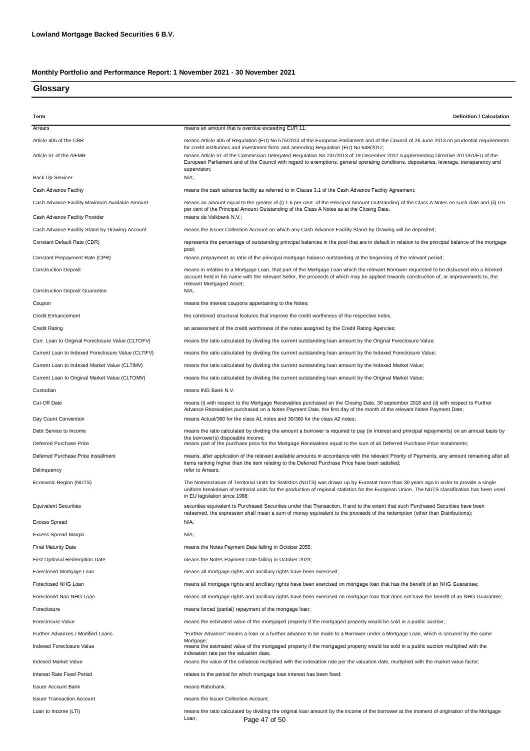**Lowland Mortgage Backed Securities 6 B.V.**

**Monthly Portfolio and Performance Report: 1 November 2021 - 30 November 2021**

## Glossary

| Term | Definition / Calculation |
|---|---|
| Arrears | means an amount that is overdue exceeding EUR 11; |
| Article 405 of the CRR | means Article 405 of Regulation (EU) No 575/2013 of the European Parliament and of the Council of 26 June 2013 on prudential requirements for credit institutions and investment firms and amending Regulation (EU) No 648/2012; |
| Article 51 of the AIFMR | means Article 51 of the Commission Delegated Regulation No 231/2013 of 19 December 2012 supplementing Directive 2011/61/EU of the European Parliament and of the Council with regard to exemptions, general operating conditions, depositaries, leverage, transparency and supervision; |
| Back-Up Servicer | N/A; |
| Cash Advance Facility | means the cash advance facility as referred to in Clause 3.1 of the Cash Advance Facility Agreement; |
| Cash Advance Facility Maximum Available Amount | means an amount equal to the greater of (i) 1.6 per cent. of the Principal Amount Outstanding of the Class A Notes on such date and (ii) 0.6 per cent of the Principal Amount Outstanding of the Class A Notes as at the Closing Date. |
| Cash Advance Facility Provider | means de Volkbank N.V.; |
| Cash Advance Facility Stand-by Drawing Account | means the Issuer Collection Account on which any Cash Advance Facility Stand-by Drawing will be deposited; |
| Constant Default Rate (CDR) | represents the percentage of outstanding principal balances in the pool that are in default in relation to the principal balance of the mortgage pool; |
| Constant Prepayment Rate (CPR) | means prepayment as ratio of the principal mortgage balance outstanding at the beginning of the relevant period; |
| Construction Deposit | means in relation to a Mortgage Loan, that part of the Mortgage Loan which the relevant Borrower requested to be disbursed into a blocked account held in his name with the relevant Seller, the proceeds of which may be applied towards construction of, or improvements to, the relevant Mortgaged Asset; |
| Construction Deposit Guarantee | N/A; |
| Coupon | means the interest coupons appertaining to the Notes; |
| Credit Enhancement | the combined structural features that improve the credit worthiness of the respective notes. |
| Credit Rating | an assessment of the credit worthiness of the notes assigned by the Credit Rating Agencies; |
| Curr. Loan to Original Foreclosure Value (CLTOFV) | means the ratio calculated by dividing the current outstanding loan amount by the Orignal Foreclosure Value; |
| Current Loan to Indexed Foreclosure Value (CLTIFV) | means the ratio calculated by dividing the current outstanding loan amount by the Indexed Foreclosure Value; |
| Current Loan to Indexed Market Value (CLTIMV) | means the ratio calculated by dividing the current outstanding loan amount by the Indexed Market Value; |
| Current Loan to Original Market Value (CLTOMV) | means the ratio calculated by dividing the current outstanding loan amount by the Original Market Value; |
| Custodian | means ING Bank N.V. |
| Cut-Off Date | means (i) with respect to the Mortgage Receivables purchased on the Closing Date, 30 september 2018 and (ii) with respect to Further Advance Receivables purchased on a Notes Payment Date, the first day of the month of the relevant Notes Payment Date; |
| Day Count Convention | means Actual/360 for the class A1 notes and 30/360 for the class A2 notes; |
| Debt Service to Income | means the ratio calculated by dividing the amount a borrower is required to pay (in interest and principal repayments) on an annual basis by the borrower(s) disposable income; |
| Deferred Purchase Price | means part of the purchase price for the Mortgage Receivables equal to the sum of all Deferred Purchase Price Instalments; |
| Deferred Purchase Price Installment | means, after application of the relevant available amounts in accordance with the relevant Priority of Payments, any amount remaining after all items ranking higher than the item relating to the Deferred Purchase Price have been satisfied; |
| Delinquency | refer to Arrears; |
| Economic Region (NUTS) | The Nomenclature of Territorial Units for Statistics (NUTS) was drawn up by Eurostat more than 30 years ago in order to provide a single uniform breakdown of territorial units for the production of regional statistics for the European Union. The NUTS classification has been used in EU legislation since 1988; |
| Equivalent Securities | securities equivalent to Purchased Securities under that Transaction. If and to the extent that such Purchased Securities have been redeemed, the expression shall mean a sum of money equivalent to the proceeds of the redemption (other than Distributions); |
| Excess Spread | N/A; |
| Excess Spread Margin | N/A; |
| Final Maturity Date | means the Notes Payment Date falling in October 2055; |
| First Optional Redemption Date | means the Notes Payment Date falling in October 2023; |
| Foreclosed Mortgage Loan | means all mortgage rights and ancillary rights have been exercised; |
| Foreclosed NHG Loan | means all mortgage rights and ancillary rights have been exercised on mortgage loan that has the benefit of an NHG Guarantee; |
| Foreclosed Non NHG Loan | means all mortgage rights and ancillary rights have been exercised on mortgage loan that does not have the benefit of an NHG Guarantee; |
| Foreclosure | means forced (partial) repayment of the mortgage loan; |
| Foreclosure Value | means the estimated value of the mortgaged property if the mortgaged property would be sold in a public auction; |
| Further Advances / Modified Loans | "Further Advance" means a loan or a further advance to be made to a Borrower under a Mortgage Loan, which is secured by the same Mortgage; |
| Indexed Foreclosure Value | means the estimated value of the mortgaged property if the mortgaged property would be sold in a public auction multiplied with the indexation rate per the valuation date; |
| Indexed Market Value | means the value of the collateral multiplied with the indexation rate per the valuation date, multiplied with the market value factor; |
| Interest Rate Fixed Period | relates to the period for which mortgage loan interest has been fixed; |
| Issuer Account Bank | means Rabobank. |
| Issuer Transaction Account | means the Issuer Collection Account. |
| Loan to Income (LTI) | means the ratio calculated by dividing the original loan amount by the income of the borrower at the moment of origination of the Mortgage Loan; |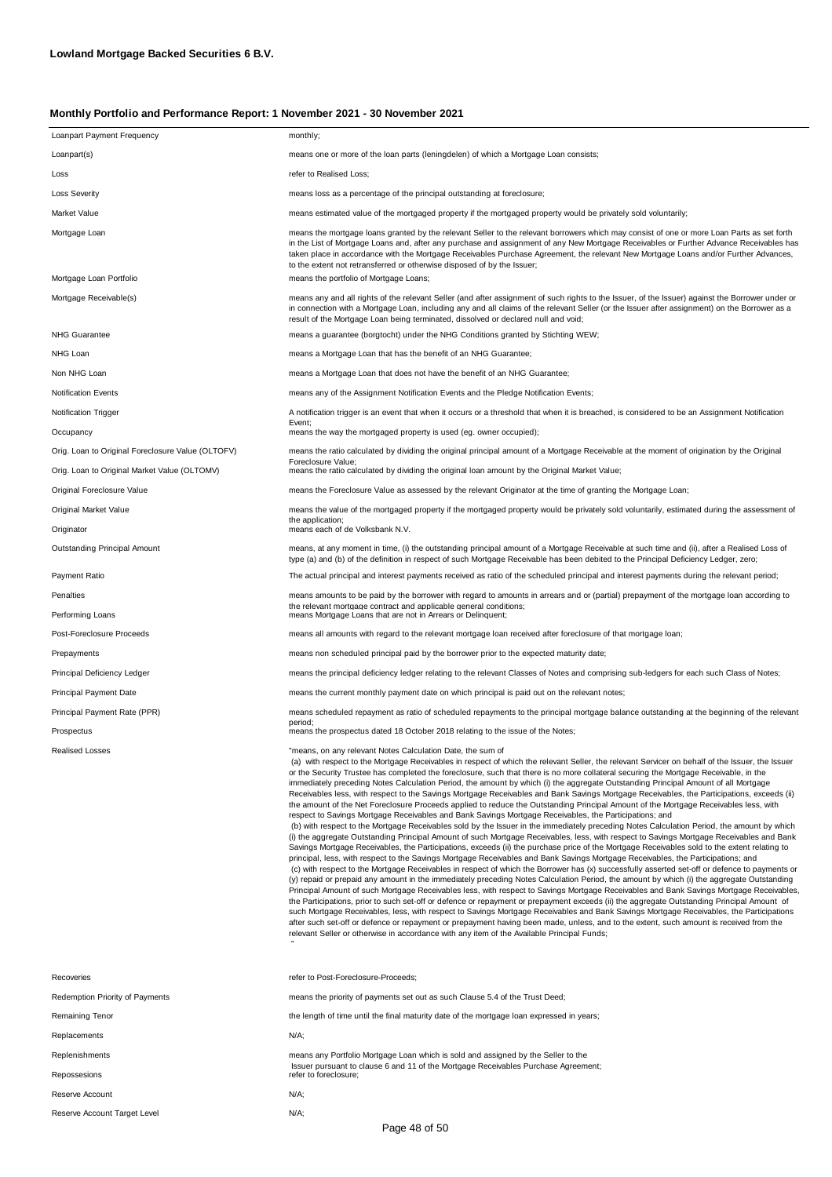**Lowland Mortgage Backed Securities 6 B.V.**

**Monthly Portfolio and Performance Report: 1 November 2021 - 30 November 2021**

| | |
|---|---|
| Loanpart Payment Frequency | monthly; |
| Loanpart(s) | means one or more of the loan parts (leningdelen) of which a Mortgage Loan consists; |
| Loss | refer to Realised Loss; |
| Loss Severity | means loss as a percentage of the principal outstanding at foreclosure; |
| Market Value | means estimated value of the mortgaged property if the mortgaged property would be privately sold voluntarily; |
| Mortgage Loan | means the mortgage loans granted by the relevant Seller to the relevant borrowers which may consist of one or more Loan Parts as set forth in the List of Mortgage Loans and, after any purchase and assignment of any New Mortgage Receivables or Further Advance Receivables has taken place in accordance with the Mortgage Receivables Purchase Agreement, the relevant New Mortgage Loans and/or Further Advances, to the extent not retransferred or otherwise disposed of by the Issuer; |
| Mortgage Loan Portfolio | means the portfolio of Mortgage Loans; |
| Mortgage Receivable(s) | means any and all rights of the relevant Seller (and after assignment of such rights to the Issuer, of the Issuer) against the Borrower under or in connection with a Mortgage Loan, including any and all claims of the relevant Seller (or the Issuer after assignment) on the Borrower as a result of the Mortgage Loan being terminated, dissolved or declared null and void; |
| NHG Guarantee | means a guarantee (borgtocht) under the NHG Conditions granted by Stichting WEW; |
| NHG Loan | means a Mortgage Loan that has the benefit of an NHG Guarantee; |
| Non NHG Loan | means a Mortgage Loan that does not have the benefit of an NHG Guarantee; |
| Notification Events | means any of the Assignment Notification Events and the Pledge Notification Events; |
| Notification Trigger | A notification trigger is an event that when it occurs or a threshold that when it is breached, is considered to be an Assignment Notification Event; |
| Occupancy | means the way the mortgaged property is used (eg. owner occupied); |
| Orig. Loan to Original Foreclosure Value (OLTOFV) | means the ratio calculated by dividing the original principal amount of a Mortgage Receivable at the moment of origination by the Original Foreclosure Value; |
| Orig. Loan to Original Market Value (OLTOMV) | means the ratio calculated by dividing the original loan amount by the Original Market Value; |
| Original Foreclosure Value | means the Foreclosure Value as assessed by the relevant Originator at the time of granting the Mortgage Loan; |
| Original Market Value | means the value of the mortgaged property if the mortgaged property would be privately sold voluntarily, estimated during the assessment of the application; |
| Originator | means each of de Volksbank N.V. |
| Outstanding Principal Amount | means, at any moment in time, (i) the outstanding principal amount of a Mortgage Receivable at such time and (ii), after a Realised Loss of type (a) and (b) of the definition in respect of such Mortgage Receivable has been debited to the Principal Deficiency Ledger, zero; |
| Payment Ratio | The actual principal and interest payments received as ratio of the scheduled principal and interest payments during the relevant period; |
| Penalties | means amounts to be paid by the borrower with regard to amounts in arrears and or (partial) prepayment of the mortgage loan according to the relevant mortgage contract and applicable general conditions; |
| Performing Loans | means Mortgage Loans that are not in Arrears or Delinquent; |
| Post-Foreclosure Proceeds | means all amounts with regard to the relevant mortgage loan received after foreclosure of that mortgage loan; |
| Prepayments | means non scheduled principal paid by the borrower prior to the expected maturity date; |
| Principal Deficiency Ledger | means the principal deficiency ledger relating to the relevant Classes of Notes and comprising sub-ledgers for each such Class of Notes; |
| Principal Payment Date | means the current monthly payment date on which principal is paid out on the relevant notes; |
| Principal Payment Rate (PPR) | means scheduled repayment as ratio of scheduled repayments to the principal mortgage balance outstanding at the beginning of the relevant period; |
| Prospectus | means the prospectus dated 18 October 2018 relating to the issue of the Notes; |
| Realised Losses | "means, on any relevant Notes Calculation Date, the sum of (a) with respect to the Mortgage Receivables in respect of which the relevant Seller, the relevant Servicer on behalf of the Issuer, the Issuer or the Security Trustee has completed the foreclosure, such that there is no more collateral securing the Mortgage Receivable, in the immediately preceding Notes Calculation Period, the amount by which (i) the aggregate Outstanding Principal Amount of all Mortgage Receivables less, with respect to the Savings Mortgage Receivables and Bank Savings Mortgage Receivables, the Participations, exceeds (ii) the amount of the Net Foreclosure Proceeds applied to reduce the Outstanding Principal Amount of the Mortgage Receivables less, with respect to Savings Mortgage Receivables and Bank Savings Mortgage Receivables, the Participations; and (b) with respect to the Mortgage Receivables sold by the Issuer in the immediately preceding Notes Calculation Period, the amount by which (i) the aggregate Outstanding Principal Amount of such Mortgage Receivables, less, with respect to Savings Mortgage Receivables and Bank Savings Mortgage Receivables, the Participations, exceeds (ii) the purchase price of the Mortgage Receivables sold to the extent relating to principal, less, with respect to the Savings Mortgage Receivables and Bank Savings Mortgage Receivables, the Participations; and (c) with respect to the Mortgage Receivables in respect of which the Borrower has (x) successfully asserted set-off or defence to payments or (y) repaid or prepaid any amount in the immediately preceding Notes Calculation Period, the amount by which (i) the aggregate Outstanding Principal Amount of such Mortgage Receivables less, with respect to Savings Mortgage Receivables and Bank Savings Mortgage Receivables, the Participations, prior to such set-off or defence or repayment or prepayment exceeds (ii) the aggregate Outstanding Principal Amount of such Mortgage Receivables, less, with respect to Savings Mortgage Receivables and Bank Savings Mortgage Receivables, the Participations after such set-off or defence or repayment or prepayment having been made, unless, and to the extent, such amount is received from the relevant Seller or otherwise in accordance with any item of the Available Principal Funds; " |
| Recoveries | refer to Post-Foreclosure-Proceeds; |
| Redemption Priority of Payments | means the priority of payments set out as such Clause 5.4 of the Trust Deed; |
| Remaining Tenor | the length of time until the final maturity date of the mortgage loan expressed in years; |
| Replacements | N/A; |
| Replenishments | means any Portfolio Mortgage Loan which is sold and assigned by the Seller to the Issuer pursuant to clause 6 and 11 of the Mortgage Receivables Purchase Agreement; |
| Repossesions | refer to foreclosure; |
| Reserve Account | N/A; |
| Reserve Account Target Level | N/A; |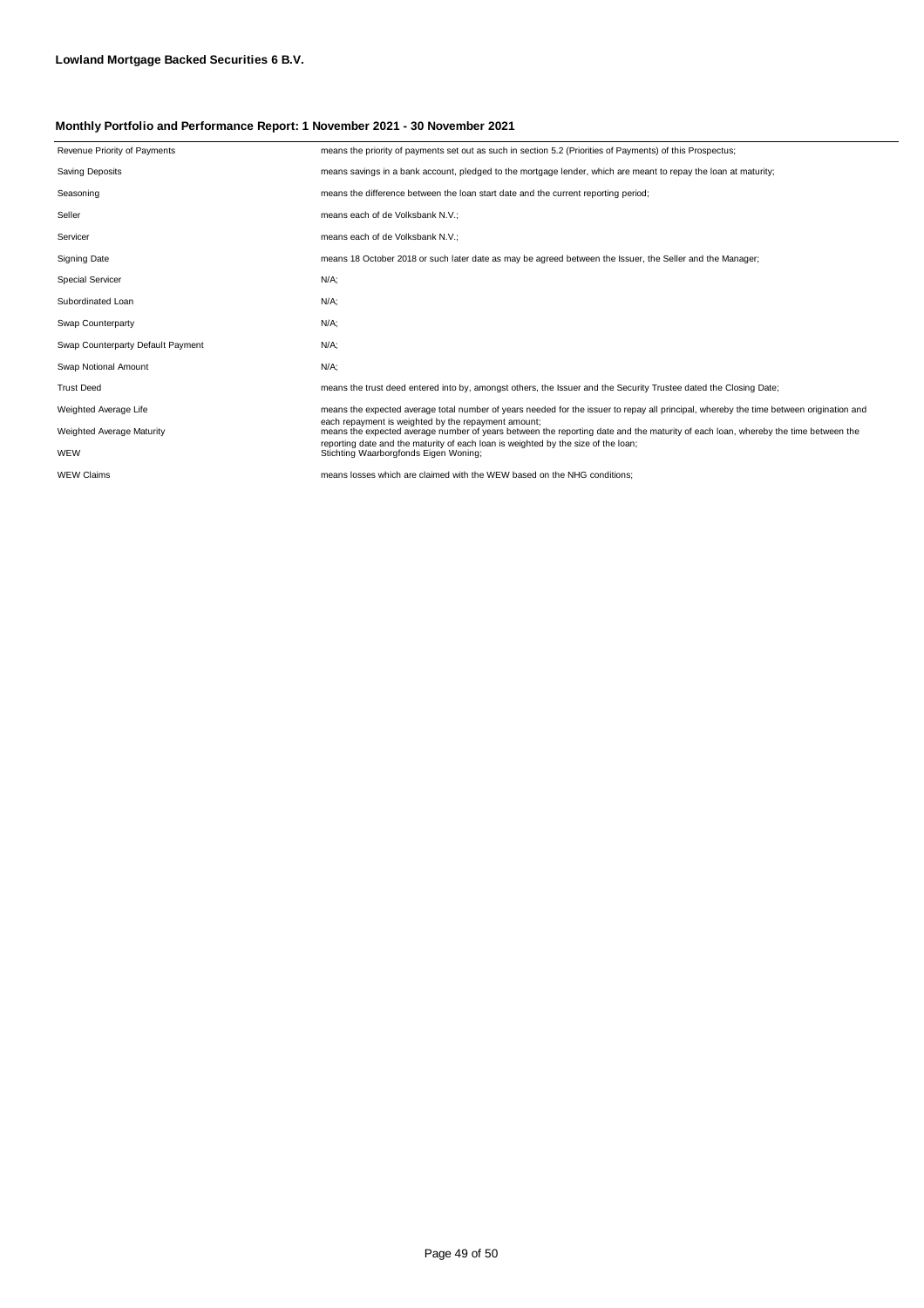**Lowland Mortgage Backed Securities 6 B.V.**

**Monthly Portfolio and Performance Report: 1 November 2021 - 30 November 2021**

| | |
|---|---|
| Revenue Priority of Payments | means the priority of payments set out as such in section 5.2 (Priorities of Payments) of this Prospectus; |
| Saving Deposits | means savings in a bank account, pledged to the mortgage lender, which are meant to repay the loan at maturity; |
| Seasoning | means the difference between the loan start date and the current reporting period; |
| Seller | means each of de Volksbank N.V.; |
| Servicer | means each of de Volksbank N.V.; |
| Signing Date | means 18 October 2018 or such later date as may be agreed between the Issuer, the Seller and the Manager; |
| Special Servicer | N/A; |
| Subordinated Loan | N/A; |
| Swap Counterparty | N/A; |
| Swap Counterparty Default Payment | N/A; |
| Swap Notional Amount | N/A; |
| Trust Deed | means the trust deed entered into by, amongst others, the Issuer and the Security Trustee dated the Closing Date; |
| Weighted Average Life | means the expected average total number of years needed for the issuer to repay all principal, whereby the time between origination and each repayment is weighted by the repayment amount; |
| Weighted Average Maturity | means the expected average number of years between the reporting date and the maturity of each loan, whereby the time between the reporting date and the maturity of each loan is weighted by the size of the loan; |
| WEW | Stichting Waarborgfonds Eigen Woning; |
| WEW Claims | means losses which are claimed with the WEW based on the NHG conditions; |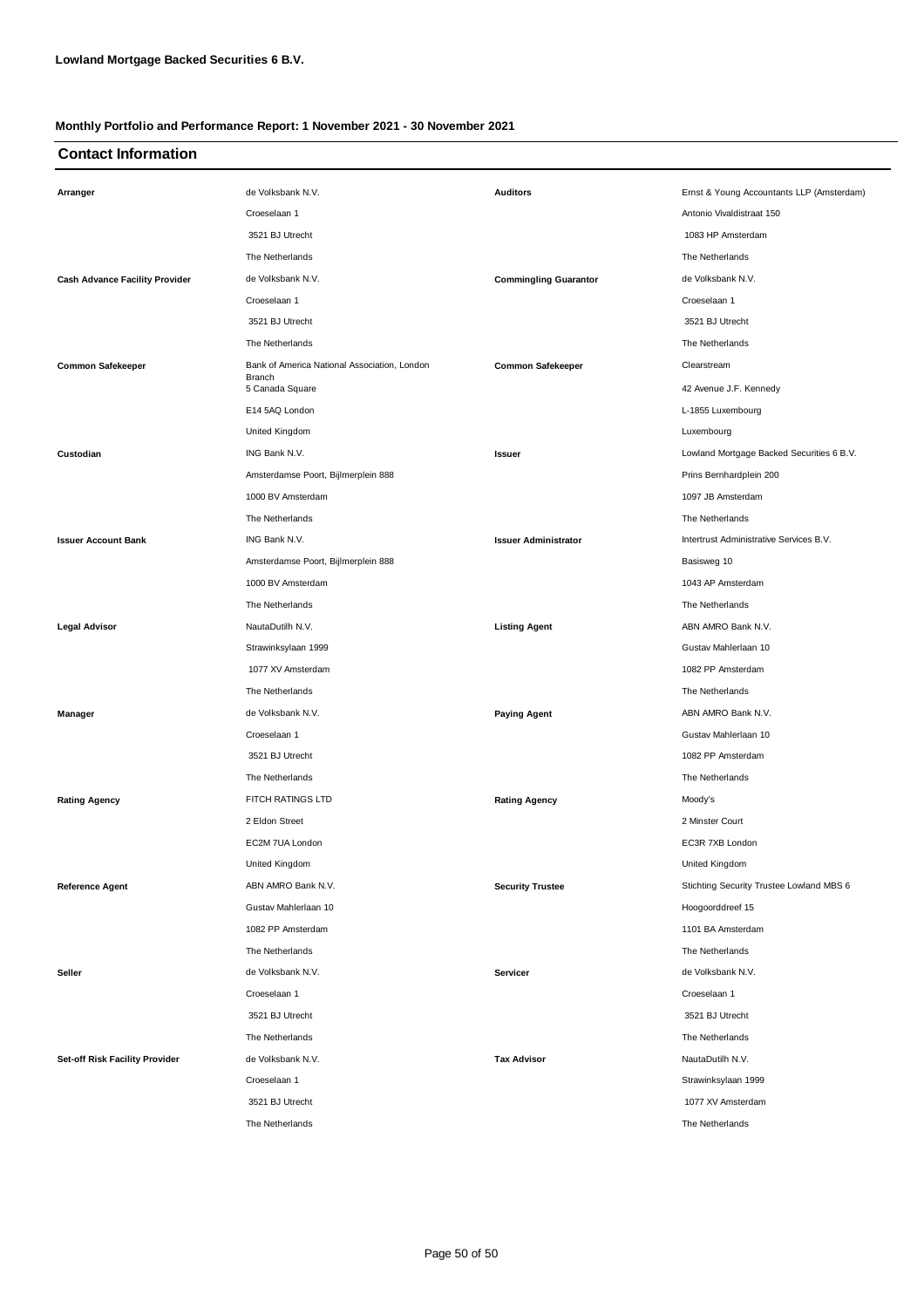**Lowland Mortgage Backed Securities 6 B.V.**

**Monthly Portfolio and Performance Report: 1 November 2021 - 30 November 2021**

## Contact Information

| | | | |
|---|---|---|---|
| **Arranger** | de Volksbank N.V. | **Auditors** | Ernst & Young Accountants LLP (Amsterdam) |
| | Croeselaan 1 | | Antonio Vivaldistraat 150 |
| | 3521 BJ Utrecht | | 1083 HP Amsterdam |
| | The Netherlands | | The Netherlands |
| **Cash Advance Facility Provider** | de Volksbank N.V. | **Commingling Guarantor** | de Volksbank N.V. |
| | Croeselaan 1 | | Croeselaan 1 |
| | 3521 BJ Utrecht | | 3521 BJ Utrecht |
| | The Netherlands | | The Netherlands |
| **Common Safekeeper** | Bank of America National Association, London Branch | **Common Safekeeper** | Clearstream |
| | 5 Canada Square | | 42 Avenue J.F. Kennedy |
| | E14 5AQ London | | L-1855 Luxembourg |
| | United Kingdom | | Luxembourg |
| **Custodian** | ING Bank N.V. | **Issuer** | Lowland Mortgage Backed Securities 6 B.V. |
| | Amsterdamse Poort, Bijlmerplein 888 | | Prins Bernhardplein 200 |
| | 1000 BV Amsterdam | | 1097 JB Amsterdam |
| | The Netherlands | | The Netherlands |
| **Issuer Account Bank** | ING Bank N.V. | **Issuer Administrator** | Intertrust Administrative Services B.V. |
| | Amsterdamse Poort, Bijlmerplein 888 | | Basisweg 10 |
| | 1000 BV Amsterdam | | 1043 AP Amsterdam |
| | The Netherlands | | The Netherlands |
| **Legal Advisor** | NautaDutilh N.V. | **Listing Agent** | ABN AMRO Bank N.V. |
| | Strawinskylaan 1999 | | Gustav Mahlerlaan 10 |
| | 1077 XV Amsterdam | | 1082 PP Amsterdam |
| | The Netherlands | | The Netherlands |
| **Manager** | de Volksbank N.V. | **Paying Agent** | ABN AMRO Bank N.V. |
| | Croeselaan 1 | | Gustav Mahlerlaan 10 |
| | 3521 BJ Utrecht | | 1082 PP Amsterdam |
| | The Netherlands | | The Netherlands |
| **Rating Agency** | FITCH RATINGS LTD | **Rating Agency** | Moody's |
| | 2 Eldon Street | | 2 Minster Court |
| | EC2M 7UA London | | EC3R 7XB London |
| | United Kingdom | | United Kingdom |
| **Reference Agent** | ABN AMRO Bank N.V. | **Security Trustee** | Stichting Security Trustee Lowland MBS 6 |
| | Gustav Mahlerlaan 10 | | Hoogoorddreef 15 |
| | 1082 PP Amsterdam | | 1101 BA Amsterdam |
| | The Netherlands | | The Netherlands |
| **Seller** | de Volksbank N.V. | **Servicer** | de Volksbank N.V. |
| | Croeselaan 1 | | Croeselaan 1 |
| | 3521 BJ Utrecht | | 3521 BJ Utrecht |
| | The Netherlands | | The Netherlands |
| **Set-off Risk Facility Provider** | de Volksbank N.V. | **Tax Advisor** | NautaDutilh N.V. |
| | Croeselaan 1 | | Strawinskylaan 1999 |
| | 3521 BJ Utrecht | | 1077 XV Amsterdam |
| | The Netherlands | | The Netherlands |